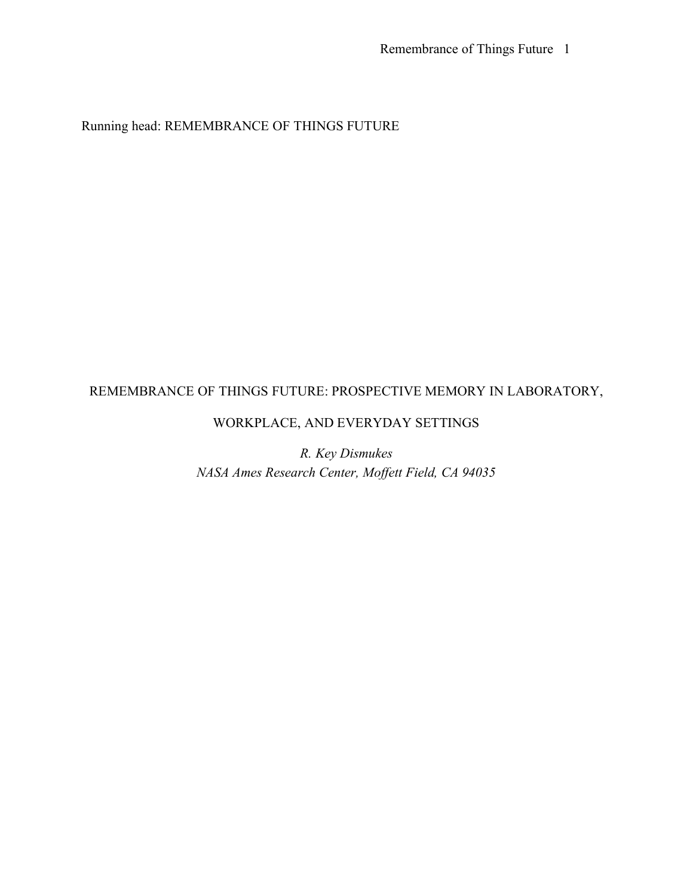Running head: REMEMBRANCE OF THINGS FUTURE

# REMEMBRANCE OF THINGS FUTURE: PROSPECTIVE MEMORY IN LABORATORY, WORKPLACE, AND EVERYDAY SETTINGS

*R. Key Dismukes*

*NASA Ames Research Center, Moffett Field, CA 94035*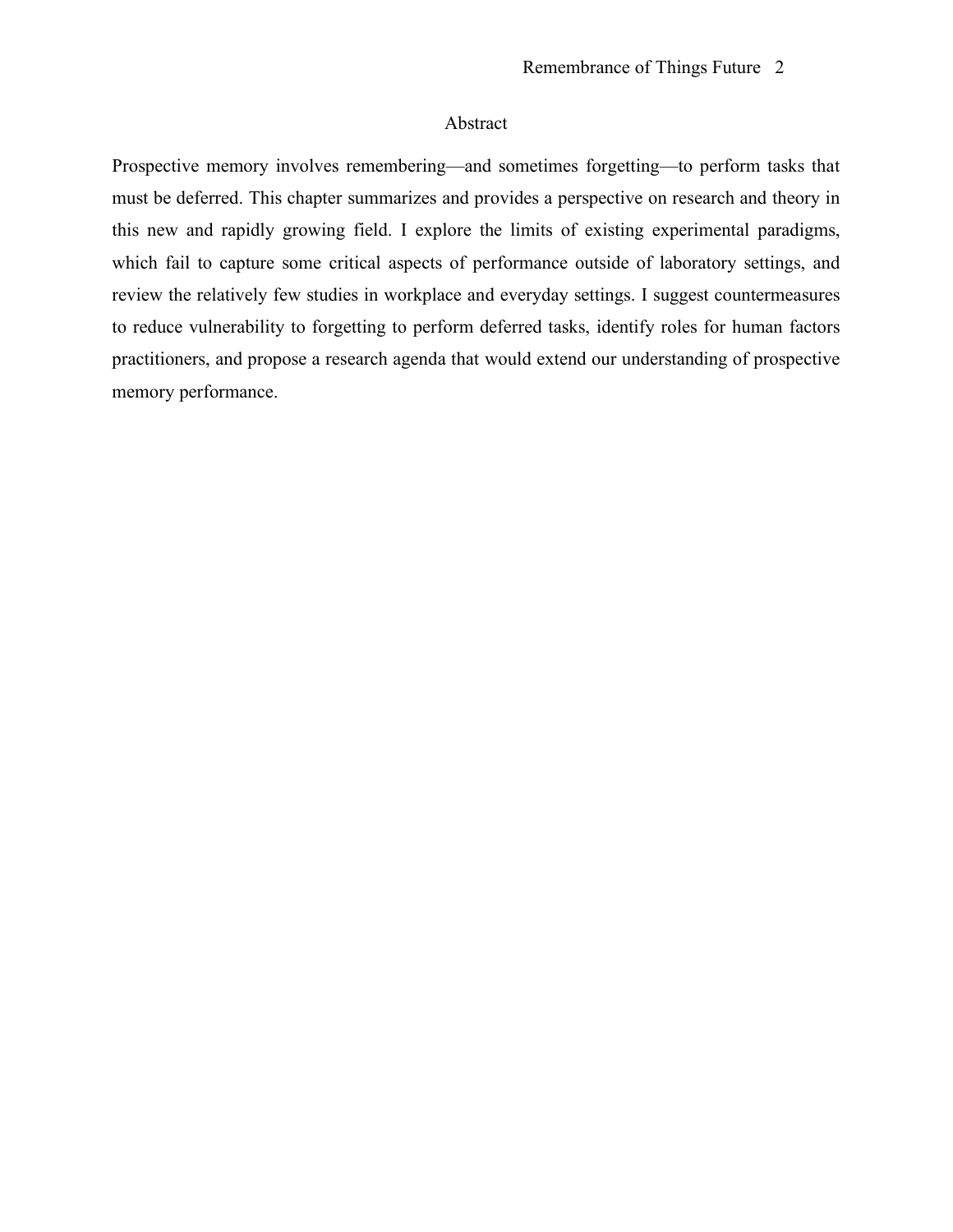# Abstract

Prospective memory involves remembering—and sometimes forgetting—to perform tasks that must be deferred. This chapter summarizes and provides a perspective on research and theory in this new and rapidly growing field. I explore the limits of existing experimental paradigms, which fail to capture some critical aspects of performance outside of laboratory settings, and review the relatively few studies in workplace and everyday settings. I suggest countermeasures to reduce vulnerability to forgetting to perform deferred tasks, identify roles for human factors practitioners, and propose a research agenda that would extend our understanding of prospective memory performance.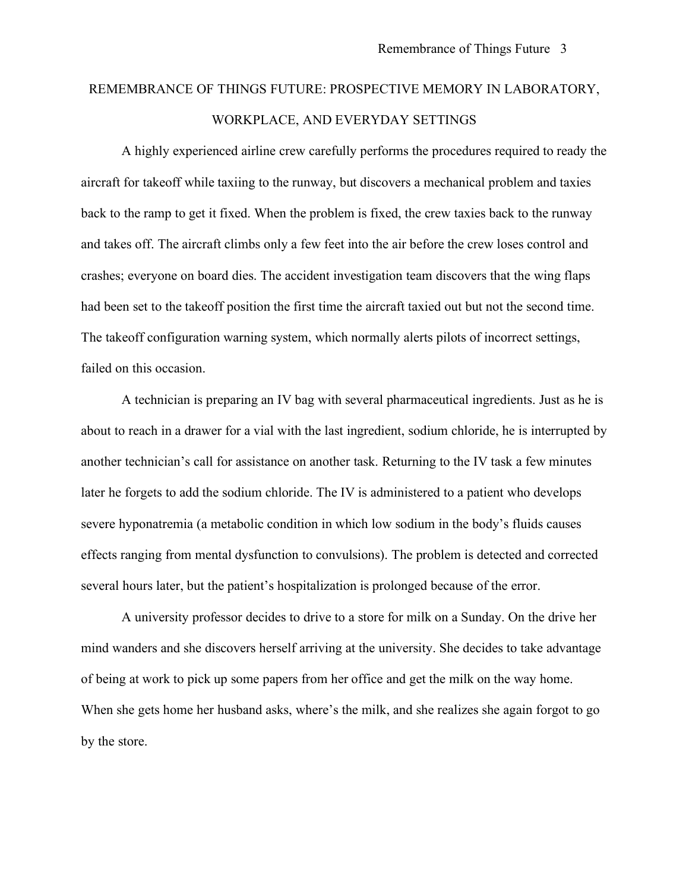# REMEMBRANCE OF THINGS FUTURE: PROSPECTIVE MEMORY IN LABORATORY, WORKPLACE, AND EVERYDAY SETTINGS

A highly experienced airline crew carefully performs the procedures required to ready the aircraft for takeoff while taxiing to the runway, but discovers a mechanical problem and taxies back to the ramp to get it fixed. When the problem is fixed, the crew taxies back to the runway and takes off. The aircraft climbs only a few feet into the air before the crew loses control and crashes; everyone on board dies. The accident investigation team discovers that the wing flaps had been set to the takeoff position the first time the aircraft taxied out but not the second time. The takeoff configuration warning system, which normally alerts pilots of incorrect settings, failed on this occasion.

A technician is preparing an IV bag with several pharmaceutical ingredients. Just as he is about to reach in a drawer for a vial with the last ingredient, sodium chloride, he is interrupted by another technician's call for assistance on another task. Returning to the IV task a few minutes later he forgets to add the sodium chloride. The IV is administered to a patient who develops severe hyponatremia (a metabolic condition in which low sodium in the body's fluids causes effects ranging from mental dysfunction to convulsions). The problem is detected and corrected several hours later, but the patient's hospitalization is prolonged because of the error.

A university professor decides to drive to a store for milk on a Sunday. On the drive her mind wanders and she discovers herself arriving at the university. She decides to take advantage of being at work to pick up some papers from her office and get the milk on the way home. When she gets home her husband asks, where's the milk, and she realizes she again forgot to go by the store.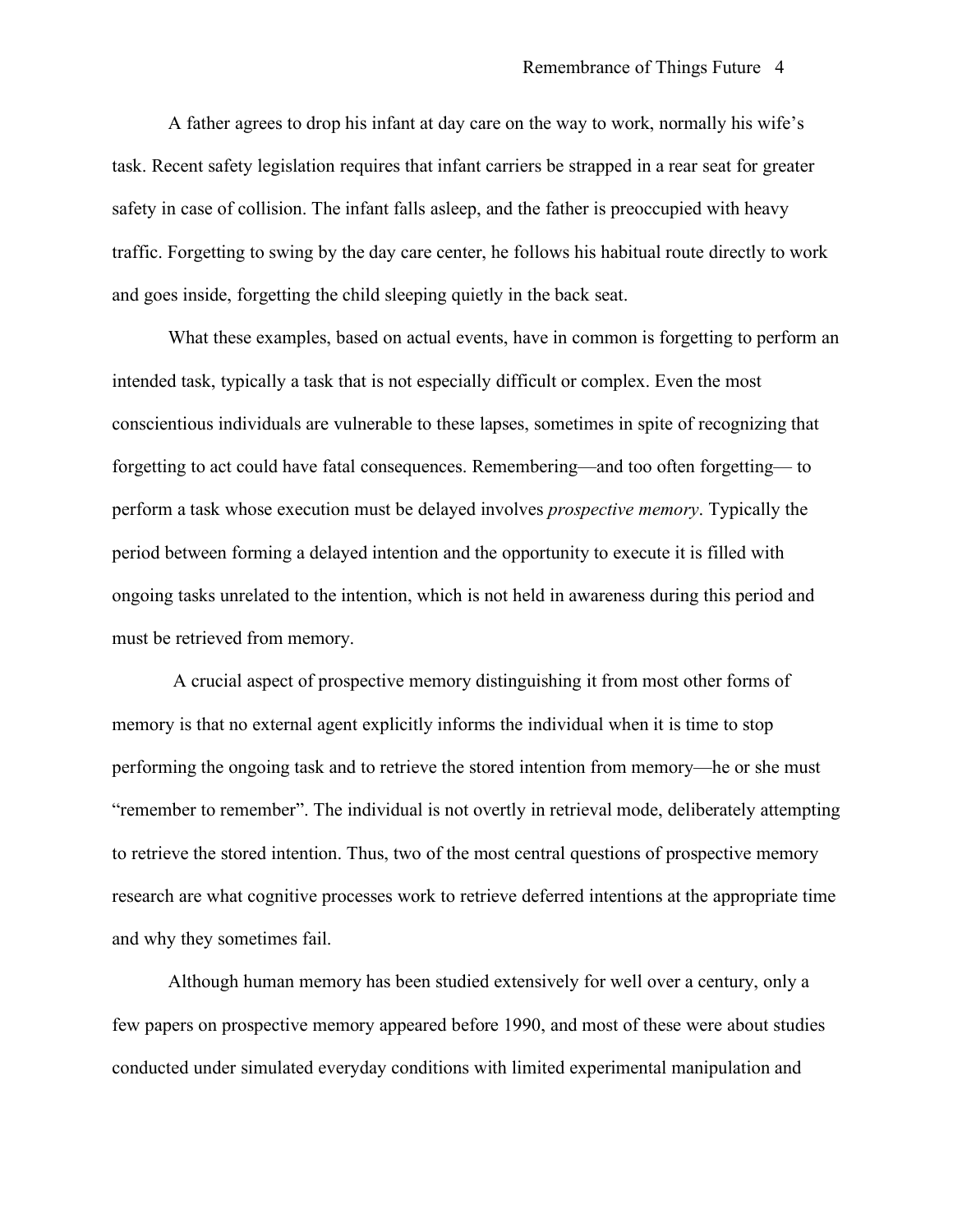A father agrees to drop his infant at day care on the way to work, normally his wife's task. Recent safety legislation requires that infant carriers be strapped in a rear seat for greater safety in case of collision. The infant falls asleep, and the father is preoccupied with heavy traffic. Forgetting to swing by the day care center, he follows his habitual route directly to work and goes inside, forgetting the child sleeping quietly in the back seat.

What these examples, based on actual events, have in common is forgetting to perform an intended task, typically a task that is not especially difficult or complex. Even the most conscientious individuals are vulnerable to these lapses, sometimes in spite of recognizing that forgetting to act could have fatal consequences. Remembering—and too often forgetting— to perform a task whose execution must be delayed involves *prospective memory*. Typically the period between forming a delayed intention and the opportunity to execute it is filled with ongoing tasks unrelated to the intention, which is not held in awareness during this period and must be retrieved from memory.

A crucial aspect of prospective memory distinguishing it from most other forms of memory is that no external agent explicitly informs the individual when it is time to stop performing the ongoing task and to retrieve the stored intention from memory—he or she must "remember to remember". The individual is not overtly in retrieval mode, deliberately attempting to retrieve the stored intention. Thus, two of the most central questions of prospective memory research are what cognitive processes work to retrieve deferred intentions at the appropriate time and why they sometimes fail.

Although human memory has been studied extensively for well over a century, only a few papers on prospective memory appeared before 1990, and most of these were about studies conducted under simulated everyday conditions with limited experimental manipulation and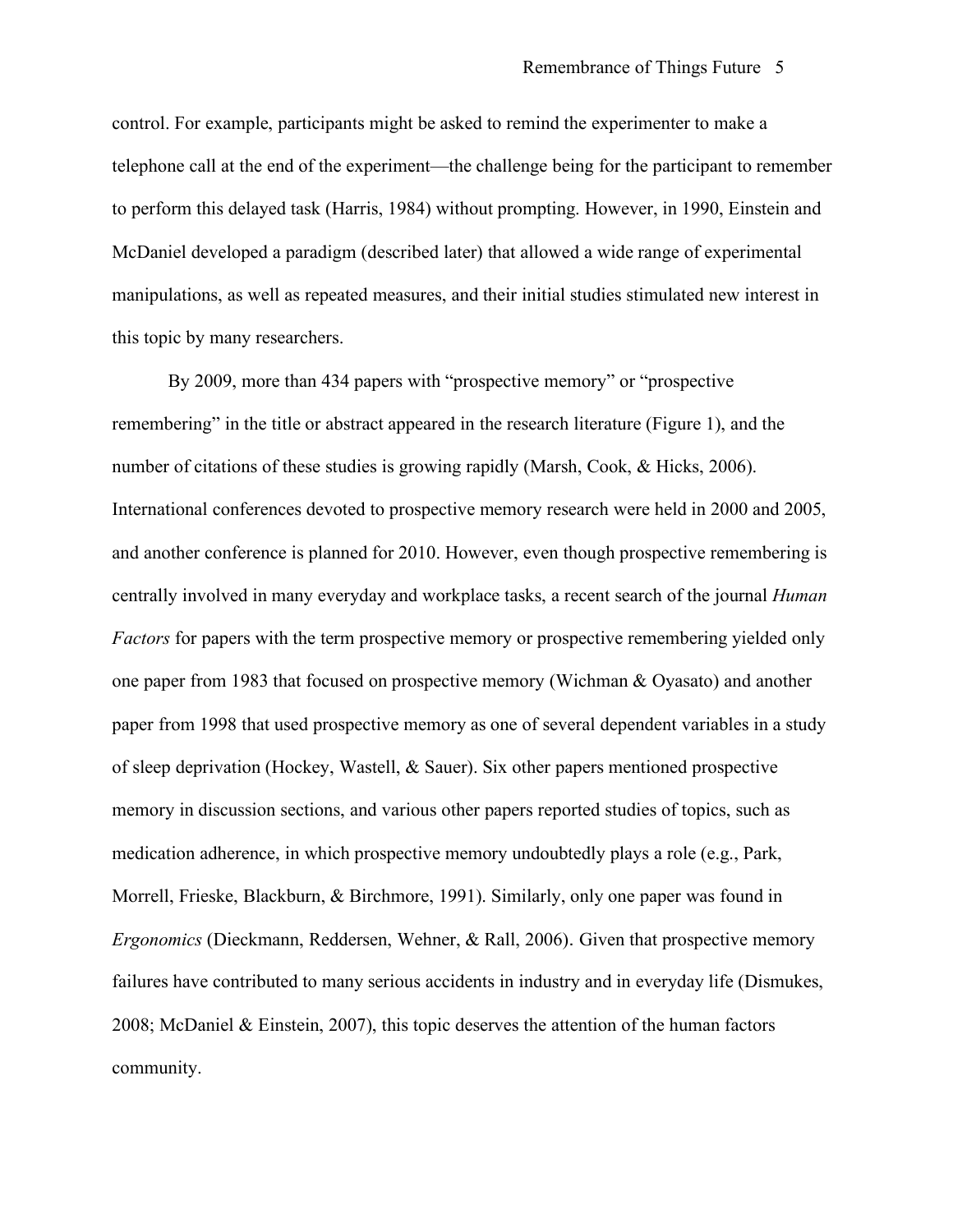control. For example, participants might be asked to remind the experimenter to make a telephone call at the end of the experiment—the challenge being for the participant to remember to perform this delayed task (Harris, 1984) without prompting. However, in 1990, Einstein and McDaniel developed a paradigm (described later) that allowed a wide range of experimental manipulations, as well as repeated measures, and their initial studies stimulated new interest in this topic by many researchers.

By 2009, more than 434 papers with "prospective memory" or "prospective remembering" in the title or abstract appeared in the research literature (Figure 1), and the number of citations of these studies is growing rapidly (Marsh, Cook, & Hicks, 2006). International conferences devoted to prospective memory research were held in 2000 and 2005, and another conference is planned for 2010. However, even though prospective remembering is centrally involved in many everyday and workplace tasks, a recent search of the journal *Human Factors* for papers with the term prospective memory or prospective remembering yielded only one paper from 1983 that focused on prospective memory (Wichman & Oyasato) and another paper from 1998 that used prospective memory as one of several dependent variables in a study of sleep deprivation (Hockey, Wastell, & Sauer). Six other papers mentioned prospective memory in discussion sections, and various other papers reported studies of topics, such as medication adherence, in which prospective memory undoubtedly plays a role (e.g., Park, Morrell, Frieske, Blackburn, & Birchmore, 1991). Similarly, only one paper was found in *Ergonomics* (Dieckmann, Reddersen, Wehner, & Rall, 2006). Given that prospective memory failures have contributed to many serious accidents in industry and in everyday life (Dismukes, 2008; McDaniel & Einstein, 2007), this topic deserves the attention of the human factors community.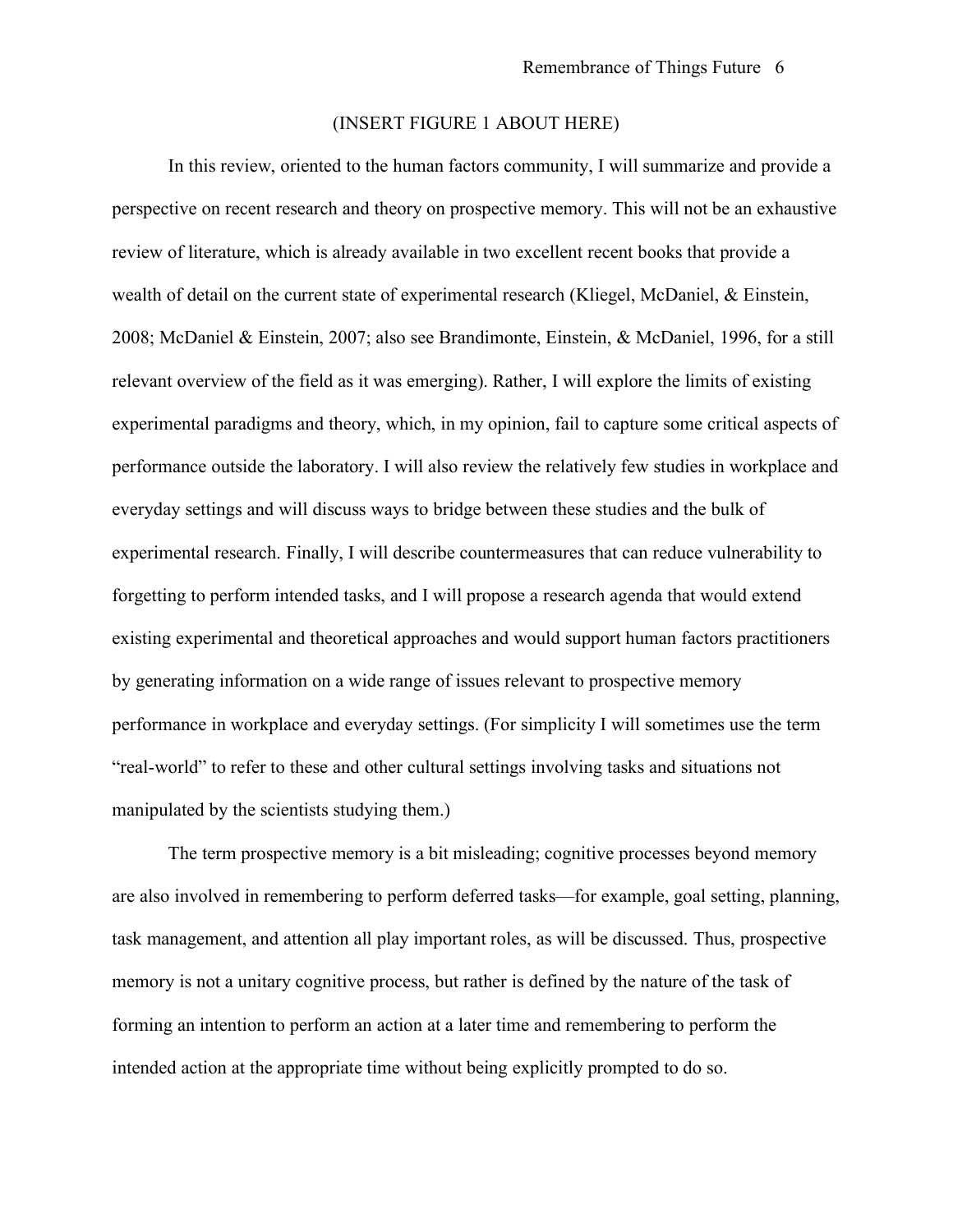(INSERT FIGURE 1 ABOUT HERE)

In this review, oriented to the human factors community, I will summarize and provide a perspective on recent research and theory on prospective memory. This will not be an exhaustive review of literature, which is already available in two excellent recent books that provide a wealth of detail on the current state of experimental research (Kliegel, McDaniel, & Einstein, 2008; McDaniel & Einstein, 2007; also see Brandimonte, Einstein, & McDaniel, 1996, for a still relevant overview of the field as it was emerging). Rather, I will explore the limits of existing experimental paradigms and theory, which, in my opinion, fail to capture some critical aspects of performance outside the laboratory. I will also review the relatively few studies in workplace and everyday settings and will discuss ways to bridge between these studies and the bulk of experimental research. Finally, I will describe countermeasures that can reduce vulnerability to forgetting to perform intended tasks, and I will propose a research agenda that would extend existing experimental and theoretical approaches and would support human factors practitioners by generating information on a wide range of issues relevant to prospective memory performance in workplace and everyday settings. (For simplicity I will sometimes use the term "real-world" to refer to these and other cultural settings involving tasks and situations not manipulated by the scientists studying them.)

The term prospective memory is a bit misleading; cognitive processes beyond memory are also involved in remembering to perform deferred tasks—for example, goal setting, planning, task management, and attention all play important roles, as will be discussed. Thus, prospective memory is not a unitary cognitive process, but rather is defined by the nature of the task of forming an intention to perform an action at a later time and remembering to perform the intended action at the appropriate time without being explicitly prompted to do so.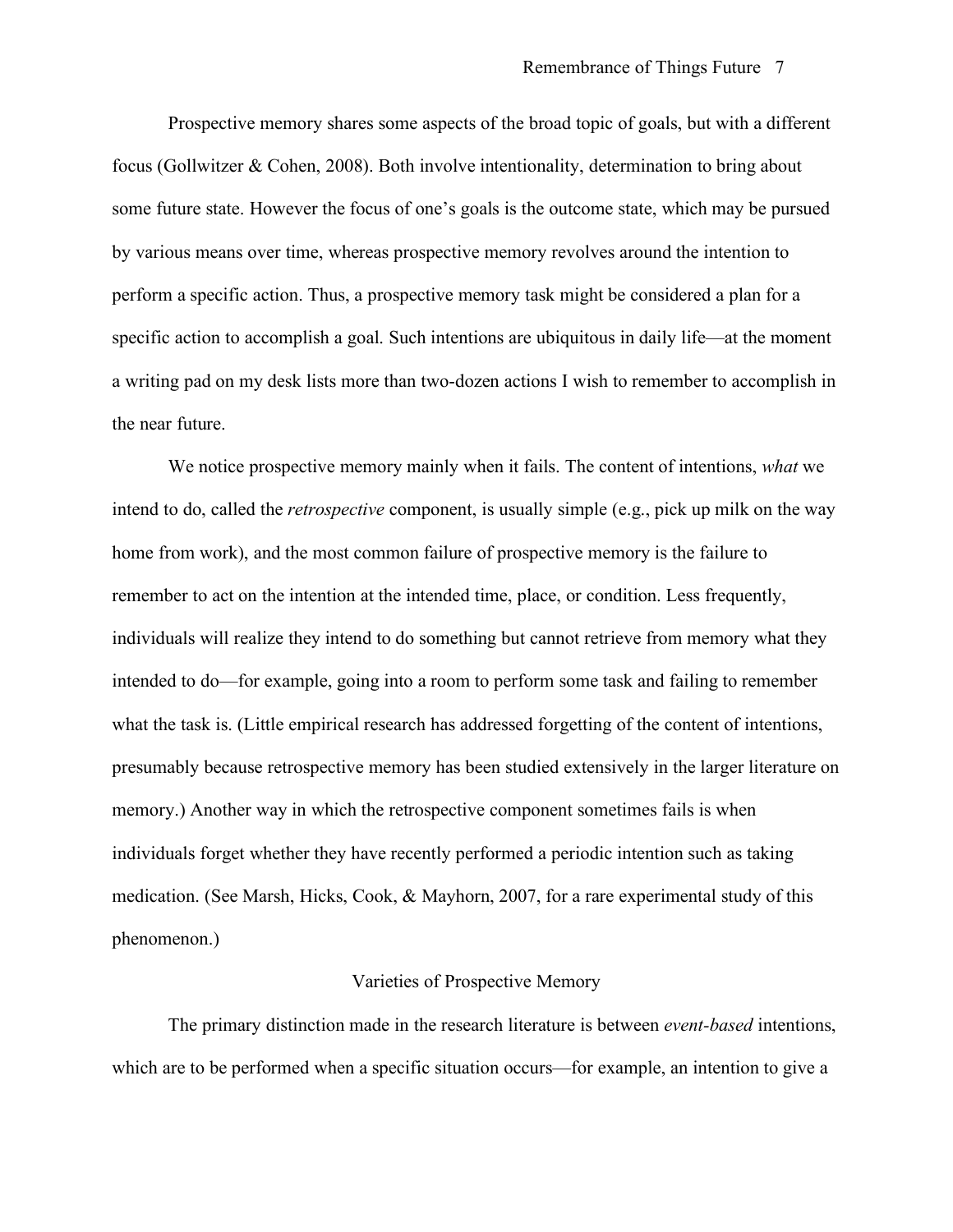Prospective memory shares some aspects of the broad topic of goals, but with a different focus (Gollwitzer & Cohen, 2008). Both involve intentionality, determination to bring about some future state. However the focus of one's goals is the outcome state, which may be pursued by various means over time, whereas prospective memory revolves around the intention to perform a specific action. Thus, a prospective memory task might be considered a plan for a specific action to accomplish a goal. Such intentions are ubiquitous in daily life—at the moment a writing pad on my desk lists more than two-dozen actions I wish to remember to accomplish in the near future.

We notice prospective memory mainly when it fails. The content of intentions, *what* we intend to do, called the *retrospective* component, is usually simple (e.g., pick up milk on the way home from work), and the most common failure of prospective memory is the failure to remember to act on the intention at the intended time, place, or condition. Less frequently, individuals will realize they intend to do something but cannot retrieve from memory what they intended to do—for example, going into a room to perform some task and failing to remember what the task is. (Little empirical research has addressed forgetting of the content of intentions, presumably because retrospective memory has been studied extensively in the larger literature on memory.) Another way in which the retrospective component sometimes fails is when individuals forget whether they have recently performed a periodic intention such as taking medication. (See Marsh, Hicks, Cook, & Mayhorn, 2007, for a rare experimental study of this phenomenon.)

## Varieties of Prospective Memory

The primary distinction made in the research literature is between *event-based* intentions, which are to be performed when a specific situation occurs—for example, an intention to give a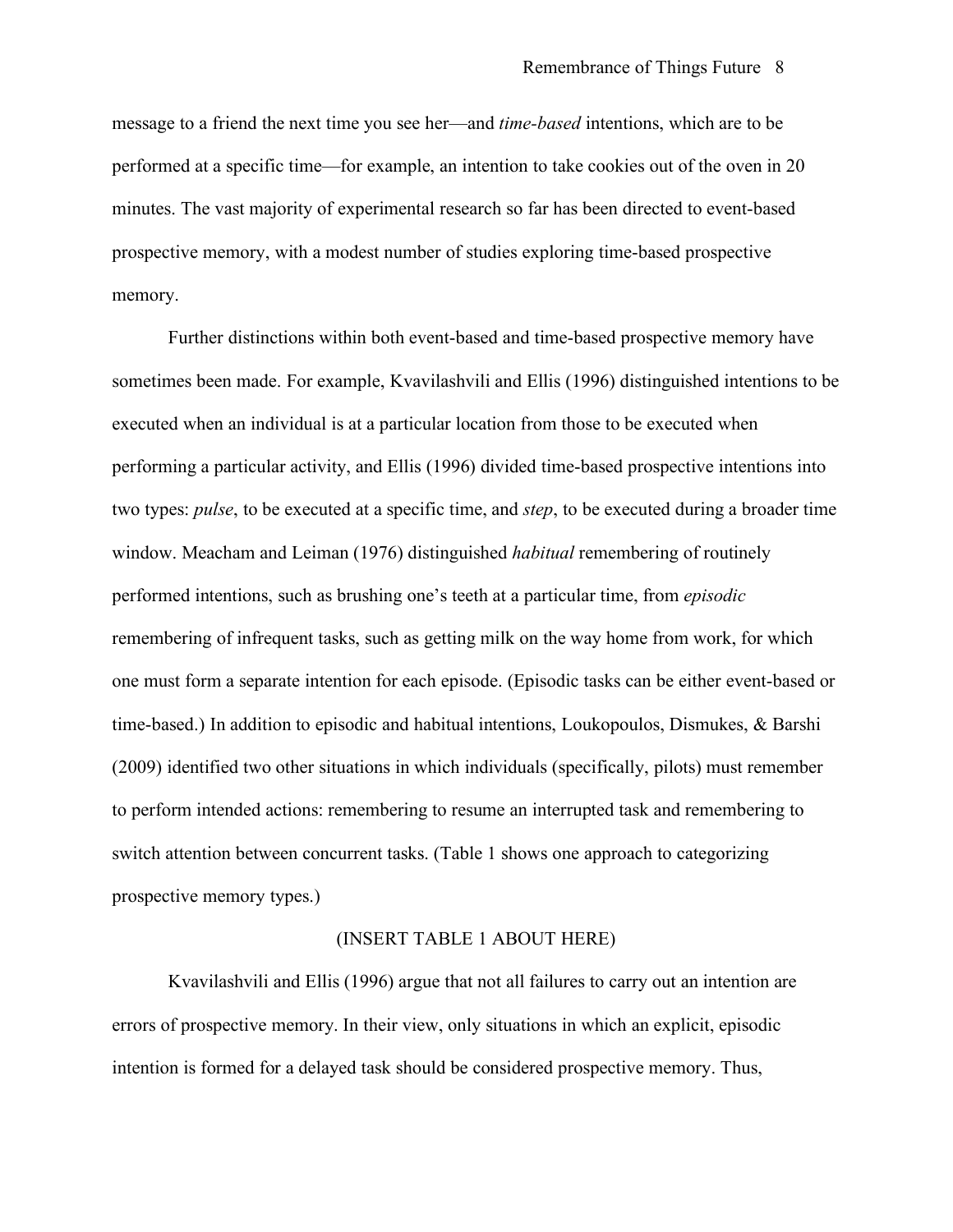message to a friend the next time you see her—and *time-based* intentions, which are to be performed at a specific time—for example, an intention to take cookies out of the oven in 20 minutes. The vast majority of experimental research so far has been directed to event-based prospective memory, with a modest number of studies exploring time-based prospective memory.

Further distinctions within both event-based and time-based prospective memory have sometimes been made. For example, Kvavilashvili and Ellis (1996) distinguished intentions to be executed when an individual is at a particular location from those to be executed when performing a particular activity, and Ellis (1996) divided time-based prospective intentions into two types: *pulse*, to be executed at a specific time, and *step*, to be executed during a broader time window. Meacham and Leiman (1976) distinguished *habitual* remembering of routinely performed intentions, such as brushing one's teeth at a particular time, from *episodic* remembering of infrequent tasks, such as getting milk on the way home from work, for which one must form a separate intention for each episode. (Episodic tasks can be either event-based or time-based.) In addition to episodic and habitual intentions, Loukopoulos, Dismukes, & Barshi (2009) identified two other situations in which individuals (specifically, pilots) must remember to perform intended actions: remembering to resume an interrupted task and remembering to switch attention between concurrent tasks. (Table 1 shows one approach to categorizing prospective memory types.)

(INSERT TABLE 1 ABOUT HERE)

Kvavilashvili and Ellis (1996) argue that not all failures to carry out an intention are errors of prospective memory. In their view, only situations in which an explicit, episodic intention is formed for a delayed task should be considered prospective memory. Thus,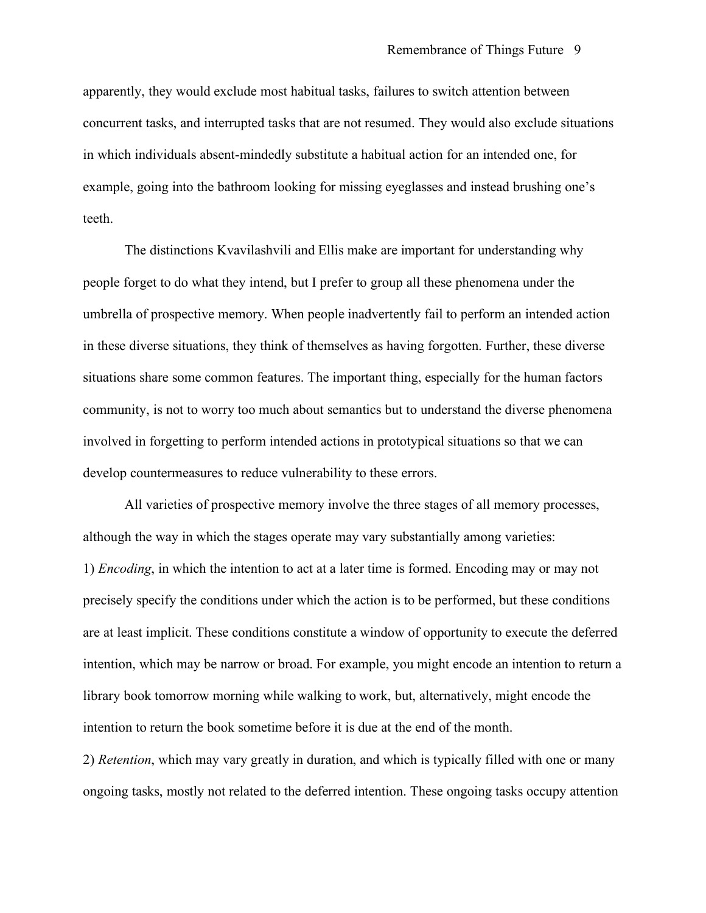apparently, they would exclude most habitual tasks, failures to switch attention between concurrent tasks, and interrupted tasks that are not resumed. They would also exclude situations in which individuals absent-mindedly substitute a habitual action for an intended one, for example, going into the bathroom looking for missing eyeglasses and instead brushing one's teeth.

The distinctions Kvavilashvili and Ellis make are important for understanding why people forget to do what they intend, but I prefer to group all these phenomena under the umbrella of prospective memory. When people inadvertently fail to perform an intended action in these diverse situations, they think of themselves as having forgotten. Further, these diverse situations share some common features. The important thing, especially for the human factors community, is not to worry too much about semantics but to understand the diverse phenomena involved in forgetting to perform intended actions in prototypical situations so that we can develop countermeasures to reduce vulnerability to these errors.

All varieties of prospective memory involve the three stages of all memory processes, although the way in which the stages operate may vary substantially among varieties:

1) *Encoding*, in which the intention to act at a later time is formed. Encoding may or may not precisely specify the conditions under which the action is to be performed, but these conditions are at least implicit. These conditions constitute a window of opportunity to execute the deferred intention, which may be narrow or broad. For example, you might encode an intention to return a library book tomorrow morning while walking to work, but, alternatively, might encode the intention to return the book sometime before it is due at the end of the month.

2) *Retention*, which may vary greatly in duration, and which is typically filled with one or many ongoing tasks, mostly not related to the deferred intention. These ongoing tasks occupy attention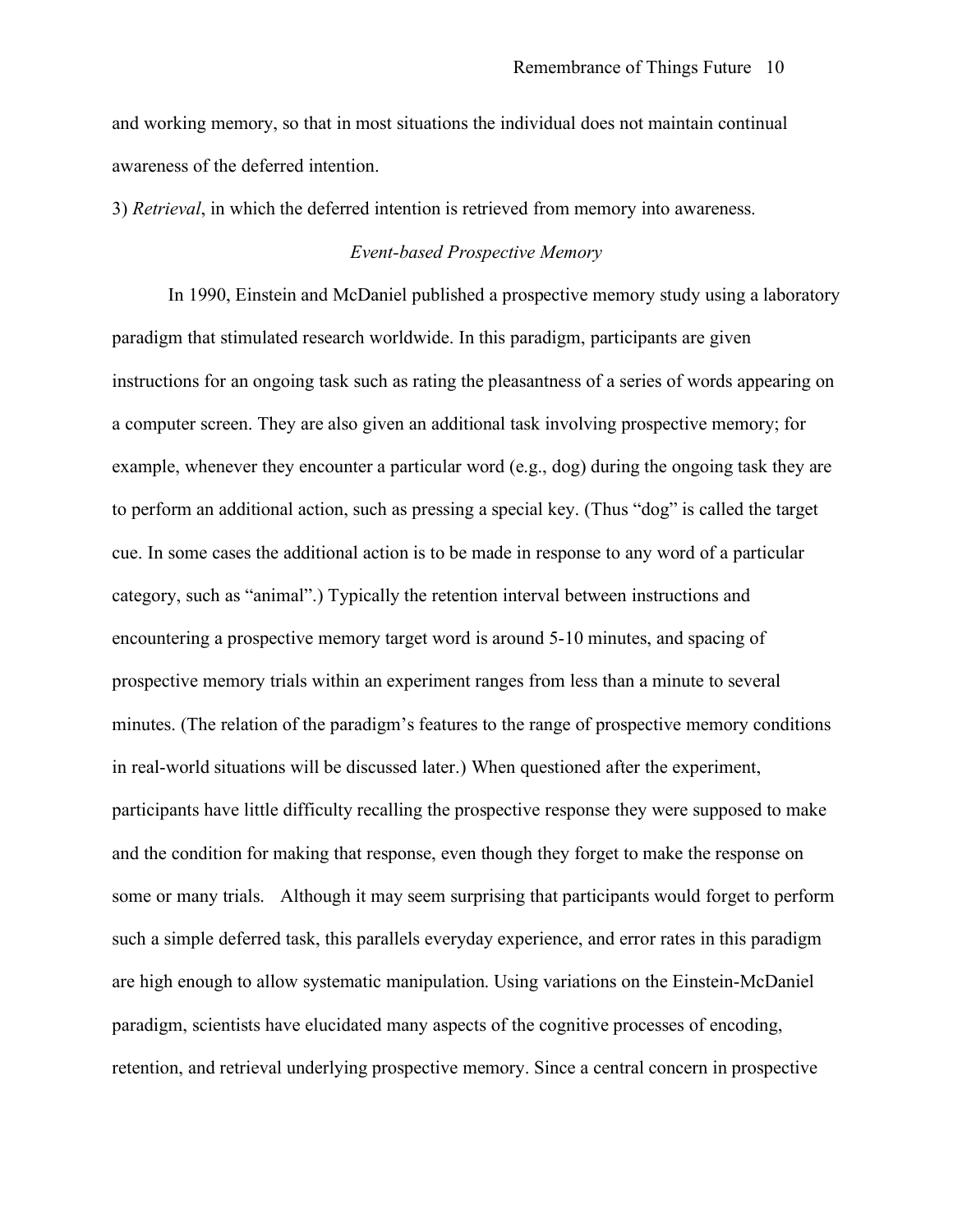and working memory, so that in most situations the individual does not maintain continual awareness of the deferred intention.

3) *Retrieval*, in which the deferred intention is retrieved from memory into awareness.

### *Event-based Prospective Memory*

In 1990, Einstein and McDaniel published a prospective memory study using a laboratory paradigm that stimulated research worldwide. In this paradigm, participants are given instructions for an ongoing task such as rating the pleasantness of a series of words appearing on a computer screen. They are also given an additional task involving prospective memory; for example, whenever they encounter a particular word (e.g., dog) during the ongoing task they are to perform an additional action, such as pressing a special key. (Thus "dog" is called the target cue. In some cases the additional action is to be made in response to any word of a particular category, such as "animal".) Typically the retention interval between instructions and encountering a prospective memory target word is around 5-10 minutes, and spacing of prospective memory trials within an experiment ranges from less than a minute to several minutes. (The relation of the paradigm's features to the range of prospective memory conditions in real-world situations will be discussed later.) When questioned after the experiment, participants have little difficulty recalling the prospective response they were supposed to make and the condition for making that response, even though they forget to make the response on some or many trials. Although it may seem surprising that participants would forget to perform such a simple deferred task, this parallels everyday experience, and error rates in this paradigm are high enough to allow systematic manipulation. Using variations on the Einstein-McDaniel paradigm, scientists have elucidated many aspects of the cognitive processes of encoding, retention, and retrieval underlying prospective memory. Since a central concern in prospective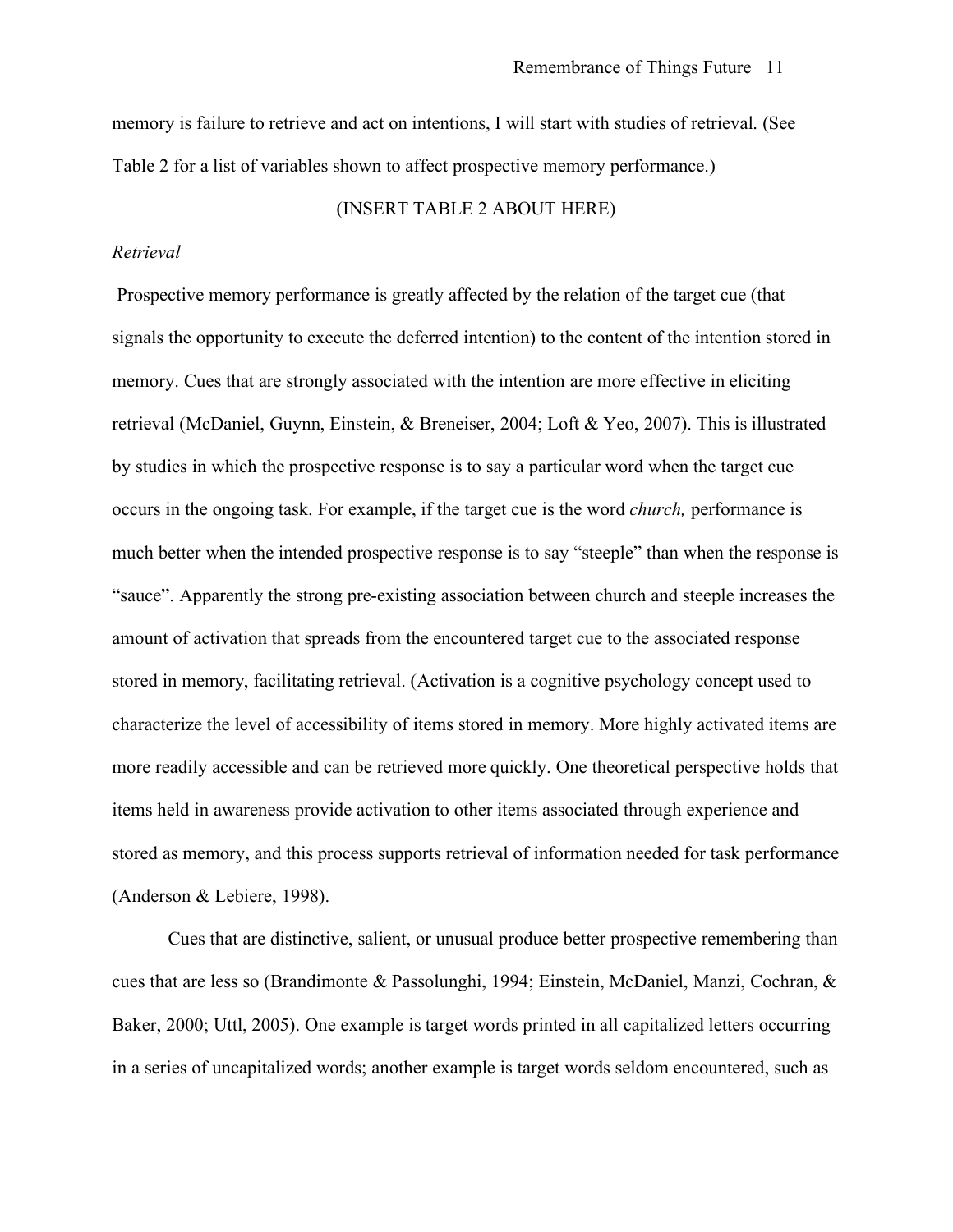memory is failure to retrieve and act on intentions, I will start with studies of retrieval. (See Table 2 for a list of variables shown to affect prospective memory performance.)

(INSERT TABLE 2 ABOUT HERE)

*Retrieval*

Prospective memory performance is greatly affected by the relation of the target cue (that signals the opportunity to execute the deferred intention) to the content of the intention stored in memory. Cues that are strongly associated with the intention are more effective in eliciting retrieval (McDaniel, Guynn, Einstein, & Breneiser, 2004; Loft & Yeo, 2007). This is illustrated by studies in which the prospective response is to say a particular word when the target cue occurs in the ongoing task. For example, if the target cue is the word *church,* performance is much better when the intended prospective response is to say "steeple" than when the response is "sauce". Apparently the strong pre-existing association between church and steeple increases the amount of activation that spreads from the encountered target cue to the associated response stored in memory, facilitating retrieval. (Activation is a cognitive psychology concept used to characterize the level of accessibility of items stored in memory. More highly activated items are more readily accessible and can be retrieved more quickly. One theoretical perspective holds that items held in awareness provide activation to other items associated through experience and stored as memory, and this process supports retrieval of information needed for task performance (Anderson & Lebiere, 1998).

Cues that are distinctive, salient, or unusual produce better prospective remembering than cues that are less so (Brandimonte & Passolunghi, 1994; Einstein, McDaniel, Manzi, Cochran, & Baker, 2000; Uttl, 2005). One example is target words printed in all capitalized letters occurring in a series of uncapitalized words; another example is target words seldom encountered, such as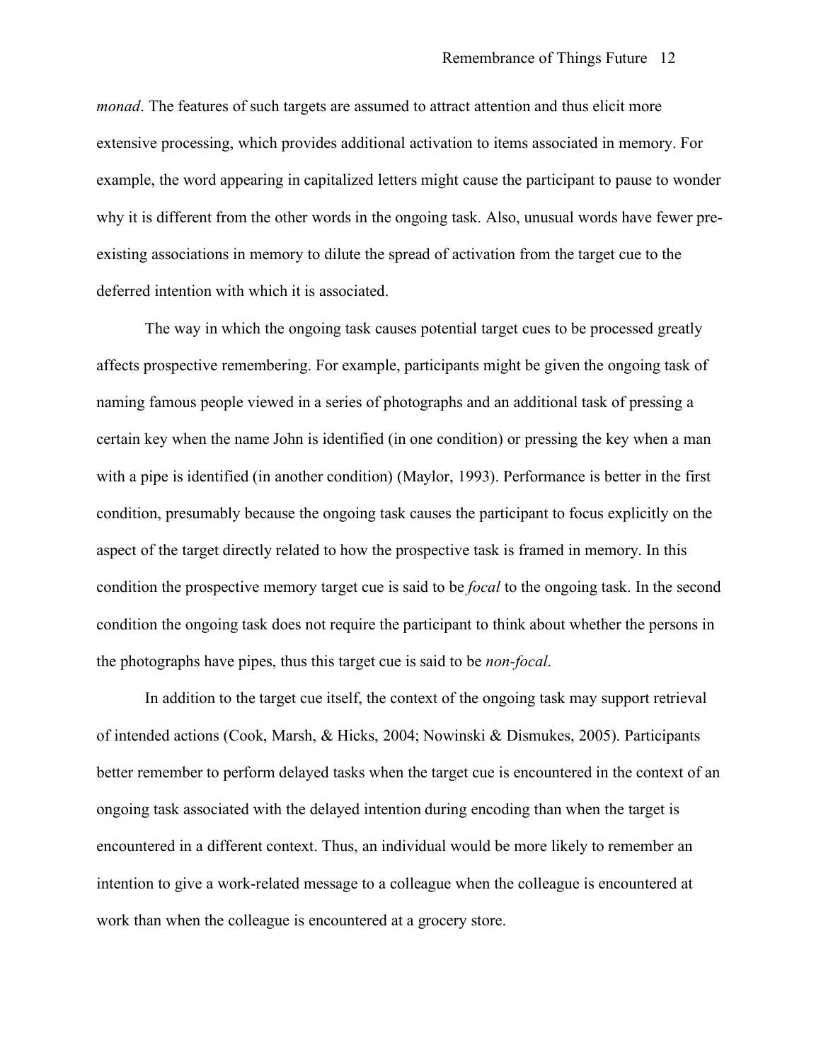*monad*. The features of such targets are assumed to attract attention and thus elicit more extensive processing, which provides additional activation to items associated in memory. For example, the word appearing in capitalized letters might cause the participant to pause to wonder why it is different from the other words in the ongoing task. Also, unusual words have fewer pre-existing associations in memory to dilute the spread of activation from the target cue to the deferred intention with which it is associated.

The way in which the ongoing task causes potential target cues to be processed greatly affects prospective remembering. For example, participants might be given the ongoing task of naming famous people viewed in a series of photographs and an additional task of pressing a certain key when the name John is identified (in one condition) or pressing the key when a man with a pipe is identified (in another condition) (Maylor, 1993). Performance is better in the first condition, presumably because the ongoing task causes the participant to focus explicitly on the aspect of the target directly related to how the prospective task is framed in memory. In this condition the prospective memory target cue is said to be *focal* to the ongoing task. In the second condition the ongoing task does not require the participant to think about whether the persons in the photographs have pipes, thus this target cue is said to be *non-focal*.

In addition to the target cue itself, the context of the ongoing task may support retrieval of intended actions (Cook, Marsh, & Hicks, 2004; Nowinski & Dismukes, 2005). Participants better remember to perform delayed tasks when the target cue is encountered in the context of an ongoing task associated with the delayed intention during encoding than when the target is encountered in a different context. Thus, an individual would be more likely to remember an intention to give a work-related message to a colleague when the colleague is encountered at work than when the colleague is encountered at a grocery store.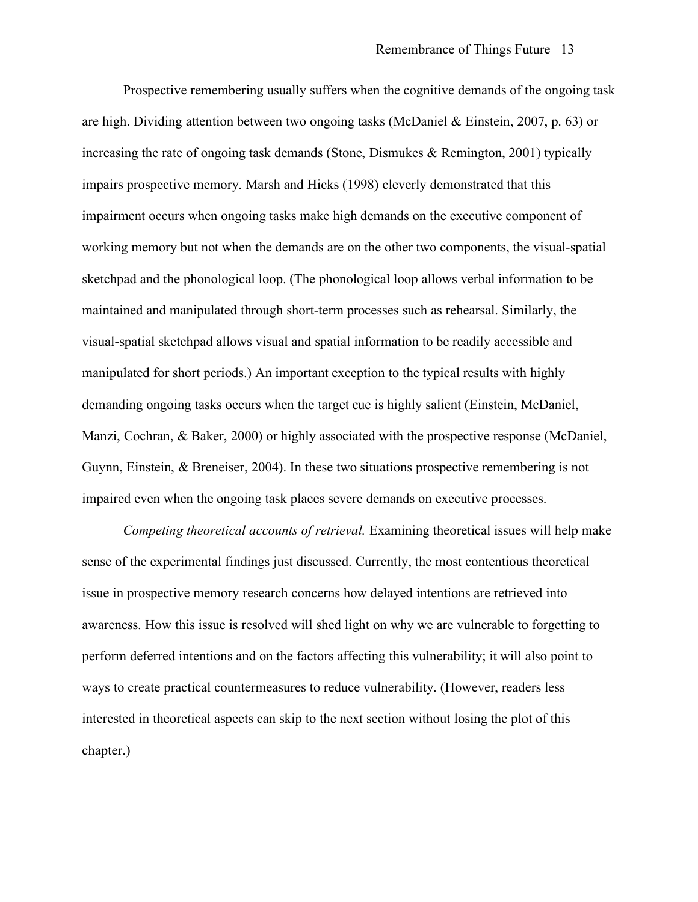Prospective remembering usually suffers when the cognitive demands of the ongoing task are high. Dividing attention between two ongoing tasks (McDaniel & Einstein, 2007, p. 63) or increasing the rate of ongoing task demands (Stone, Dismukes & Remington, 2001) typically impairs prospective memory. Marsh and Hicks (1998) cleverly demonstrated that this impairment occurs when ongoing tasks make high demands on the executive component of working memory but not when the demands are on the other two components, the visual-spatial sketchpad and the phonological loop. (The phonological loop allows verbal information to be maintained and manipulated through short-term processes such as rehearsal. Similarly, the visual-spatial sketchpad allows visual and spatial information to be readily accessible and manipulated for short periods.) An important exception to the typical results with highly demanding ongoing tasks occurs when the target cue is highly salient (Einstein, McDaniel, Manzi, Cochran, & Baker, 2000) or highly associated with the prospective response (McDaniel, Guynn, Einstein, & Breneiser, 2004). In these two situations prospective remembering is not impaired even when the ongoing task places severe demands on executive processes.

*Competing theoretical accounts of retrieval.* Examining theoretical issues will help make sense of the experimental findings just discussed. Currently, the most contentious theoretical issue in prospective memory research concerns how delayed intentions are retrieved into awareness. How this issue is resolved will shed light on why we are vulnerable to forgetting to perform deferred intentions and on the factors affecting this vulnerability; it will also point to ways to create practical countermeasures to reduce vulnerability. (However, readers less interested in theoretical aspects can skip to the next section without losing the plot of this chapter.)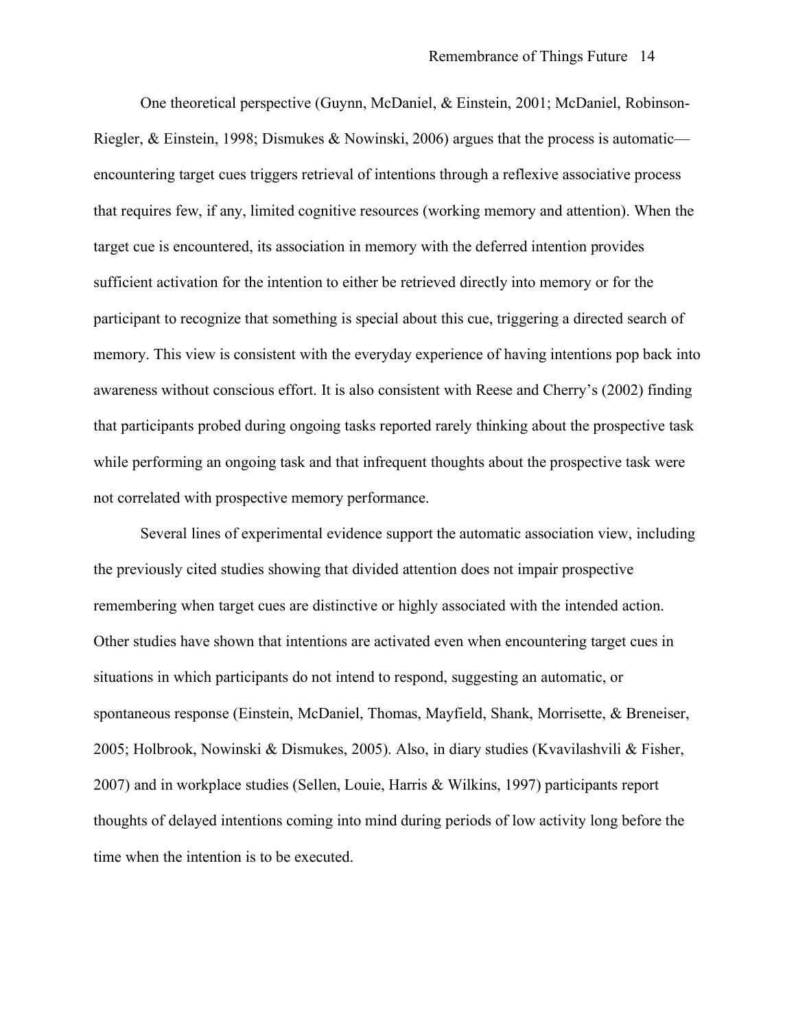One theoretical perspective (Guynn, McDaniel, & Einstein, 2001; McDaniel, Robinson-Riegler, & Einstein, 1998; Dismukes & Nowinski, 2006) argues that the process is automatic—encountering target cues triggers retrieval of intentions through a reflexive associative process that requires few, if any, limited cognitive resources (working memory and attention). When the target cue is encountered, its association in memory with the deferred intention provides sufficient activation for the intention to either be retrieved directly into memory or for the participant to recognize that something is special about this cue, triggering a directed search of memory. This view is consistent with the everyday experience of having intentions pop back into awareness without conscious effort. It is also consistent with Reese and Cherry's (2002) finding that participants probed during ongoing tasks reported rarely thinking about the prospective task while performing an ongoing task and that infrequent thoughts about the prospective task were not correlated with prospective memory performance.

Several lines of experimental evidence support the automatic association view, including the previously cited studies showing that divided attention does not impair prospective remembering when target cues are distinctive or highly associated with the intended action. Other studies have shown that intentions are activated even when encountering target cues in situations in which participants do not intend to respond, suggesting an automatic, or spontaneous response (Einstein, McDaniel, Thomas, Mayfield, Shank, Morrisette, & Breneiser, 2005; Holbrook, Nowinski & Dismukes, 2005). Also, in diary studies (Kvavilashvili & Fisher, 2007) and in workplace studies (Sellen, Louie, Harris & Wilkins, 1997) participants report thoughts of delayed intentions coming into mind during periods of low activity long before the time when the intention is to be executed.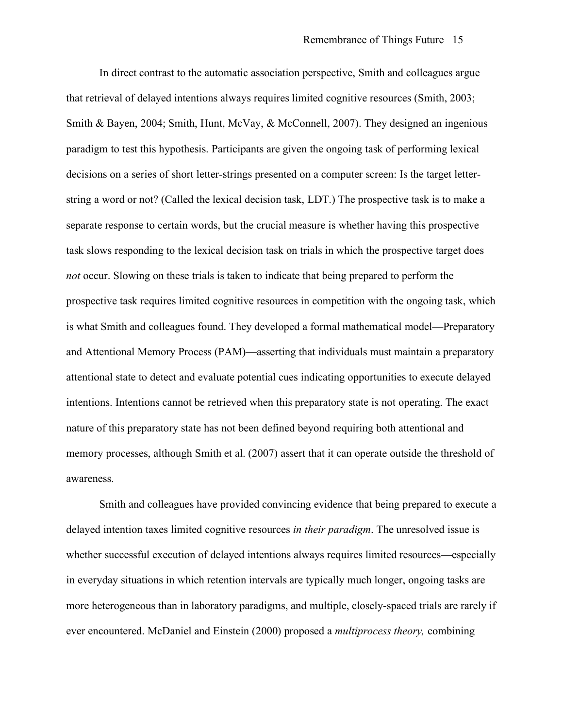In direct contrast to the automatic association perspective, Smith and colleagues argue that retrieval of delayed intentions always requires limited cognitive resources (Smith, 2003; Smith & Bayen, 2004; Smith, Hunt, McVay, & McConnell, 2007). They designed an ingenious paradigm to test this hypothesis. Participants are given the ongoing task of performing lexical decisions on a series of short letter-strings presented on a computer screen: Is the target letter-string a word or not? (Called the lexical decision task, LDT.) The prospective task is to make a separate response to certain words, but the crucial measure is whether having this prospective task slows responding to the lexical decision task on trials in which the prospective target does *not* occur. Slowing on these trials is taken to indicate that being prepared to perform the prospective task requires limited cognitive resources in competition with the ongoing task, which is what Smith and colleagues found. They developed a formal mathematical model—Preparatory and Attentional Memory Process (PAM)—asserting that individuals must maintain a preparatory attentional state to detect and evaluate potential cues indicating opportunities to execute delayed intentions. Intentions cannot be retrieved when this preparatory state is not operating. The exact nature of this preparatory state has not been defined beyond requiring both attentional and memory processes, although Smith et al. (2007) assert that it can operate outside the threshold of awareness.

Smith and colleagues have provided convincing evidence that being prepared to execute a delayed intention taxes limited cognitive resources *in their paradigm*. The unresolved issue is whether successful execution of delayed intentions always requires limited resources—especially in everyday situations in which retention intervals are typically much longer, ongoing tasks are more heterogeneous than in laboratory paradigms, and multiple, closely-spaced trials are rarely if ever encountered. McDaniel and Einstein (2000) proposed a *multiprocess theory,* combining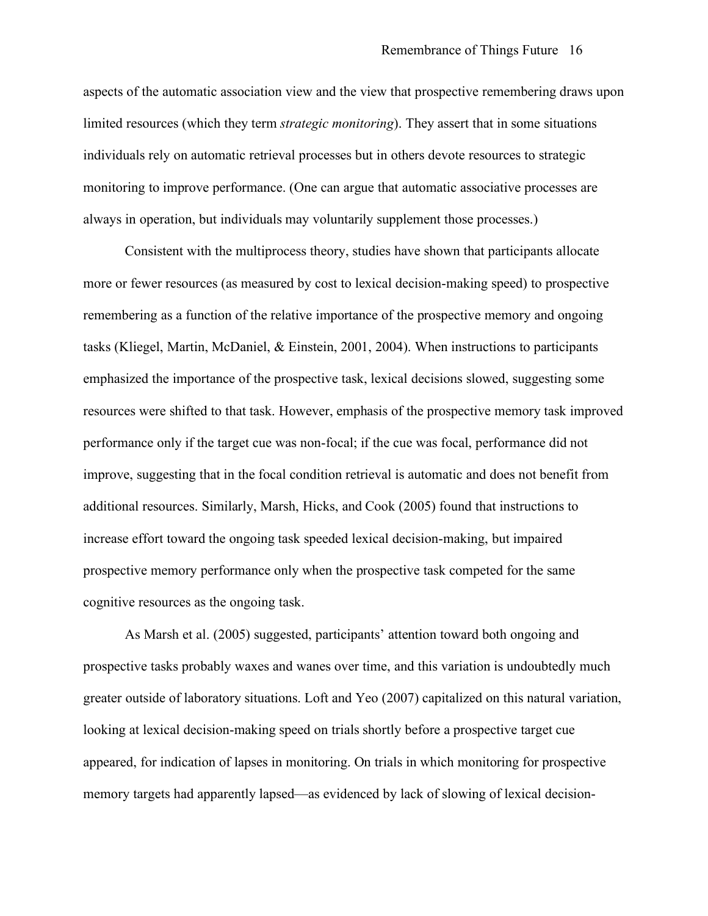aspects of the automatic association view and the view that prospective remembering draws upon limited resources (which they term *strategic monitoring*). They assert that in some situations individuals rely on automatic retrieval processes but in others devote resources to strategic monitoring to improve performance. (One can argue that automatic associative processes are always in operation, but individuals may voluntarily supplement those processes.)

Consistent with the multiprocess theory, studies have shown that participants allocate more or fewer resources (as measured by cost to lexical decision-making speed) to prospective remembering as a function of the relative importance of the prospective memory and ongoing tasks (Kliegel, Martin, McDaniel, & Einstein, 2001, 2004). When instructions to participants emphasized the importance of the prospective task, lexical decisions slowed, suggesting some resources were shifted to that task. However, emphasis of the prospective memory task improved performance only if the target cue was non-focal; if the cue was focal, performance did not improve, suggesting that in the focal condition retrieval is automatic and does not benefit from additional resources. Similarly, Marsh, Hicks, and Cook (2005) found that instructions to increase effort toward the ongoing task speeded lexical decision-making, but impaired prospective memory performance only when the prospective task competed for the same cognitive resources as the ongoing task.

As Marsh et al. (2005) suggested, participants' attention toward both ongoing and prospective tasks probably waxes and wanes over time, and this variation is undoubtedly much greater outside of laboratory situations. Loft and Yeo (2007) capitalized on this natural variation, looking at lexical decision-making speed on trials shortly before a prospective target cue appeared, for indication of lapses in monitoring. On trials in which monitoring for prospective memory targets had apparently lapsed—as evidenced by lack of slowing of lexical decision-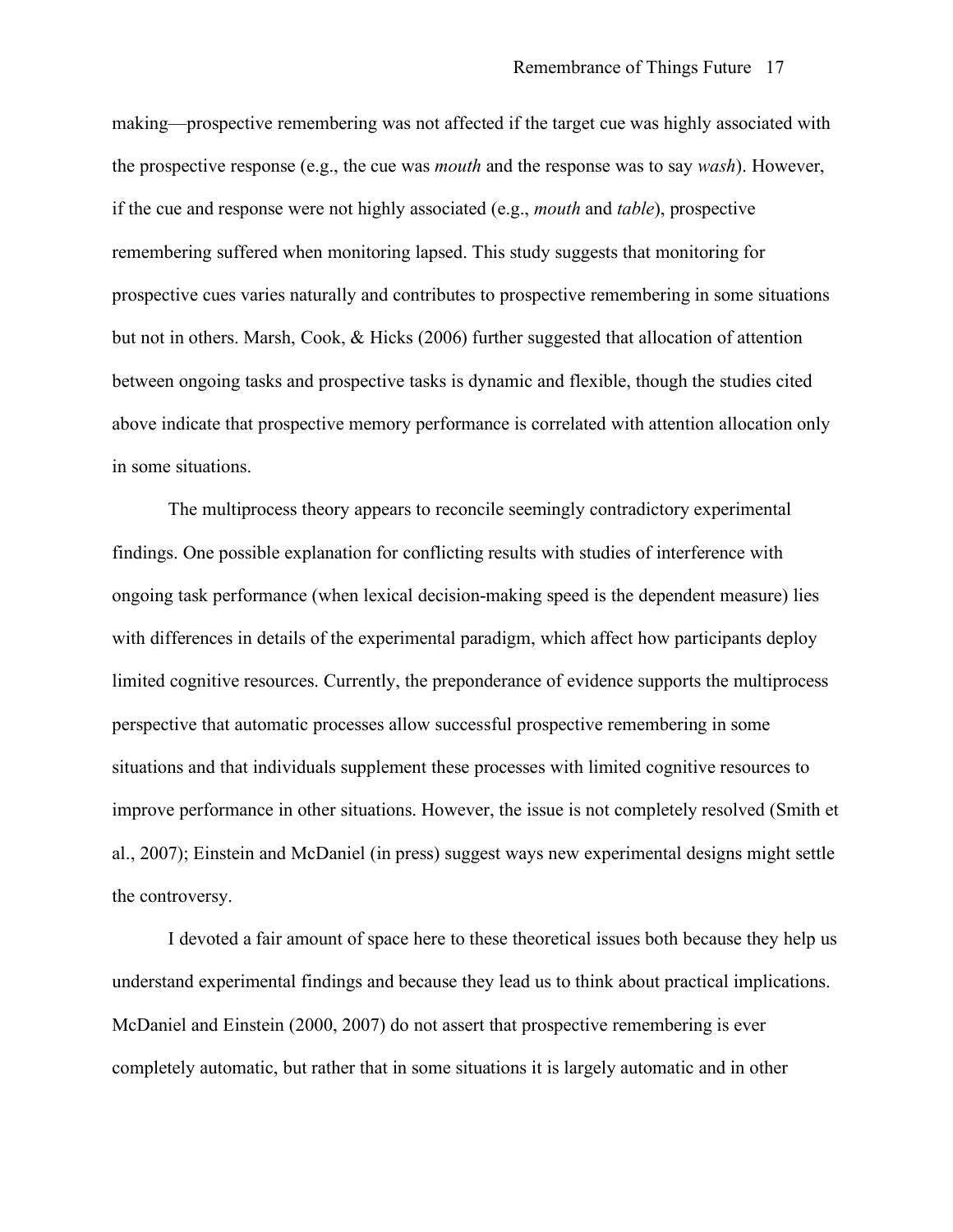making—prospective remembering was not affected if the target cue was highly associated with the prospective response (e.g., the cue was *mouth* and the response was to say *wash*). However, if the cue and response were not highly associated (e.g., *mouth* and *table*), prospective remembering suffered when monitoring lapsed. This study suggests that monitoring for prospective cues varies naturally and contributes to prospective remembering in some situations but not in others. Marsh, Cook, & Hicks (2006) further suggested that allocation of attention between ongoing tasks and prospective tasks is dynamic and flexible, though the studies cited above indicate that prospective memory performance is correlated with attention allocation only in some situations.

The multiprocess theory appears to reconcile seemingly contradictory experimental findings. One possible explanation for conflicting results with studies of interference with ongoing task performance (when lexical decision-making speed is the dependent measure) lies with differences in details of the experimental paradigm, which affect how participants deploy limited cognitive resources. Currently, the preponderance of evidence supports the multiprocess perspective that automatic processes allow successful prospective remembering in some situations and that individuals supplement these processes with limited cognitive resources to improve performance in other situations. However, the issue is not completely resolved (Smith et al., 2007); Einstein and McDaniel (in press) suggest ways new experimental designs might settle the controversy.

I devoted a fair amount of space here to these theoretical issues both because they help us understand experimental findings and because they lead us to think about practical implications. McDaniel and Einstein (2000, 2007) do not assert that prospective remembering is ever completely automatic, but rather that in some situations it is largely automatic and in other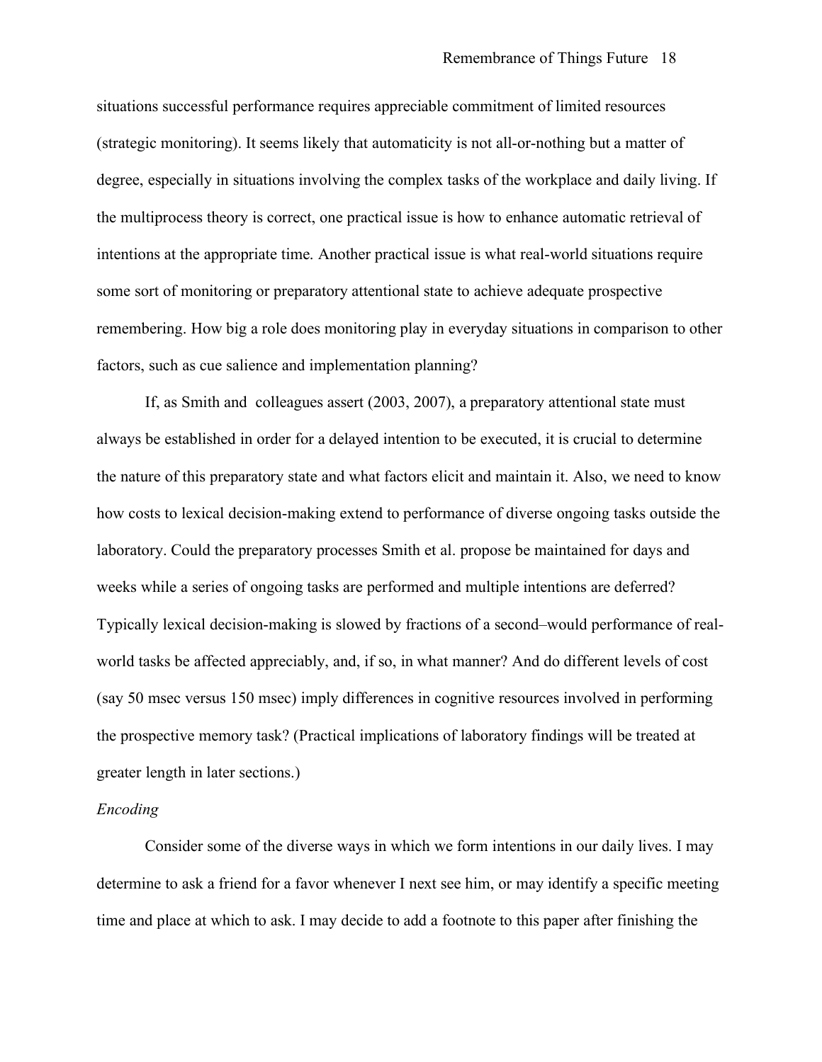situations successful performance requires appreciable commitment of limited resources (strategic monitoring). It seems likely that automaticity is not all-or-nothing but a matter of degree, especially in situations involving the complex tasks of the workplace and daily living. If the multiprocess theory is correct, one practical issue is how to enhance automatic retrieval of intentions at the appropriate time. Another practical issue is what real-world situations require some sort of monitoring or preparatory attentional state to achieve adequate prospective remembering. How big a role does monitoring play in everyday situations in comparison to other factors, such as cue salience and implementation planning?

If, as Smith and colleagues assert (2003, 2007), a preparatory attentional state must always be established in order for a delayed intention to be executed, it is crucial to determine the nature of this preparatory state and what factors elicit and maintain it. Also, we need to know how costs to lexical decision-making extend to performance of diverse ongoing tasks outside the laboratory. Could the preparatory processes Smith et al. propose be maintained for days and weeks while a series of ongoing tasks are performed and multiple intentions are deferred? Typically lexical decision-making is slowed by fractions of a second–would performance of real-world tasks be affected appreciably, and, if so, in what manner? And do different levels of cost (say 50 msec versus 150 msec) imply differences in cognitive resources involved in performing the prospective memory task? (Practical implications of laboratory findings will be treated at greater length in later sections.)

*Encoding*

Consider some of the diverse ways in which we form intentions in our daily lives. I may determine to ask a friend for a favor whenever I next see him, or may identify a specific meeting time and place at which to ask. I may decide to add a footnote to this paper after finishing the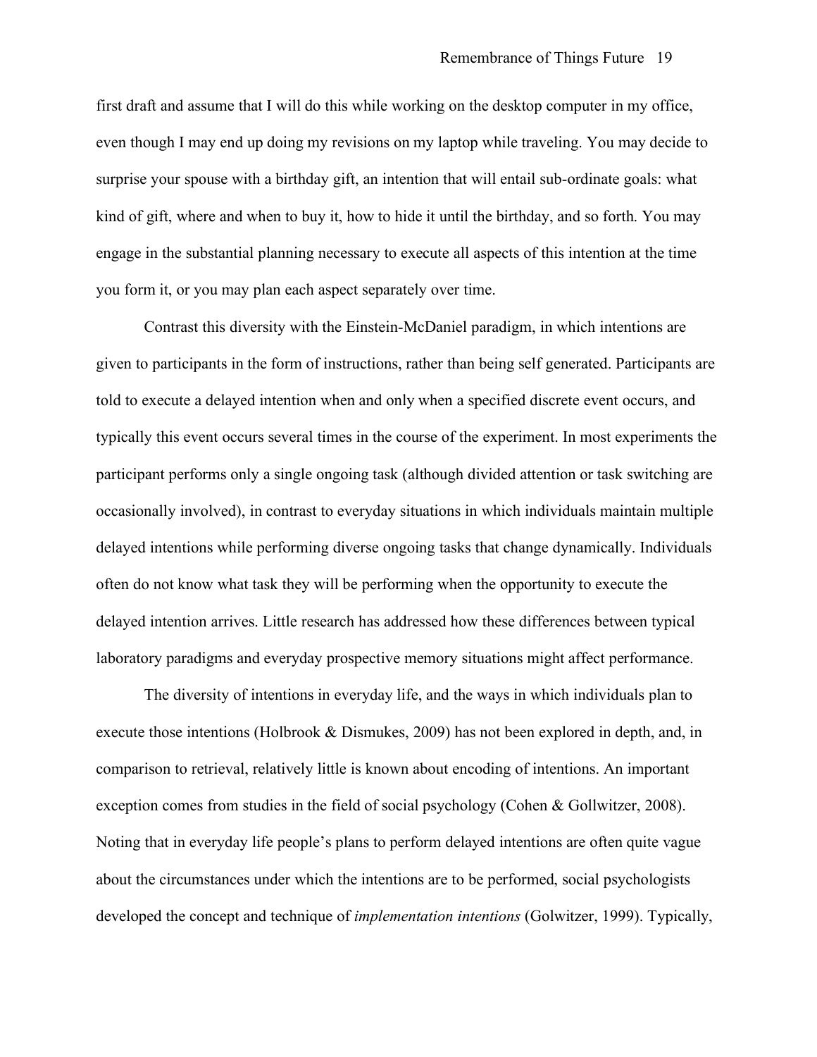first draft and assume that I will do this while working on the desktop computer in my office, even though I may end up doing my revisions on my laptop while traveling. You may decide to surprise your spouse with a birthday gift, an intention that will entail sub-ordinate goals: what kind of gift, where and when to buy it, how to hide it until the birthday, and so forth. You may engage in the substantial planning necessary to execute all aspects of this intention at the time you form it, or you may plan each aspect separately over time.

Contrast this diversity with the Einstein-McDaniel paradigm, in which intentions are given to participants in the form of instructions, rather than being self generated. Participants are told to execute a delayed intention when and only when a specified discrete event occurs, and typically this event occurs several times in the course of the experiment. In most experiments the participant performs only a single ongoing task (although divided attention or task switching are occasionally involved), in contrast to everyday situations in which individuals maintain multiple delayed intentions while performing diverse ongoing tasks that change dynamically. Individuals often do not know what task they will be performing when the opportunity to execute the delayed intention arrives. Little research has addressed how these differences between typical laboratory paradigms and everyday prospective memory situations might affect performance.

The diversity of intentions in everyday life, and the ways in which individuals plan to execute those intentions (Holbrook & Dismukes, 2009) has not been explored in depth, and, in comparison to retrieval, relatively little is known about encoding of intentions. An important exception comes from studies in the field of social psychology (Cohen & Gollwitzer, 2008). Noting that in everyday life people's plans to perform delayed intentions are often quite vague about the circumstances under which the intentions are to be performed, social psychologists developed the concept and technique of *implementation intentions* (Golwitzer, 1999). Typically,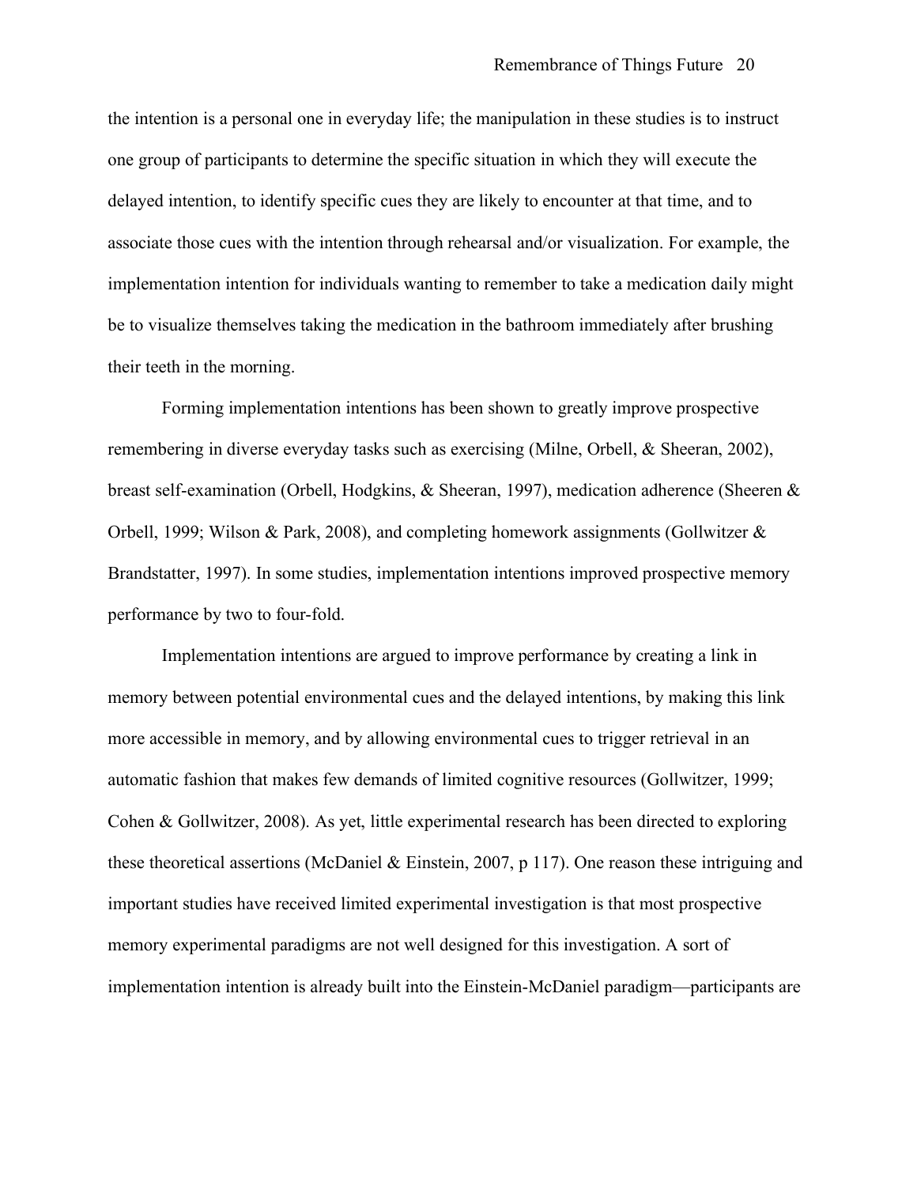the intention is a personal one in everyday life; the manipulation in these studies is to instruct one group of participants to determine the specific situation in which they will execute the delayed intention, to identify specific cues they are likely to encounter at that time, and to associate those cues with the intention through rehearsal and/or visualization. For example, the implementation intention for individuals wanting to remember to take a medication daily might be to visualize themselves taking the medication in the bathroom immediately after brushing their teeth in the morning.

Forming implementation intentions has been shown to greatly improve prospective remembering in diverse everyday tasks such as exercising (Milne, Orbell, & Sheeran, 2002), breast self-examination (Orbell, Hodgkins, & Sheeran, 1997), medication adherence (Sheeren & Orbell, 1999; Wilson & Park, 2008), and completing homework assignments (Gollwitzer & Brandstatter, 1997). In some studies, implementation intentions improved prospective memory performance by two to four-fold.

Implementation intentions are argued to improve performance by creating a link in memory between potential environmental cues and the delayed intentions, by making this link more accessible in memory, and by allowing environmental cues to trigger retrieval in an automatic fashion that makes few demands of limited cognitive resources (Gollwitzer, 1999; Cohen & Gollwitzer, 2008). As yet, little experimental research has been directed to exploring these theoretical assertions (McDaniel & Einstein, 2007, p 117). One reason these intriguing and important studies have received limited experimental investigation is that most prospective memory experimental paradigms are not well designed for this investigation. A sort of implementation intention is already built into the Einstein-McDaniel paradigm—participants are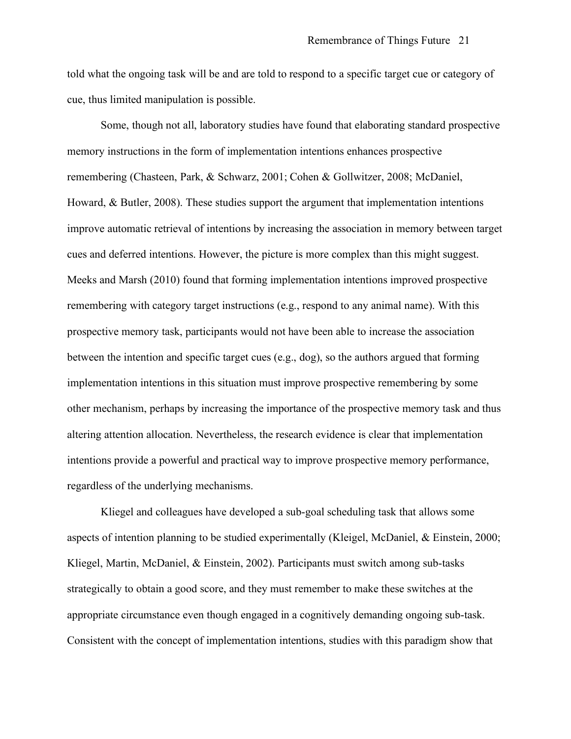told what the ongoing task will be and are told to respond to a specific target cue or category of cue, thus limited manipulation is possible.

Some, though not all, laboratory studies have found that elaborating standard prospective memory instructions in the form of implementation intentions enhances prospective remembering (Chasteen, Park, & Schwarz, 2001; Cohen & Gollwitzer, 2008; McDaniel, Howard, & Butler, 2008). These studies support the argument that implementation intentions improve automatic retrieval of intentions by increasing the association in memory between target cues and deferred intentions. However, the picture is more complex than this might suggest. Meeks and Marsh (2010) found that forming implementation intentions improved prospective remembering with category target instructions (e.g., respond to any animal name). With this prospective memory task, participants would not have been able to increase the association between the intention and specific target cues (e.g., dog), so the authors argued that forming implementation intentions in this situation must improve prospective remembering by some other mechanism, perhaps by increasing the importance of the prospective memory task and thus altering attention allocation. Nevertheless, the research evidence is clear that implementation intentions provide a powerful and practical way to improve prospective memory performance, regardless of the underlying mechanisms.

Kliegel and colleagues have developed a sub-goal scheduling task that allows some aspects of intention planning to be studied experimentally (Kleigel, McDaniel, & Einstein, 2000; Kliegel, Martin, McDaniel, & Einstein, 2002). Participants must switch among sub-tasks strategically to obtain a good score, and they must remember to make these switches at the appropriate circumstance even though engaged in a cognitively demanding ongoing sub-task. Consistent with the concept of implementation intentions, studies with this paradigm show that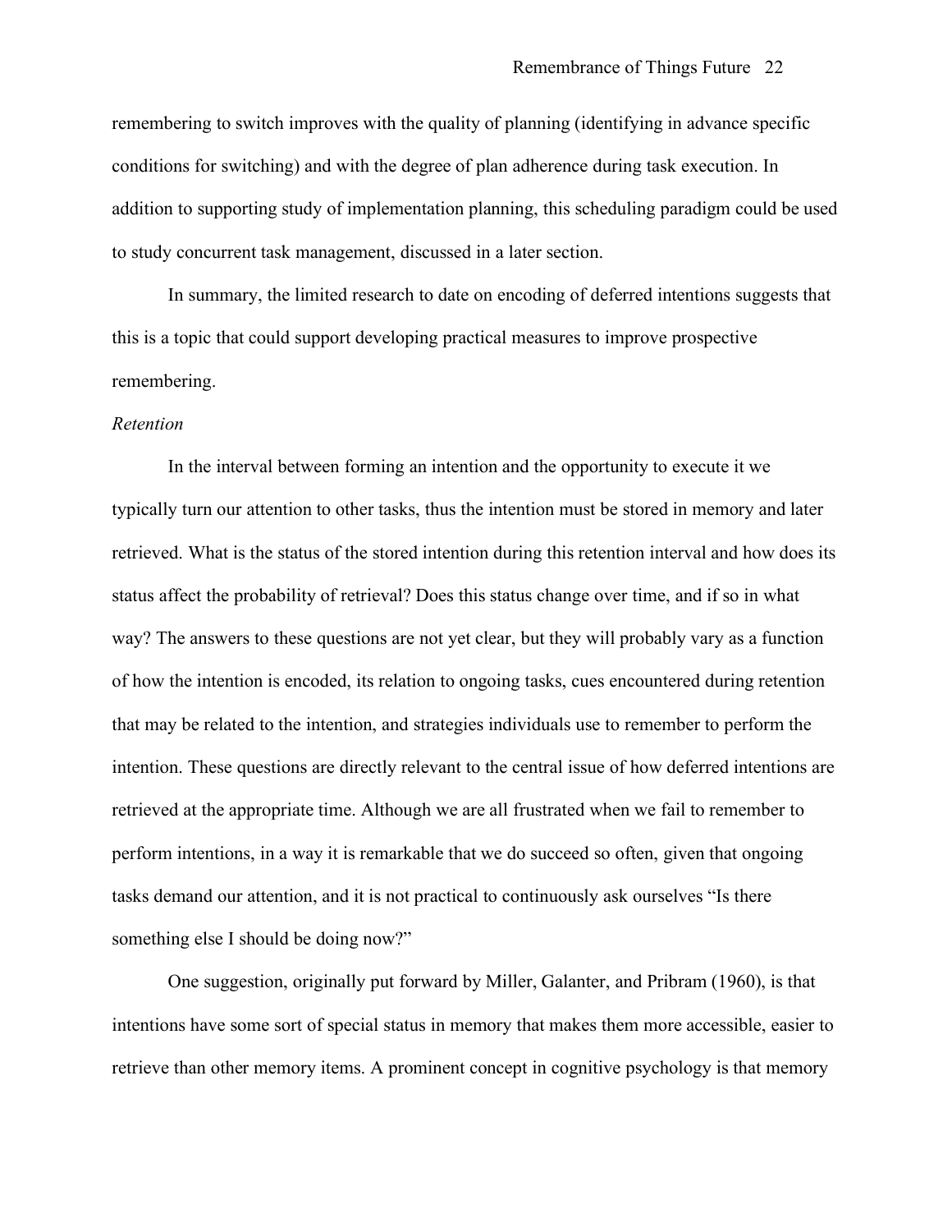remembering to switch improves with the quality of planning (identifying in advance specific conditions for switching) and with the degree of plan adherence during task execution. In addition to supporting study of implementation planning, this scheduling paradigm could be used to study concurrent task management, discussed in a later section.

In summary, the limited research to date on encoding of deferred intentions suggests that this is a topic that could support developing practical measures to improve prospective remembering.

*Retention*

In the interval between forming an intention and the opportunity to execute it we typically turn our attention to other tasks, thus the intention must be stored in memory and later retrieved. What is the status of the stored intention during this retention interval and how does its status affect the probability of retrieval? Does this status change over time, and if so in what way? The answers to these questions are not yet clear, but they will probably vary as a function of how the intention is encoded, its relation to ongoing tasks, cues encountered during retention that may be related to the intention, and strategies individuals use to remember to perform the intention. These questions are directly relevant to the central issue of how deferred intentions are retrieved at the appropriate time. Although we are all frustrated when we fail to remember to perform intentions, in a way it is remarkable that we do succeed so often, given that ongoing tasks demand our attention, and it is not practical to continuously ask ourselves "Is there something else I should be doing now?"

One suggestion, originally put forward by Miller, Galanter, and Pribram (1960), is that intentions have some sort of special status in memory that makes them more accessible, easier to retrieve than other memory items. A prominent concept in cognitive psychology is that memory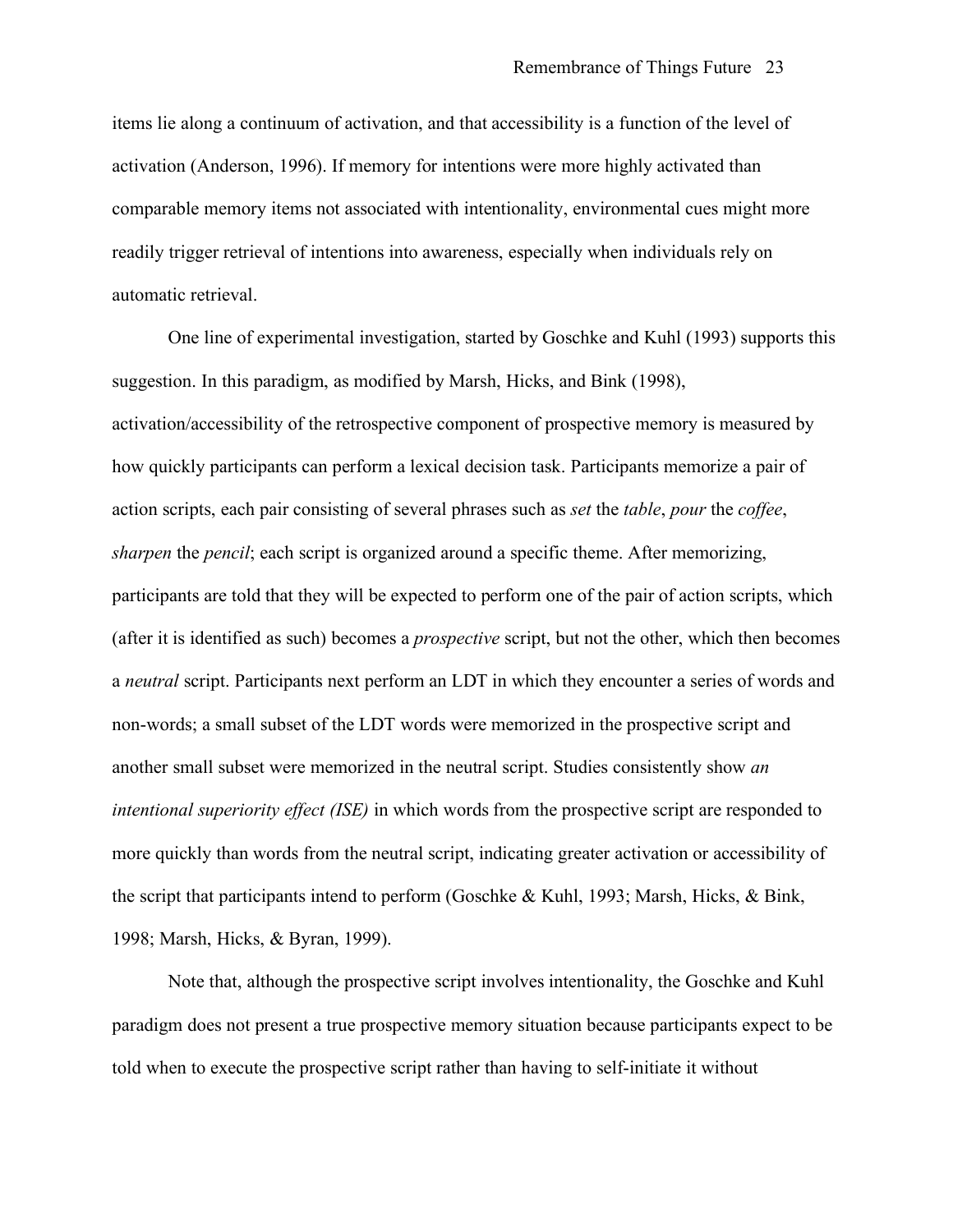items lie along a continuum of activation, and that accessibility is a function of the level of activation (Anderson, 1996). If memory for intentions were more highly activated than comparable memory items not associated with intentionality, environmental cues might more readily trigger retrieval of intentions into awareness, especially when individuals rely on automatic retrieval.

One line of experimental investigation, started by Goschke and Kuhl (1993) supports this suggestion. In this paradigm, as modified by Marsh, Hicks, and Bink (1998), activation/accessibility of the retrospective component of prospective memory is measured by how quickly participants can perform a lexical decision task. Participants memorize a pair of action scripts, each pair consisting of several phrases such as *set* the *table*, *pour* the *coffee*, *sharpen* the *pencil*; each script is organized around a specific theme. After memorizing, participants are told that they will be expected to perform one of the pair of action scripts, which (after it is identified as such) becomes a *prospective* script, but not the other, which then becomes a *neutral* script. Participants next perform an LDT in which they encounter a series of words and non-words; a small subset of the LDT words were memorized in the prospective script and another small subset were memorized in the neutral script. Studies consistently show *an intentional superiority effect (ISE)* in which words from the prospective script are responded to more quickly than words from the neutral script, indicating greater activation or accessibility of the script that participants intend to perform (Goschke & Kuhl, 1993; Marsh, Hicks, & Bink, 1998; Marsh, Hicks, & Byran, 1999).

Note that, although the prospective script involves intentionality, the Goschke and Kuhl paradigm does not present a true prospective memory situation because participants expect to be told when to execute the prospective script rather than having to self-initiate it without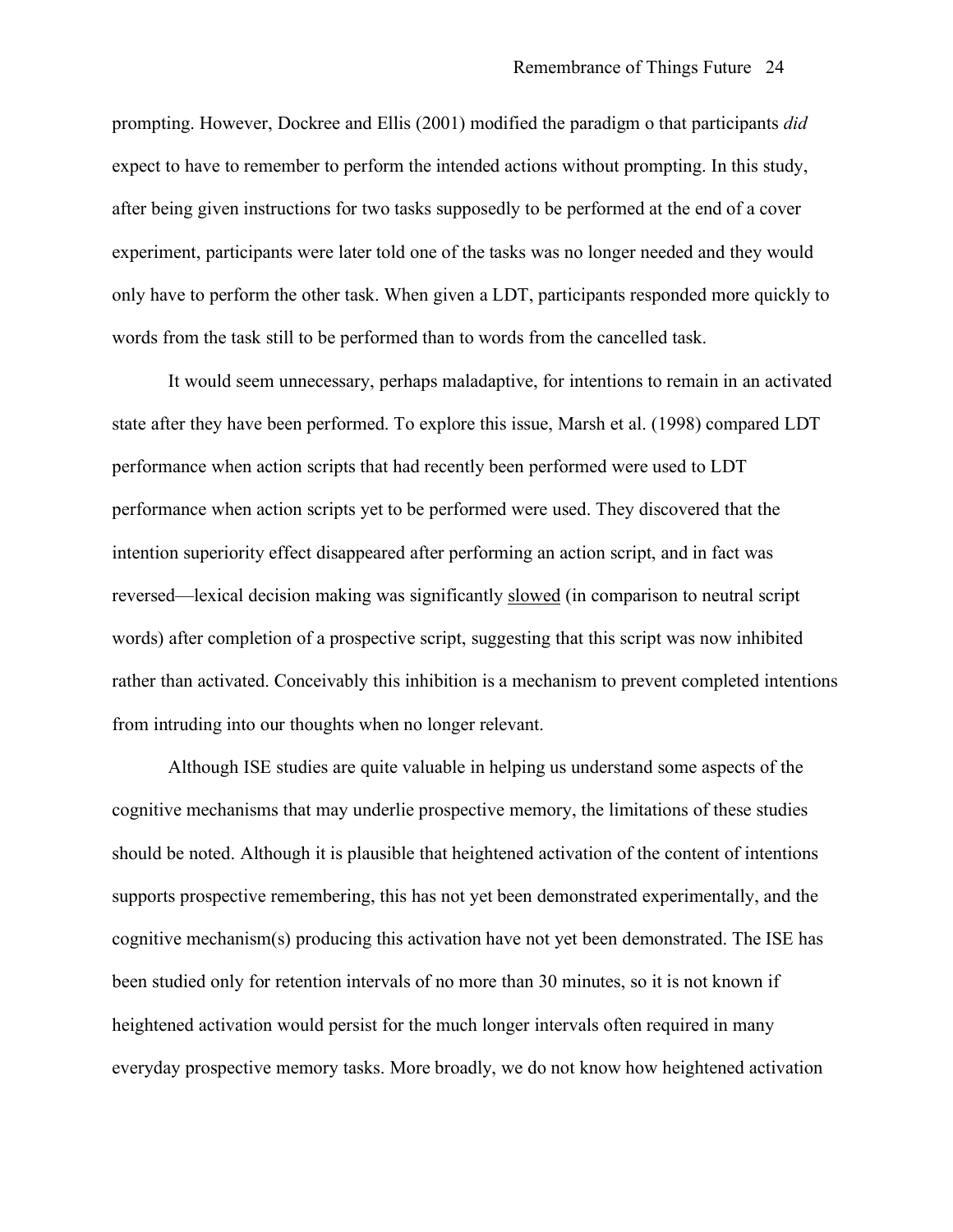prompting. However, Dockree and Ellis (2001) modified the paradigm o that participants *did* expect to have to remember to perform the intended actions without prompting. In this study, after being given instructions for two tasks supposedly to be performed at the end of a cover experiment, participants were later told one of the tasks was no longer needed and they would only have to perform the other task. When given a LDT, participants responded more quickly to words from the task still to be performed than to words from the cancelled task.

It would seem unnecessary, perhaps maladaptive, for intentions to remain in an activated state after they have been performed. To explore this issue, Marsh et al. (1998) compared LDT performance when action scripts that had recently been performed were used to LDT performance when action scripts yet to be performed were used. They discovered that the intention superiority effect disappeared after performing an action script, and in fact was reversed—lexical decision making was significantly <u>slowed</u> (in comparison to neutral script words) after completion of a prospective script, suggesting that this script was now inhibited rather than activated. Conceivably this inhibition is a mechanism to prevent completed intentions from intruding into our thoughts when no longer relevant.

Although ISE studies are quite valuable in helping us understand some aspects of the cognitive mechanisms that may underlie prospective memory, the limitations of these studies should be noted. Although it is plausible that heightened activation of the content of intentions supports prospective remembering, this has not yet been demonstrated experimentally, and the cognitive mechanism(s) producing this activation have not yet been demonstrated. The ISE has been studied only for retention intervals of no more than 30 minutes, so it is not known if heightened activation would persist for the much longer intervals often required in many everyday prospective memory tasks. More broadly, we do not know how heightened activation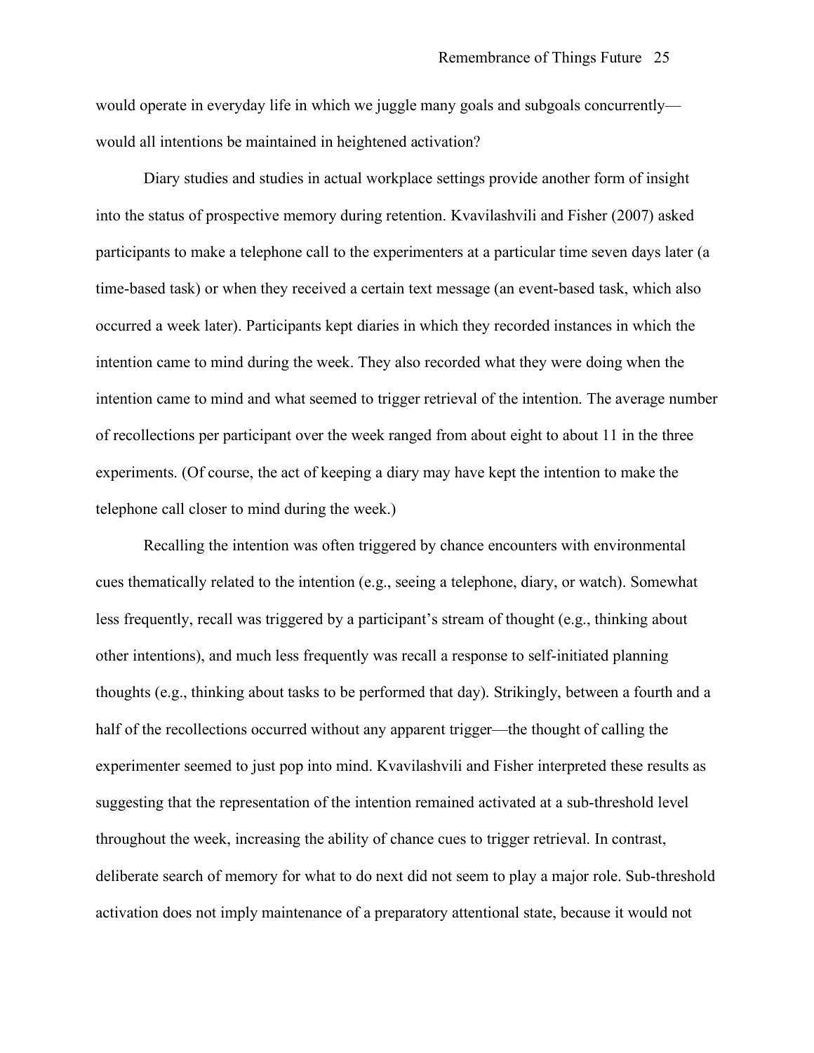would operate in everyday life in which we juggle many goals and subgoals concurrently—would all intentions be maintained in heightened activation?

Diary studies and studies in actual workplace settings provide another form of insight into the status of prospective memory during retention. Kvavilashvili and Fisher (2007) asked participants to make a telephone call to the experimenters at a particular time seven days later (a time-based task) or when they received a certain text message (an event-based task, which also occurred a week later). Participants kept diaries in which they recorded instances in which the intention came to mind during the week. They also recorded what they were doing when the intention came to mind and what seemed to trigger retrieval of the intention. The average number of recollections per participant over the week ranged from about eight to about 11 in the three experiments. (Of course, the act of keeping a diary may have kept the intention to make the telephone call closer to mind during the week.)

Recalling the intention was often triggered by chance encounters with environmental cues thematically related to the intention (e.g., seeing a telephone, diary, or watch). Somewhat less frequently, recall was triggered by a participant's stream of thought (e.g., thinking about other intentions), and much less frequently was recall a response to self-initiated planning thoughts (e.g., thinking about tasks to be performed that day). Strikingly, between a fourth and a half of the recollections occurred without any apparent trigger—the thought of calling the experimenter seemed to just pop into mind. Kvavilashvili and Fisher interpreted these results as suggesting that the representation of the intention remained activated at a sub-threshold level throughout the week, increasing the ability of chance cues to trigger retrieval. In contrast, deliberate search of memory for what to do next did not seem to play a major role. Sub-threshold activation does not imply maintenance of a preparatory attentional state, because it would not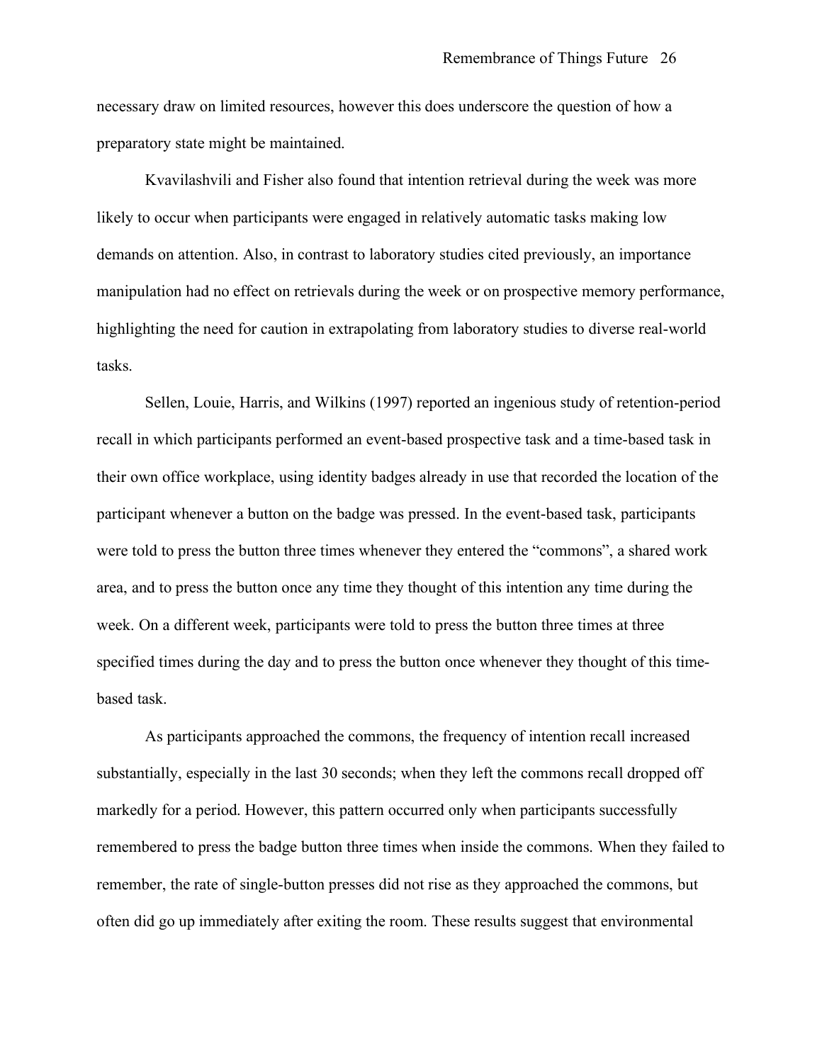necessary draw on limited resources, however this does underscore the question of how a preparatory state might be maintained.

Kvavilashvili and Fisher also found that intention retrieval during the week was more likely to occur when participants were engaged in relatively automatic tasks making low demands on attention. Also, in contrast to laboratory studies cited previously, an importance manipulation had no effect on retrievals during the week or on prospective memory performance, highlighting the need for caution in extrapolating from laboratory studies to diverse real-world tasks.

Sellen, Louie, Harris, and Wilkins (1997) reported an ingenious study of retention-period recall in which participants performed an event-based prospective task and a time-based task in their own office workplace, using identity badges already in use that recorded the location of the participant whenever a button on the badge was pressed. In the event-based task, participants were told to press the button three times whenever they entered the "commons", a shared work area, and to press the button once any time they thought of this intention any time during the week. On a different week, participants were told to press the button three times at three specified times during the day and to press the button once whenever they thought of this time-based task.

As participants approached the commons, the frequency of intention recall increased substantially, especially in the last 30 seconds; when they left the commons recall dropped off markedly for a period. However, this pattern occurred only when participants successfully remembered to press the badge button three times when inside the commons. When they failed to remember, the rate of single-button presses did not rise as they approached the commons, but often did go up immediately after exiting the room. These results suggest that environmental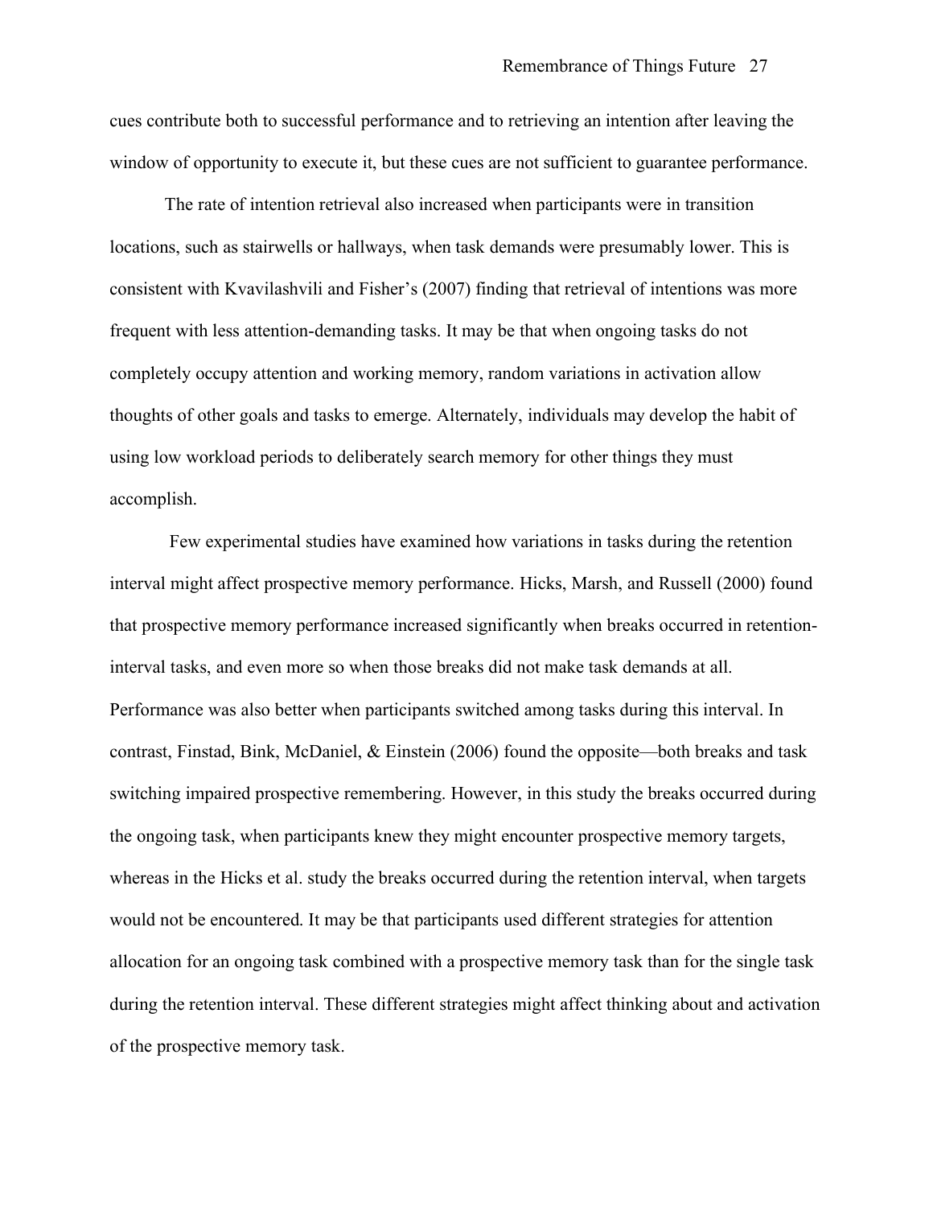cues contribute both to successful performance and to retrieving an intention after leaving the window of opportunity to execute it, but these cues are not sufficient to guarantee performance.

The rate of intention retrieval also increased when participants were in transition locations, such as stairwells or hallways, when task demands were presumably lower. This is consistent with Kvavilashvili and Fisher's (2007) finding that retrieval of intentions was more frequent with less attention-demanding tasks. It may be that when ongoing tasks do not completely occupy attention and working memory, random variations in activation allow thoughts of other goals and tasks to emerge. Alternately, individuals may develop the habit of using low workload periods to deliberately search memory for other things they must accomplish.

Few experimental studies have examined how variations in tasks during the retention interval might affect prospective memory performance. Hicks, Marsh, and Russell (2000) found that prospective memory performance increased significantly when breaks occurred in retention-interval tasks, and even more so when those breaks did not make task demands at all. Performance was also better when participants switched among tasks during this interval. In contrast, Finstad, Bink, McDaniel, & Einstein (2006) found the opposite—both breaks and task switching impaired prospective remembering. However, in this study the breaks occurred during the ongoing task, when participants knew they might encounter prospective memory targets, whereas in the Hicks et al. study the breaks occurred during the retention interval, when targets would not be encountered. It may be that participants used different strategies for attention allocation for an ongoing task combined with a prospective memory task than for the single task during the retention interval. These different strategies might affect thinking about and activation of the prospective memory task.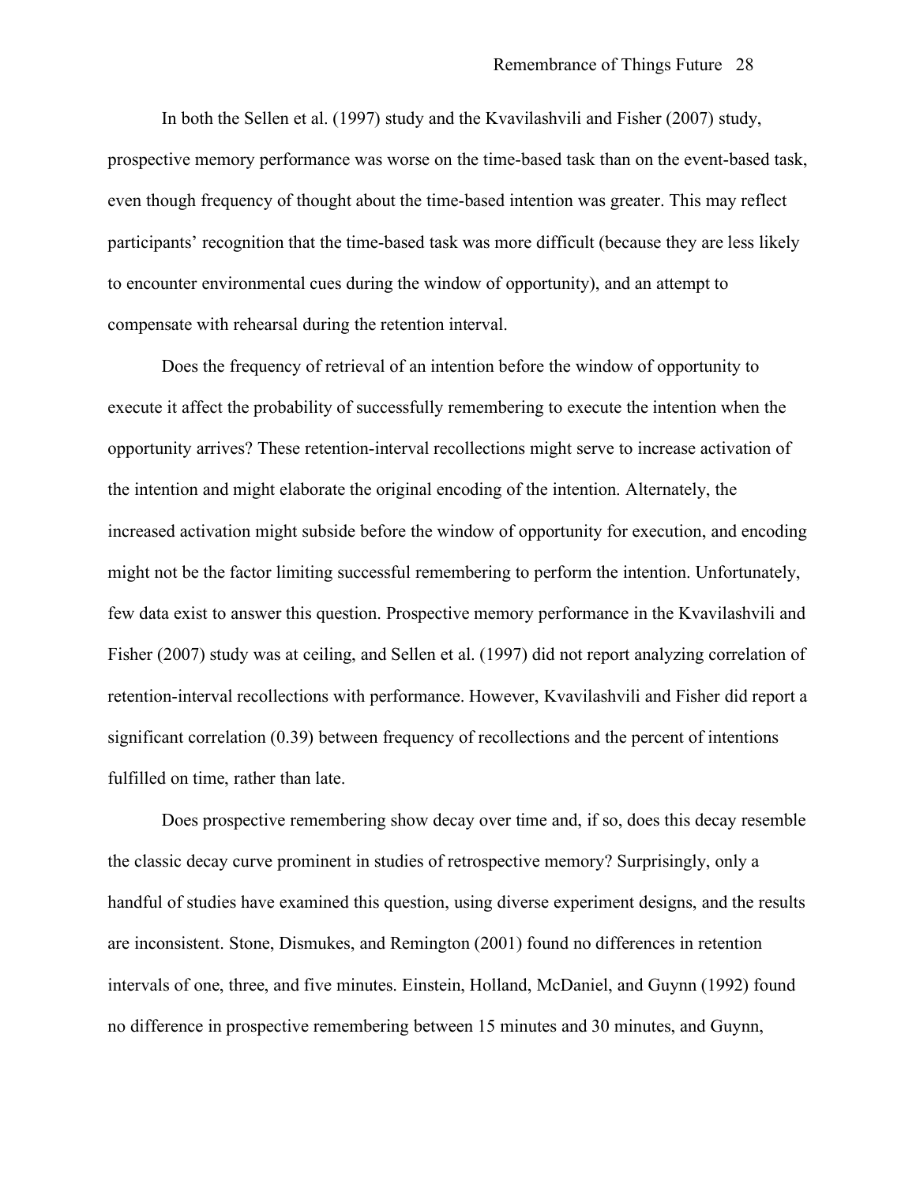In both the Sellen et al. (1997) study and the Kvavilashvili and Fisher (2007) study, prospective memory performance was worse on the time-based task than on the event-based task, even though frequency of thought about the time-based intention was greater. This may reflect participants' recognition that the time-based task was more difficult (because they are less likely to encounter environmental cues during the window of opportunity), and an attempt to compensate with rehearsal during the retention interval.

Does the frequency of retrieval of an intention before the window of opportunity to execute it affect the probability of successfully remembering to execute the intention when the opportunity arrives? These retention-interval recollections might serve to increase activation of the intention and might elaborate the original encoding of the intention. Alternately, the increased activation might subside before the window of opportunity for execution, and encoding might not be the factor limiting successful remembering to perform the intention. Unfortunately, few data exist to answer this question. Prospective memory performance in the Kvavilashvili and Fisher (2007) study was at ceiling, and Sellen et al. (1997) did not report analyzing correlation of retention-interval recollections with performance. However, Kvavilashvili and Fisher did report a significant correlation (0.39) between frequency of recollections and the percent of intentions fulfilled on time, rather than late.

Does prospective remembering show decay over time and, if so, does this decay resemble the classic decay curve prominent in studies of retrospective memory? Surprisingly, only a handful of studies have examined this question, using diverse experiment designs, and the results are inconsistent. Stone, Dismukes, and Remington (2001) found no differences in retention intervals of one, three, and five minutes. Einstein, Holland, McDaniel, and Guynn (1992) found no difference in prospective remembering between 15 minutes and 30 minutes, and Guynn,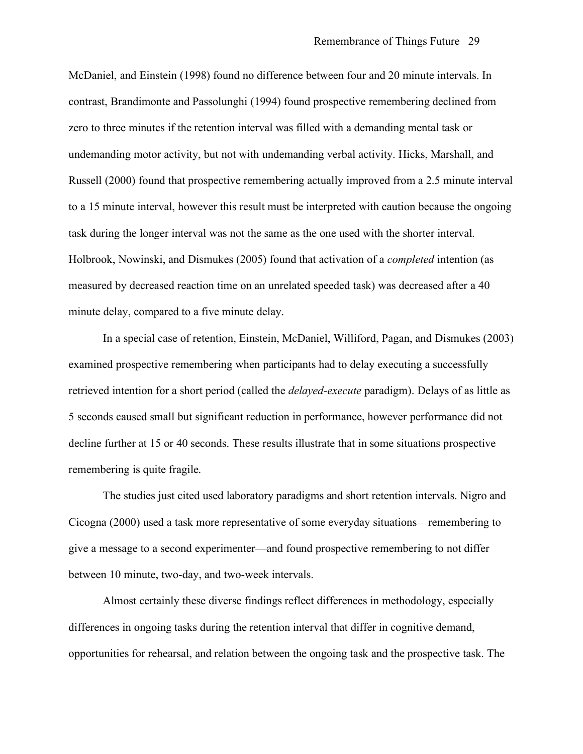McDaniel, and Einstein (1998) found no difference between four and 20 minute intervals. In contrast, Brandimonte and Passolunghi (1994) found prospective remembering declined from zero to three minutes if the retention interval was filled with a demanding mental task or undemanding motor activity, but not with undemanding verbal activity. Hicks, Marshall, and Russell (2000) found that prospective remembering actually improved from a 2.5 minute interval to a 15 minute interval, however this result must be interpreted with caution because the ongoing task during the longer interval was not the same as the one used with the shorter interval. Holbrook, Nowinski, and Dismukes (2005) found that activation of a *completed* intention (as measured by decreased reaction time on an unrelated speeded task) was decreased after a 40 minute delay, compared to a five minute delay.

In a special case of retention, Einstein, McDaniel, Williford, Pagan, and Dismukes (2003) examined prospective remembering when participants had to delay executing a successfully retrieved intention for a short period (called the *delayed-execute* paradigm). Delays of as little as 5 seconds caused small but significant reduction in performance, however performance did not decline further at 15 or 40 seconds. These results illustrate that in some situations prospective remembering is quite fragile.

The studies just cited used laboratory paradigms and short retention intervals. Nigro and Cicogna (2000) used a task more representative of some everyday situations—remembering to give a message to a second experimenter—and found prospective remembering to not differ between 10 minute, two-day, and two-week intervals.

Almost certainly these diverse findings reflect differences in methodology, especially differences in ongoing tasks during the retention interval that differ in cognitive demand, opportunities for rehearsal, and relation between the ongoing task and the prospective task. The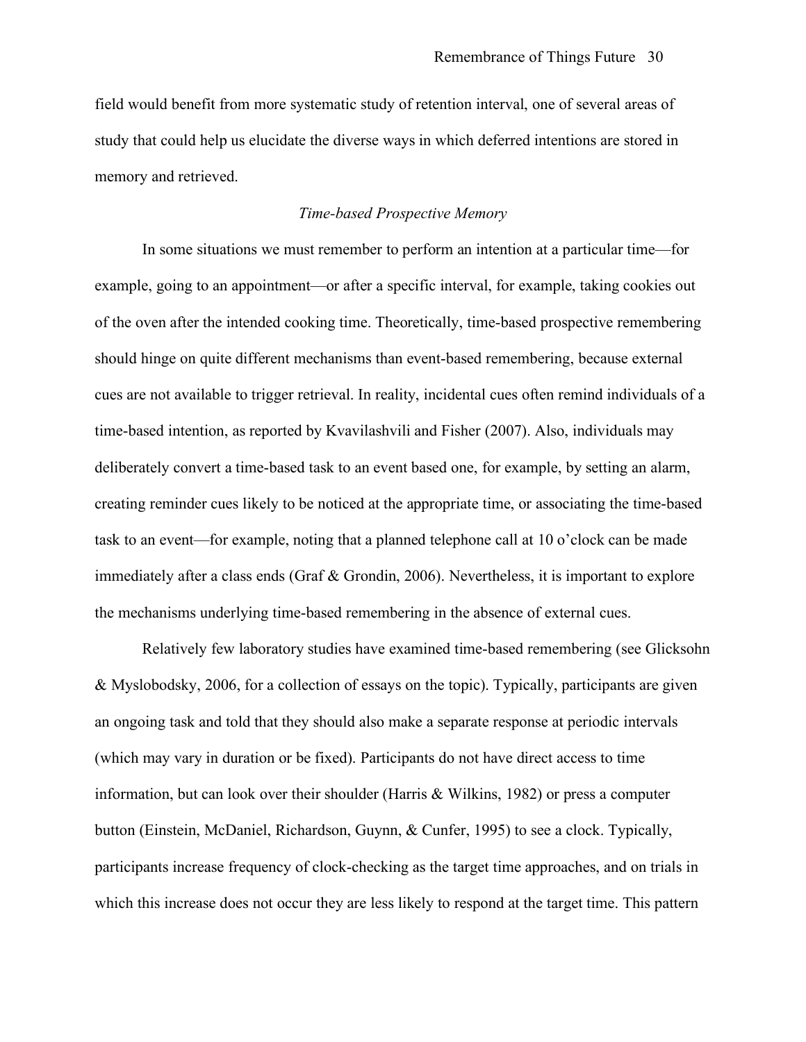field would benefit from more systematic study of retention interval, one of several areas of study that could help us elucidate the diverse ways in which deferred intentions are stored in memory and retrieved.

### *Time-based Prospective Memory*

In some situations we must remember to perform an intention at a particular time—for example, going to an appointment—or after a specific interval, for example, taking cookies out of the oven after the intended cooking time. Theoretically, time-based prospective remembering should hinge on quite different mechanisms than event-based remembering, because external cues are not available to trigger retrieval. In reality, incidental cues often remind individuals of a time-based intention, as reported by Kvavilashvili and Fisher (2007). Also, individuals may deliberately convert a time-based task to an event based one, for example, by setting an alarm, creating reminder cues likely to be noticed at the appropriate time, or associating the time-based task to an event—for example, noting that a planned telephone call at 10 o'clock can be made immediately after a class ends (Graf & Grondin, 2006). Nevertheless, it is important to explore the mechanisms underlying time-based remembering in the absence of external cues.

Relatively few laboratory studies have examined time-based remembering (see Glicksohn & Myslobodsky, 2006, for a collection of essays on the topic). Typically, participants are given an ongoing task and told that they should also make a separate response at periodic intervals (which may vary in duration or be fixed). Participants do not have direct access to time information, but can look over their shoulder (Harris & Wilkins, 1982) or press a computer button (Einstein, McDaniel, Richardson, Guynn, & Cunfer, 1995) to see a clock. Typically, participants increase frequency of clock-checking as the target time approaches, and on trials in which this increase does not occur they are less likely to respond at the target time. This pattern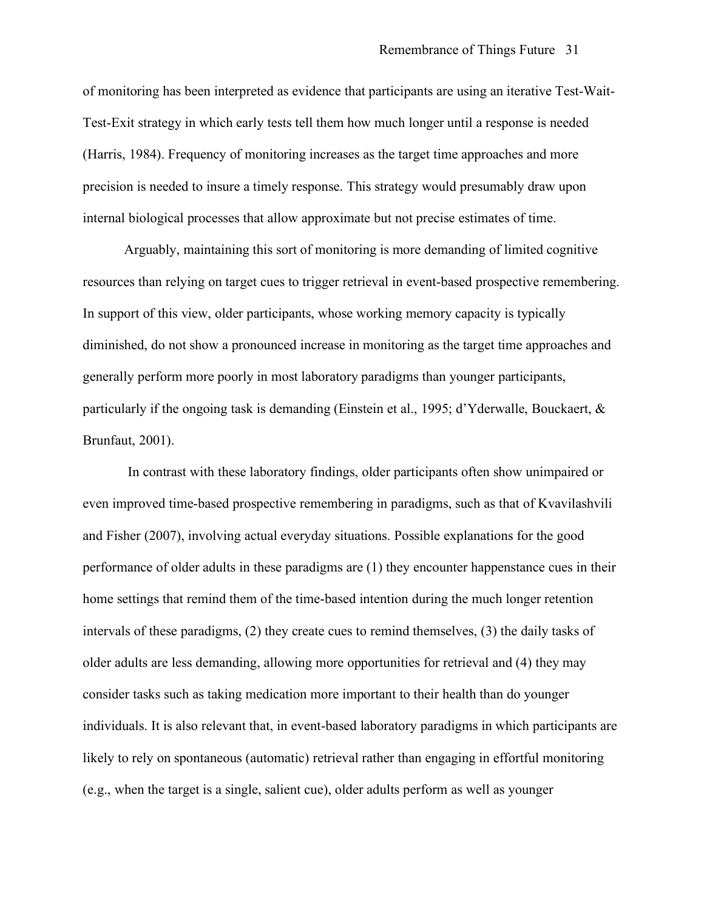of monitoring has been interpreted as evidence that participants are using an iterative Test-Wait-Test-Exit strategy in which early tests tell them how much longer until a response is needed (Harris, 1984). Frequency of monitoring increases as the target time approaches and more precision is needed to insure a timely response. This strategy would presumably draw upon internal biological processes that allow approximate but not precise estimates of time.

Arguably, maintaining this sort of monitoring is more demanding of limited cognitive resources than relying on target cues to trigger retrieval in event-based prospective remembering. In support of this view, older participants, whose working memory capacity is typically diminished, do not show a pronounced increase in monitoring as the target time approaches and generally perform more poorly in most laboratory paradigms than younger participants, particularly if the ongoing task is demanding (Einstein et al., 1995; d'Yderwalle, Bouckaert, & Brunfaut, 2001).

In contrast with these laboratory findings, older participants often show unimpaired or even improved time-based prospective remembering in paradigms, such as that of Kvavilashvili and Fisher (2007), involving actual everyday situations. Possible explanations for the good performance of older adults in these paradigms are (1) they encounter happenstance cues in their home settings that remind them of the time-based intention during the much longer retention intervals of these paradigms, (2) they create cues to remind themselves, (3) the daily tasks of older adults are less demanding, allowing more opportunities for retrieval and (4) they may consider tasks such as taking medication more important to their health than do younger individuals. It is also relevant that, in event-based laboratory paradigms in which participants are likely to rely on spontaneous (automatic) retrieval rather than engaging in effortful monitoring (e.g., when the target is a single, salient cue), older adults perform as well as younger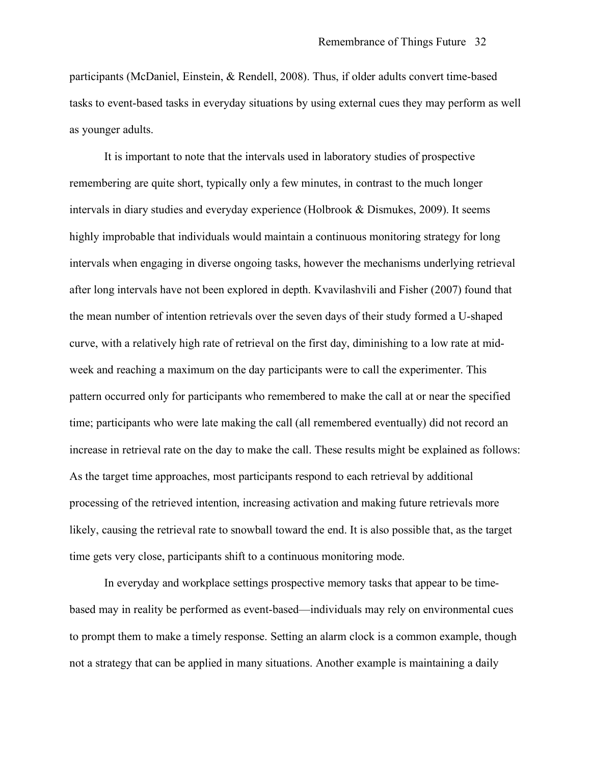participants (McDaniel, Einstein, & Rendell, 2008). Thus, if older adults convert time-based tasks to event-based tasks in everyday situations by using external cues they may perform as well as younger adults.

It is important to note that the intervals used in laboratory studies of prospective remembering are quite short, typically only a few minutes, in contrast to the much longer intervals in diary studies and everyday experience (Holbrook & Dismukes, 2009). It seems highly improbable that individuals would maintain a continuous monitoring strategy for long intervals when engaging in diverse ongoing tasks, however the mechanisms underlying retrieval after long intervals have not been explored in depth. Kvavilashvili and Fisher (2007) found that the mean number of intention retrievals over the seven days of their study formed a U-shaped curve, with a relatively high rate of retrieval on the first day, diminishing to a low rate at mid-week and reaching a maximum on the day participants were to call the experimenter. This pattern occurred only for participants who remembered to make the call at or near the specified time; participants who were late making the call (all remembered eventually) did not record an increase in retrieval rate on the day to make the call. These results might be explained as follows: As the target time approaches, most participants respond to each retrieval by additional processing of the retrieved intention, increasing activation and making future retrievals more likely, causing the retrieval rate to snowball toward the end. It is also possible that, as the target time gets very close, participants shift to a continuous monitoring mode.

In everyday and workplace settings prospective memory tasks that appear to be time-based may in reality be performed as event-based—individuals may rely on environmental cues to prompt them to make a timely response. Setting an alarm clock is a common example, though not a strategy that can be applied in many situations. Another example is maintaining a daily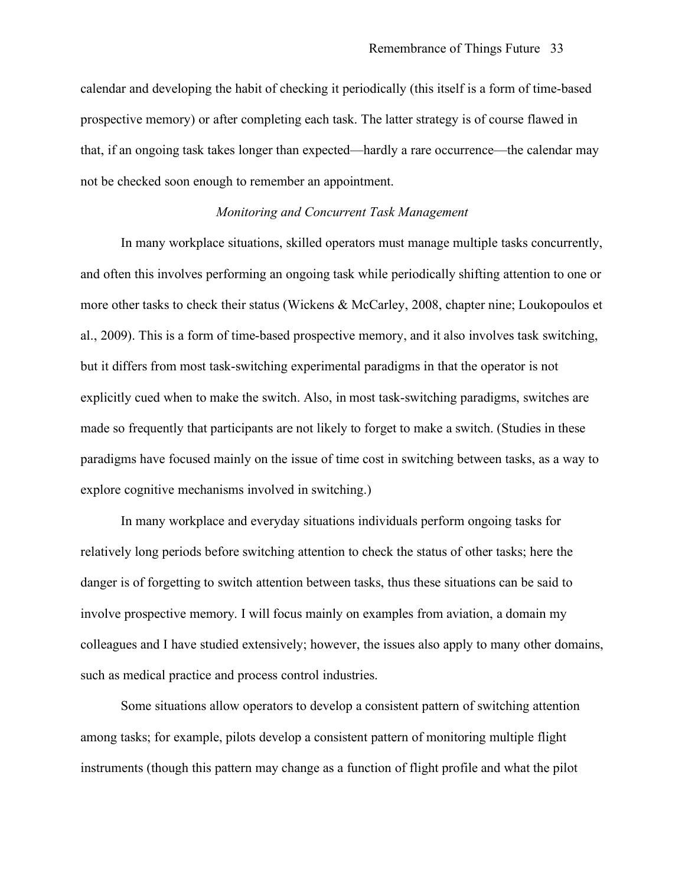calendar and developing the habit of checking it periodically (this itself is a form of time-based prospective memory) or after completing each task. The latter strategy is of course flawed in that, if an ongoing task takes longer than expected—hardly a rare occurrence—the calendar may not be checked soon enough to remember an appointment.

### *Monitoring and Concurrent Task Management*

In many workplace situations, skilled operators must manage multiple tasks concurrently, and often this involves performing an ongoing task while periodically shifting attention to one or more other tasks to check their status (Wickens & McCarley, 2008, chapter nine; Loukopoulos et al., 2009). This is a form of time-based prospective memory, and it also involves task switching, but it differs from most task-switching experimental paradigms in that the operator is not explicitly cued when to make the switch. Also, in most task-switching paradigms, switches are made so frequently that participants are not likely to forget to make a switch. (Studies in these paradigms have focused mainly on the issue of time cost in switching between tasks, as a way to explore cognitive mechanisms involved in switching.)

In many workplace and everyday situations individuals perform ongoing tasks for relatively long periods before switching attention to check the status of other tasks; here the danger is of forgetting to switch attention between tasks, thus these situations can be said to involve prospective memory. I will focus mainly on examples from aviation, a domain my colleagues and I have studied extensively; however, the issues also apply to many other domains, such as medical practice and process control industries.

Some situations allow operators to develop a consistent pattern of switching attention among tasks; for example, pilots develop a consistent pattern of monitoring multiple flight instruments (though this pattern may change as a function of flight profile and what the pilot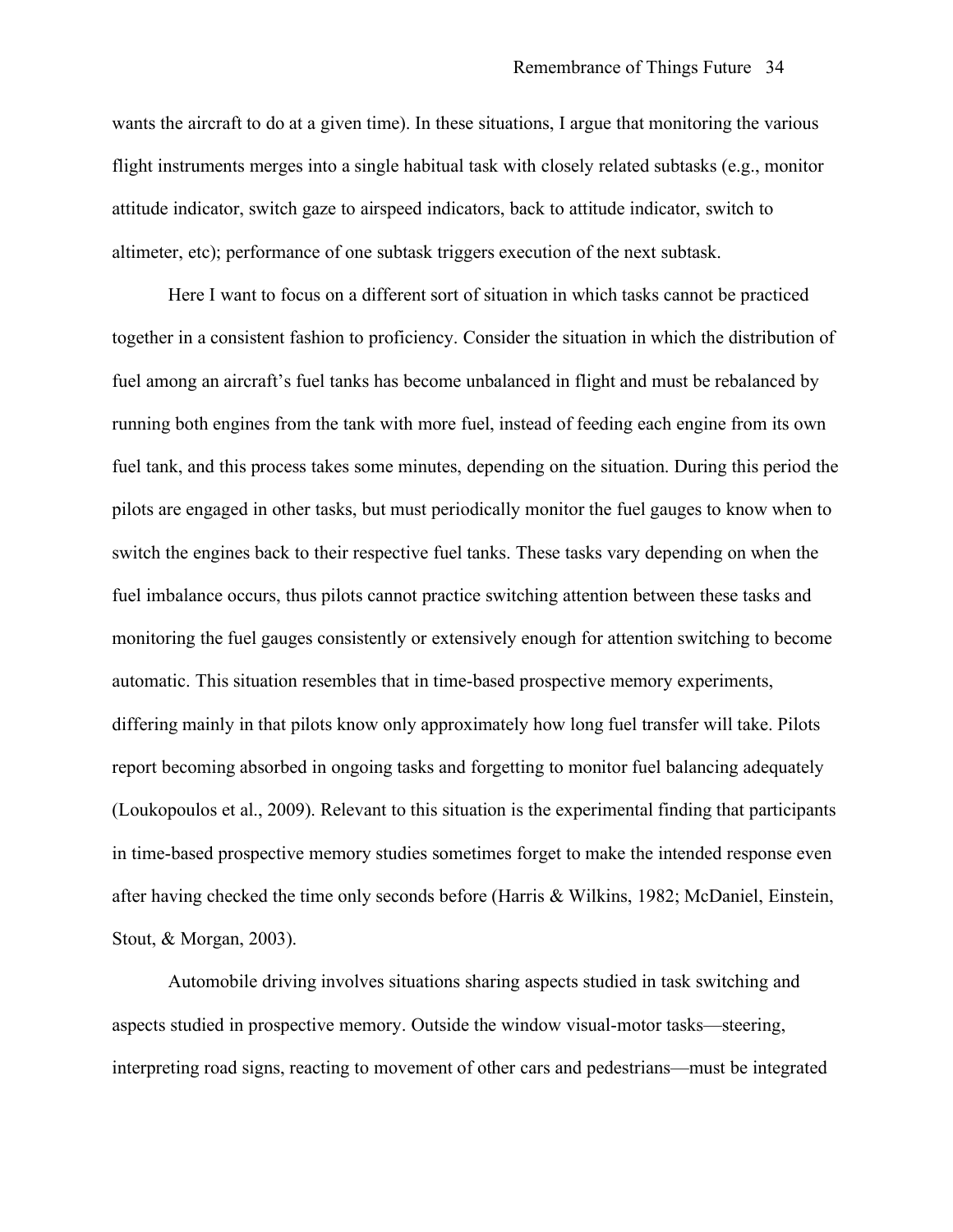wants the aircraft to do at a given time). In these situations, I argue that monitoring the various flight instruments merges into a single habitual task with closely related subtasks (e.g., monitor attitude indicator, switch gaze to airspeed indicators, back to attitude indicator, switch to altimeter, etc); performance of one subtask triggers execution of the next subtask.

Here I want to focus on a different sort of situation in which tasks cannot be practiced together in a consistent fashion to proficiency. Consider the situation in which the distribution of fuel among an aircraft's fuel tanks has become unbalanced in flight and must be rebalanced by running both engines from the tank with more fuel, instead of feeding each engine from its own fuel tank, and this process takes some minutes, depending on the situation. During this period the pilots are engaged in other tasks, but must periodically monitor the fuel gauges to know when to switch the engines back to their respective fuel tanks. These tasks vary depending on when the fuel imbalance occurs, thus pilots cannot practice switching attention between these tasks and monitoring the fuel gauges consistently or extensively enough for attention switching to become automatic. This situation resembles that in time-based prospective memory experiments, differing mainly in that pilots know only approximately how long fuel transfer will take. Pilots report becoming absorbed in ongoing tasks and forgetting to monitor fuel balancing adequately (Loukopoulos et al., 2009). Relevant to this situation is the experimental finding that participants in time-based prospective memory studies sometimes forget to make the intended response even after having checked the time only seconds before (Harris & Wilkins, 1982; McDaniel, Einstein, Stout, & Morgan, 2003).

Automobile driving involves situations sharing aspects studied in task switching and aspects studied in prospective memory. Outside the window visual-motor tasks—steering, interpreting road signs, reacting to movement of other cars and pedestrians—must be integrated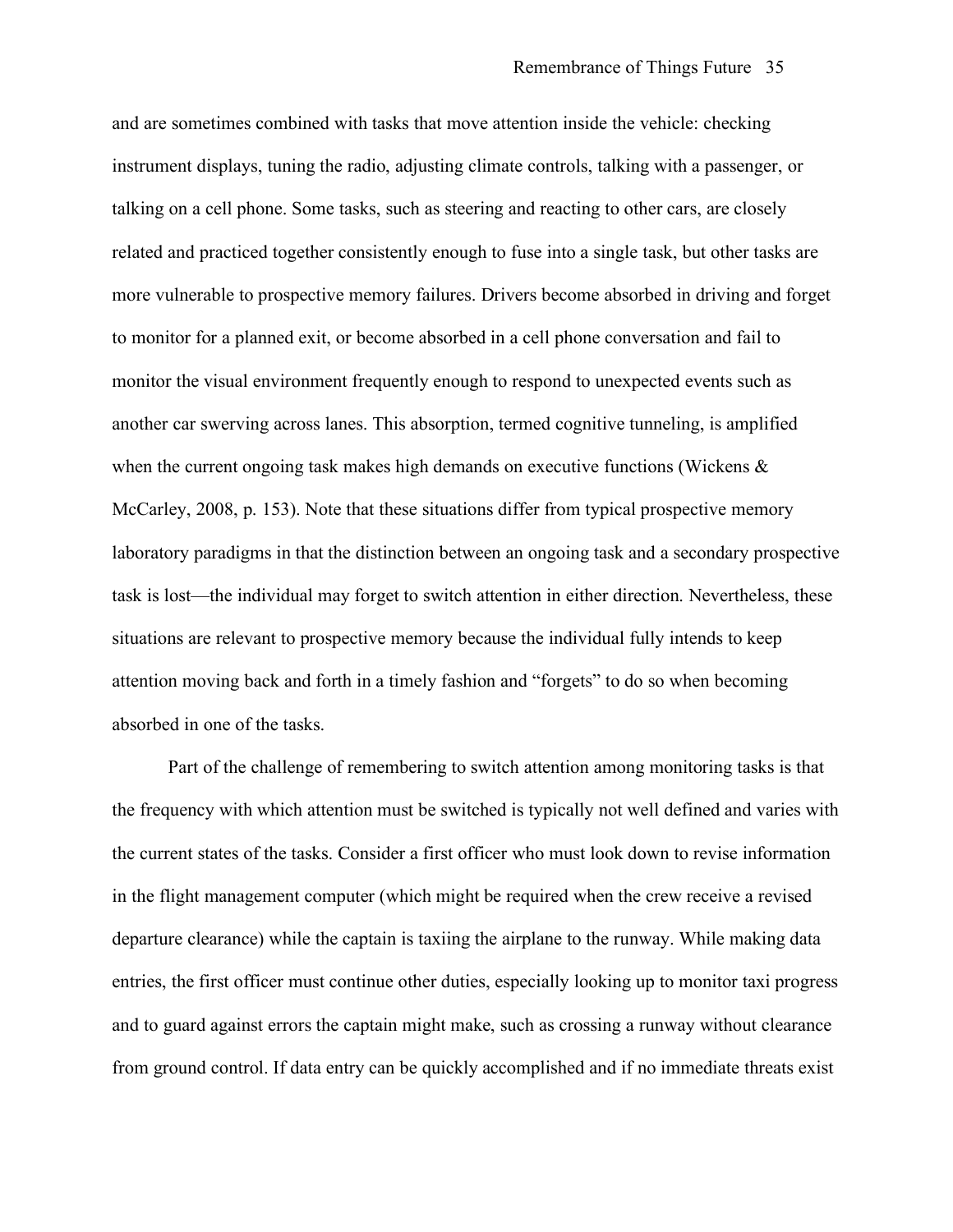and are sometimes combined with tasks that move attention inside the vehicle: checking instrument displays, tuning the radio, adjusting climate controls, talking with a passenger, or talking on a cell phone. Some tasks, such as steering and reacting to other cars, are closely related and practiced together consistently enough to fuse into a single task, but other tasks are more vulnerable to prospective memory failures. Drivers become absorbed in driving and forget to monitor for a planned exit, or become absorbed in a cell phone conversation and fail to monitor the visual environment frequently enough to respond to unexpected events such as another car swerving across lanes. This absorption, termed cognitive tunneling, is amplified when the current ongoing task makes high demands on executive functions (Wickens & McCarley, 2008, p. 153). Note that these situations differ from typical prospective memory laboratory paradigms in that the distinction between an ongoing task and a secondary prospective task is lost—the individual may forget to switch attention in either direction. Nevertheless, these situations are relevant to prospective memory because the individual fully intends to keep attention moving back and forth in a timely fashion and "forgets" to do so when becoming absorbed in one of the tasks.

Part of the challenge of remembering to switch attention among monitoring tasks is that the frequency with which attention must be switched is typically not well defined and varies with the current states of the tasks. Consider a first officer who must look down to revise information in the flight management computer (which might be required when the crew receive a revised departure clearance) while the captain is taxiing the airplane to the runway. While making data entries, the first officer must continue other duties, especially looking up to monitor taxi progress and to guard against errors the captain might make, such as crossing a runway without clearance from ground control. If data entry can be quickly accomplished and if no immediate threats exist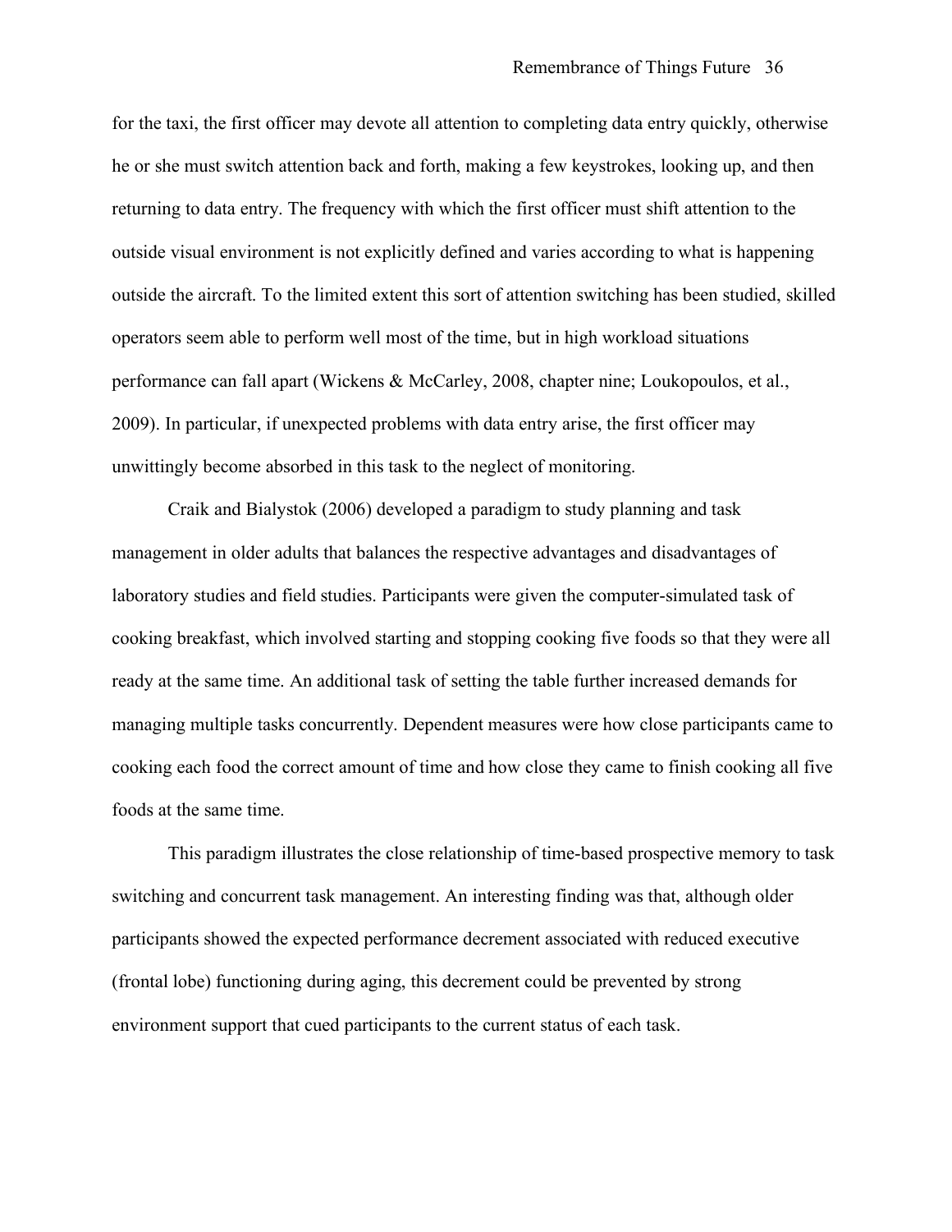for the taxi, the first officer may devote all attention to completing data entry quickly, otherwise he or she must switch attention back and forth, making a few keystrokes, looking up, and then returning to data entry. The frequency with which the first officer must shift attention to the outside visual environment is not explicitly defined and varies according to what is happening outside the aircraft. To the limited extent this sort of attention switching has been studied, skilled operators seem able to perform well most of the time, but in high workload situations performance can fall apart (Wickens & McCarley, 2008, chapter nine; Loukopoulos, et al., 2009). In particular, if unexpected problems with data entry arise, the first officer may unwittingly become absorbed in this task to the neglect of monitoring.

Craik and Bialystok (2006) developed a paradigm to study planning and task management in older adults that balances the respective advantages and disadvantages of laboratory studies and field studies. Participants were given the computer-simulated task of cooking breakfast, which involved starting and stopping cooking five foods so that they were all ready at the same time. An additional task of setting the table further increased demands for managing multiple tasks concurrently. Dependent measures were how close participants came to cooking each food the correct amount of time and how close they came to finish cooking all five foods at the same time.

This paradigm illustrates the close relationship of time-based prospective memory to task switching and concurrent task management. An interesting finding was that, although older participants showed the expected performance decrement associated with reduced executive (frontal lobe) functioning during aging, this decrement could be prevented by strong environment support that cued participants to the current status of each task.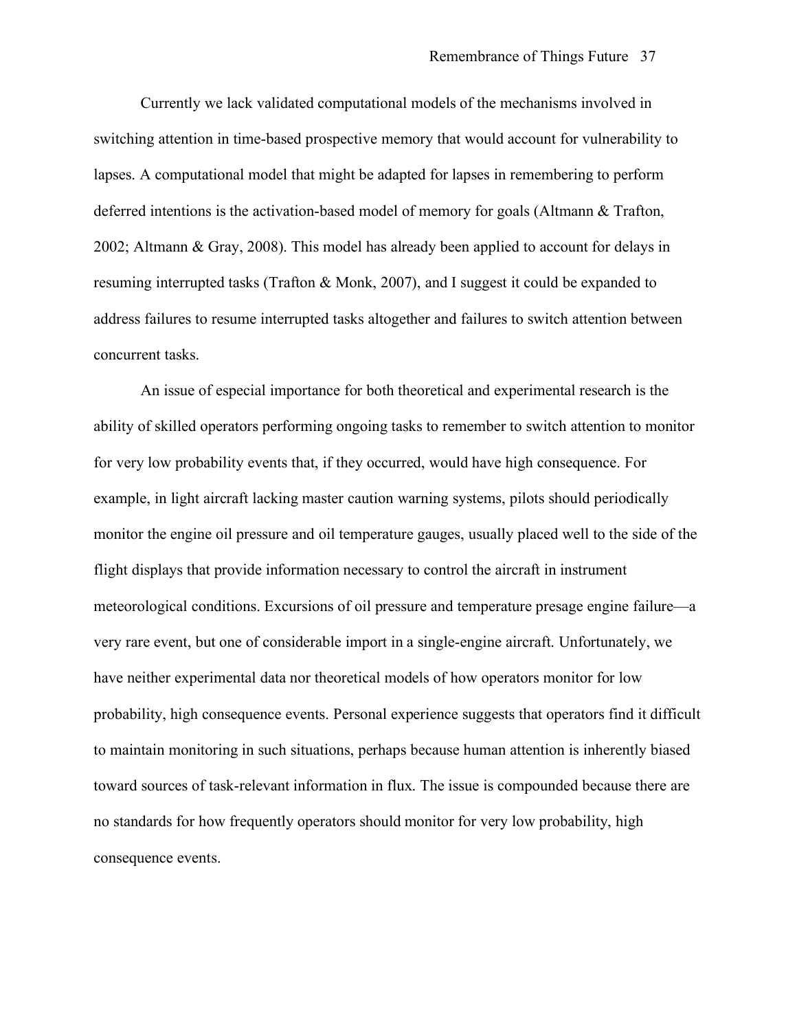Currently we lack validated computational models of the mechanisms involved in switching attention in time-based prospective memory that would account for vulnerability to lapses. A computational model that might be adapted for lapses in remembering to perform deferred intentions is the activation-based model of memory for goals (Altmann & Trafton, 2002; Altmann & Gray, 2008). This model has already been applied to account for delays in resuming interrupted tasks (Trafton & Monk, 2007), and I suggest it could be expanded to address failures to resume interrupted tasks altogether and failures to switch attention between concurrent tasks.

An issue of especial importance for both theoretical and experimental research is the ability of skilled operators performing ongoing tasks to remember to switch attention to monitor for very low probability events that, if they occurred, would have high consequence. For example, in light aircraft lacking master caution warning systems, pilots should periodically monitor the engine oil pressure and oil temperature gauges, usually placed well to the side of the flight displays that provide information necessary to control the aircraft in instrument meteorological conditions. Excursions of oil pressure and temperature presage engine failure—a very rare event, but one of considerable import in a single-engine aircraft. Unfortunately, we have neither experimental data nor theoretical models of how operators monitor for low probability, high consequence events. Personal experience suggests that operators find it difficult to maintain monitoring in such situations, perhaps because human attention is inherently biased toward sources of task-relevant information in flux. The issue is compounded because there are no standards for how frequently operators should monitor for very low probability, high consequence events.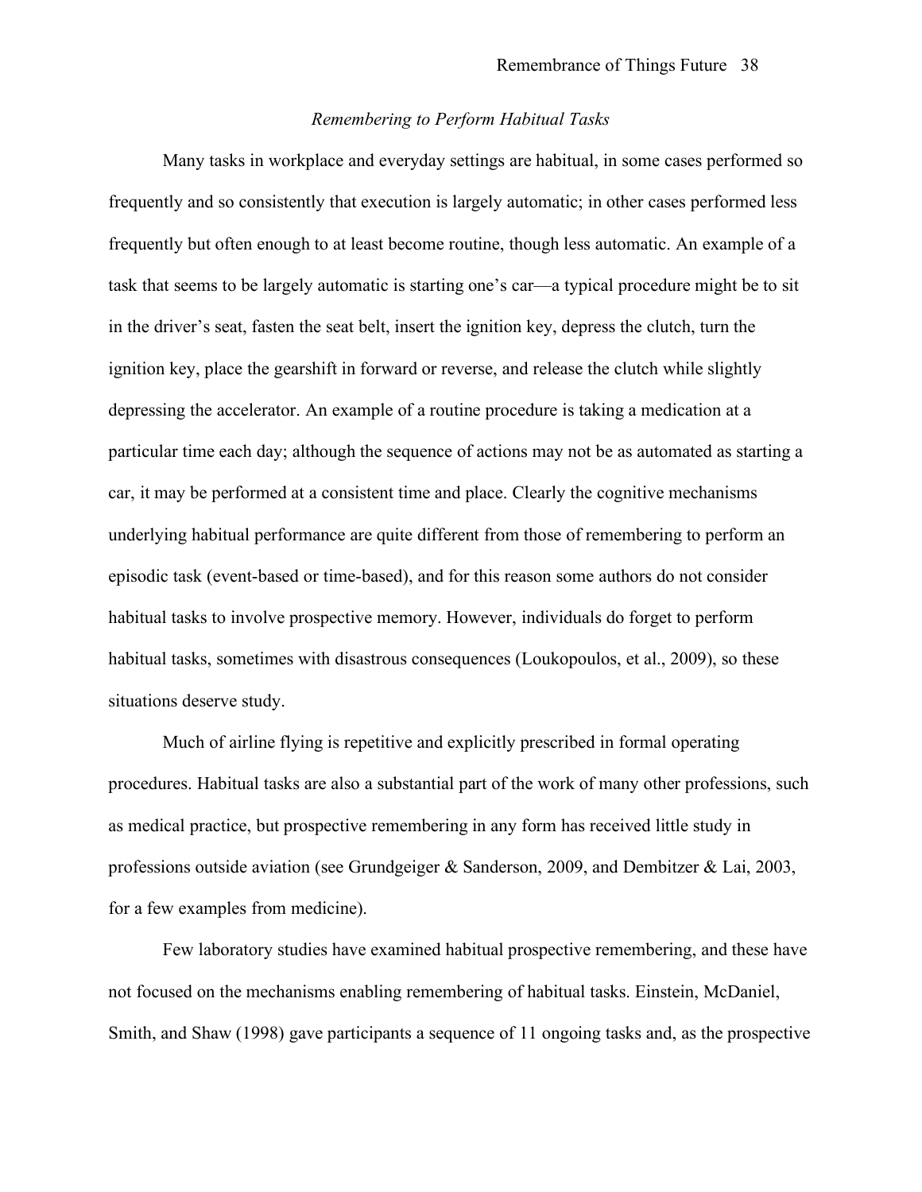### *Remembering to Perform Habitual Tasks*

Many tasks in workplace and everyday settings are habitual, in some cases performed so frequently and so consistently that execution is largely automatic; in other cases performed less frequently but often enough to at least become routine, though less automatic. An example of a task that seems to be largely automatic is starting one's car—a typical procedure might be to sit in the driver's seat, fasten the seat belt, insert the ignition key, depress the clutch, turn the ignition key, place the gearshift in forward or reverse, and release the clutch while slightly depressing the accelerator. An example of a routine procedure is taking a medication at a particular time each day; although the sequence of actions may not be as automated as starting a car, it may be performed at a consistent time and place. Clearly the cognitive mechanisms underlying habitual performance are quite different from those of remembering to perform an episodic task (event-based or time-based), and for this reason some authors do not consider habitual tasks to involve prospective memory. However, individuals do forget to perform habitual tasks, sometimes with disastrous consequences (Loukopoulos, et al., 2009), so these situations deserve study.

Much of airline flying is repetitive and explicitly prescribed in formal operating procedures. Habitual tasks are also a substantial part of the work of many other professions, such as medical practice, but prospective remembering in any form has received little study in professions outside aviation (see Grundgeiger & Sanderson, 2009, and Dembitzer & Lai, 2003, for a few examples from medicine).

Few laboratory studies have examined habitual prospective remembering, and these have not focused on the mechanisms enabling remembering of habitual tasks. Einstein, McDaniel, Smith, and Shaw (1998) gave participants a sequence of 11 ongoing tasks and, as the prospective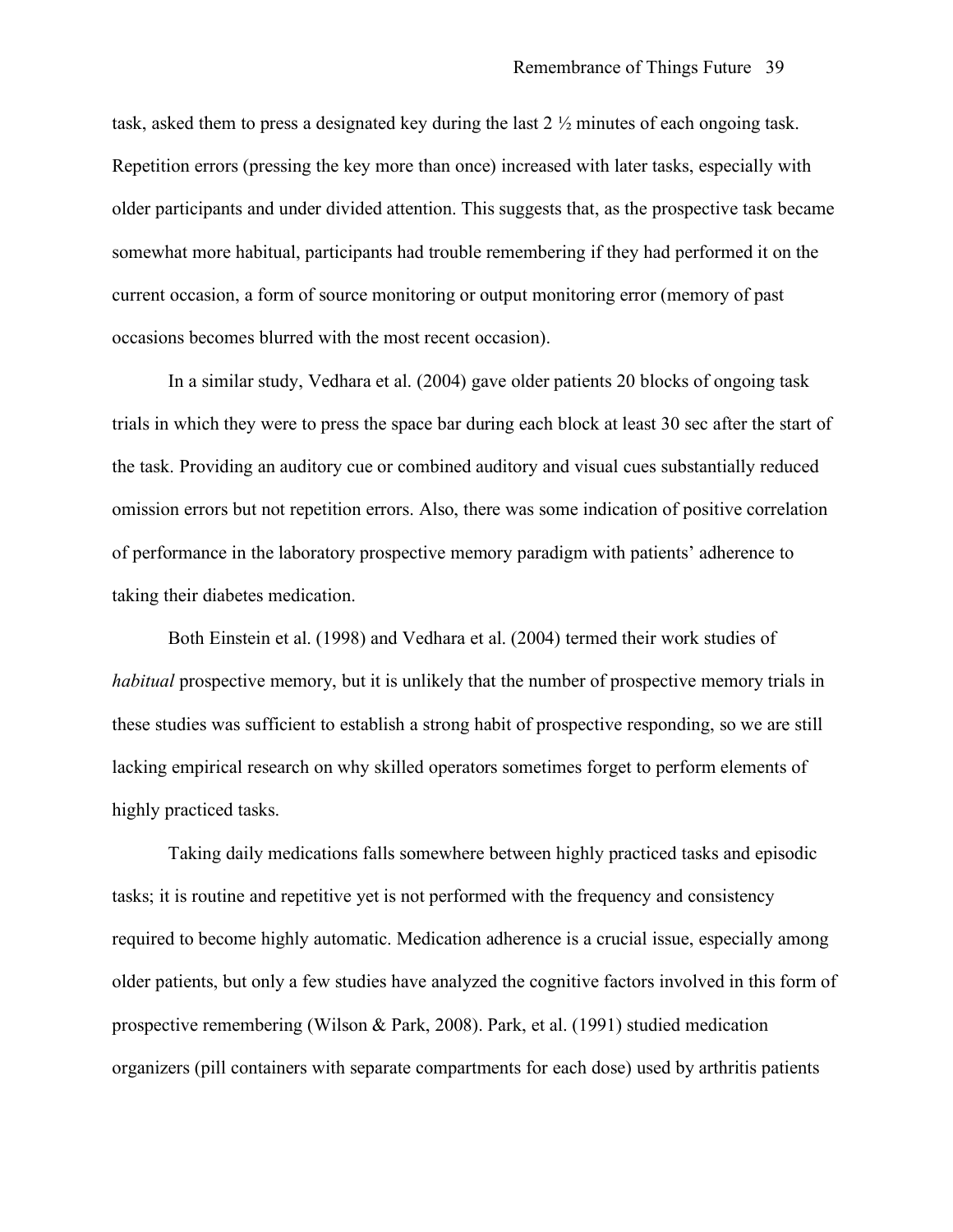task, asked them to press a designated key during the last 2 ½ minutes of each ongoing task. Repetition errors (pressing the key more than once) increased with later tasks, especially with older participants and under divided attention. This suggests that, as the prospective task became somewhat more habitual, participants had trouble remembering if they had performed it on the current occasion, a form of source monitoring or output monitoring error (memory of past occasions becomes blurred with the most recent occasion).

In a similar study, Vedhara et al. (2004) gave older patients 20 blocks of ongoing task trials in which they were to press the space bar during each block at least 30 sec after the start of the task. Providing an auditory cue or combined auditory and visual cues substantially reduced omission errors but not repetition errors. Also, there was some indication of positive correlation of performance in the laboratory prospective memory paradigm with patients' adherence to taking their diabetes medication.

Both Einstein et al. (1998) and Vedhara et al. (2004) termed their work studies of *habitual* prospective memory, but it is unlikely that the number of prospective memory trials in these studies was sufficient to establish a strong habit of prospective responding, so we are still lacking empirical research on why skilled operators sometimes forget to perform elements of highly practiced tasks.

Taking daily medications falls somewhere between highly practiced tasks and episodic tasks; it is routine and repetitive yet is not performed with the frequency and consistency required to become highly automatic. Medication adherence is a crucial issue, especially among older patients, but only a few studies have analyzed the cognitive factors involved in this form of prospective remembering (Wilson & Park, 2008). Park, et al. (1991) studied medication organizers (pill containers with separate compartments for each dose) used by arthritis patients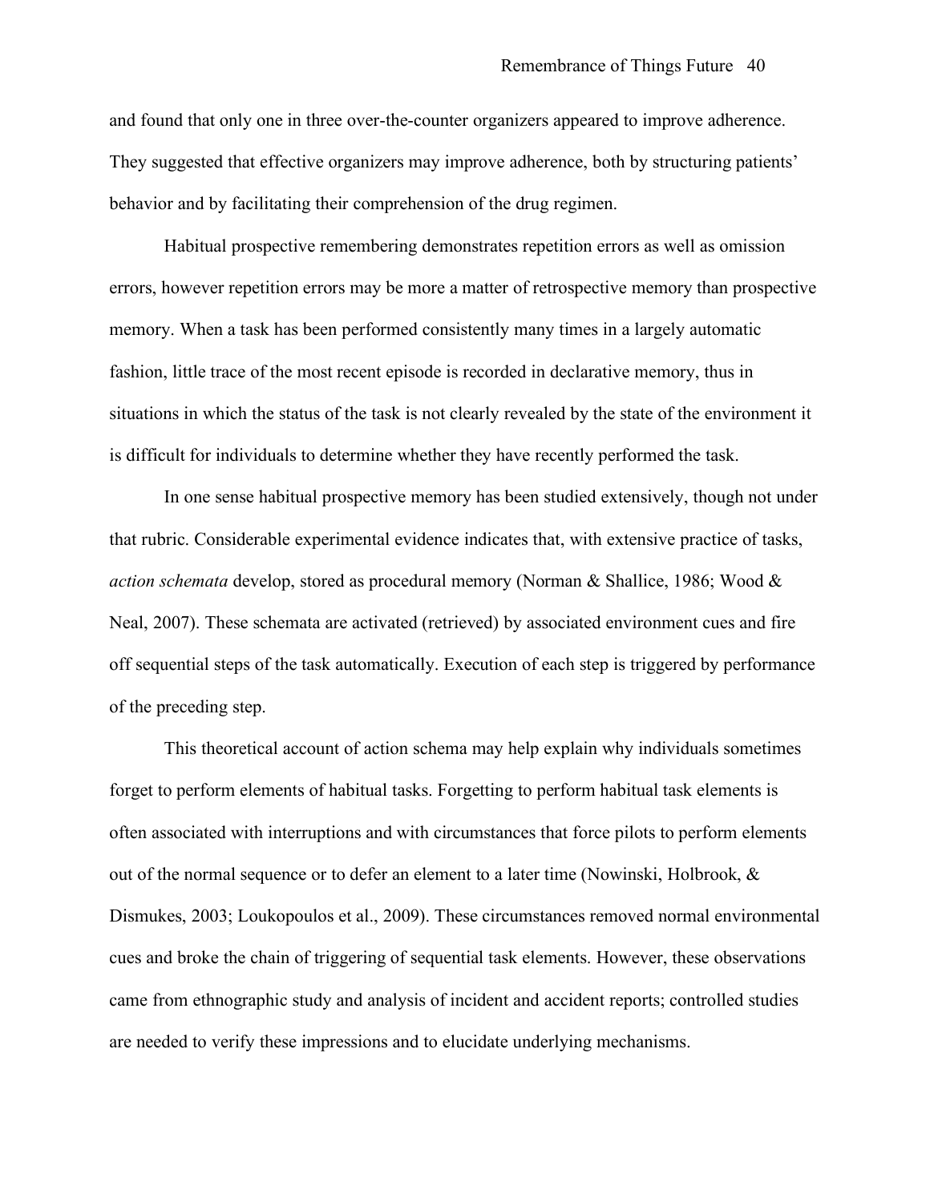and found that only one in three over-the-counter organizers appeared to improve adherence. They suggested that effective organizers may improve adherence, both by structuring patients' behavior and by facilitating their comprehension of the drug regimen.

Habitual prospective remembering demonstrates repetition errors as well as omission errors, however repetition errors may be more a matter of retrospective memory than prospective memory. When a task has been performed consistently many times in a largely automatic fashion, little trace of the most recent episode is recorded in declarative memory, thus in situations in which the status of the task is not clearly revealed by the state of the environment it is difficult for individuals to determine whether they have recently performed the task.

In one sense habitual prospective memory has been studied extensively, though not under that rubric. Considerable experimental evidence indicates that, with extensive practice of tasks, *action schemata* develop, stored as procedural memory (Norman & Shallice, 1986; Wood & Neal, 2007). These schemata are activated (retrieved) by associated environment cues and fire off sequential steps of the task automatically. Execution of each step is triggered by performance of the preceding step.

This theoretical account of action schema may help explain why individuals sometimes forget to perform elements of habitual tasks. Forgetting to perform habitual task elements is often associated with interruptions and with circumstances that force pilots to perform elements out of the normal sequence or to defer an element to a later time (Nowinski, Holbrook, & Dismukes, 2003; Loukopoulos et al., 2009). These circumstances removed normal environmental cues and broke the chain of triggering of sequential task elements. However, these observations came from ethnographic study and analysis of incident and accident reports; controlled studies are needed to verify these impressions and to elucidate underlying mechanisms.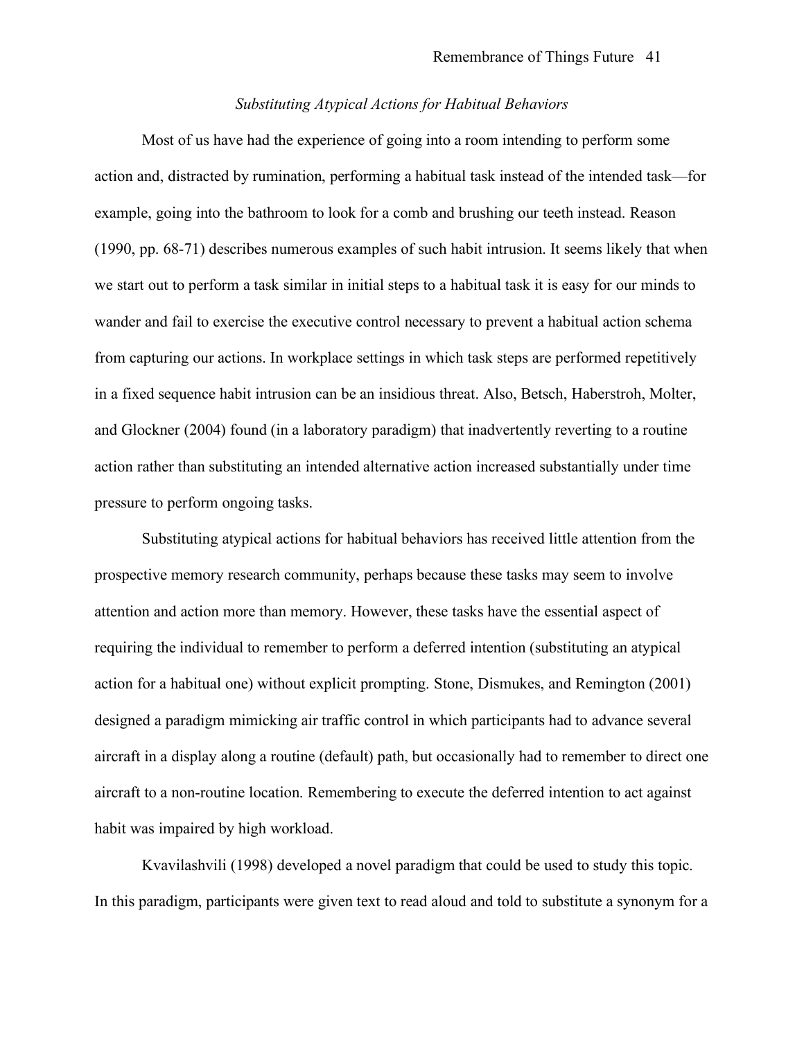### *Substituting Atypical Actions for Habitual Behaviors*

Most of us have had the experience of going into a room intending to perform some action and, distracted by rumination, performing a habitual task instead of the intended task—for example, going into the bathroom to look for a comb and brushing our teeth instead. Reason (1990, pp. 68-71) describes numerous examples of such habit intrusion. It seems likely that when we start out to perform a task similar in initial steps to a habitual task it is easy for our minds to wander and fail to exercise the executive control necessary to prevent a habitual action schema from capturing our actions. In workplace settings in which task steps are performed repetitively in a fixed sequence habit intrusion can be an insidious threat. Also, Betsch, Haberstroh, Molter, and Glockner (2004) found (in a laboratory paradigm) that inadvertently reverting to a routine action rather than substituting an intended alternative action increased substantially under time pressure to perform ongoing tasks.

Substituting atypical actions for habitual behaviors has received little attention from the prospective memory research community, perhaps because these tasks may seem to involve attention and action more than memory. However, these tasks have the essential aspect of requiring the individual to remember to perform a deferred intention (substituting an atypical action for a habitual one) without explicit prompting. Stone, Dismukes, and Remington (2001) designed a paradigm mimicking air traffic control in which participants had to advance several aircraft in a display along a routine (default) path, but occasionally had to remember to direct one aircraft to a non-routine location. Remembering to execute the deferred intention to act against habit was impaired by high workload.

Kvavilashvili (1998) developed a novel paradigm that could be used to study this topic. In this paradigm, participants were given text to read aloud and told to substitute a synonym for a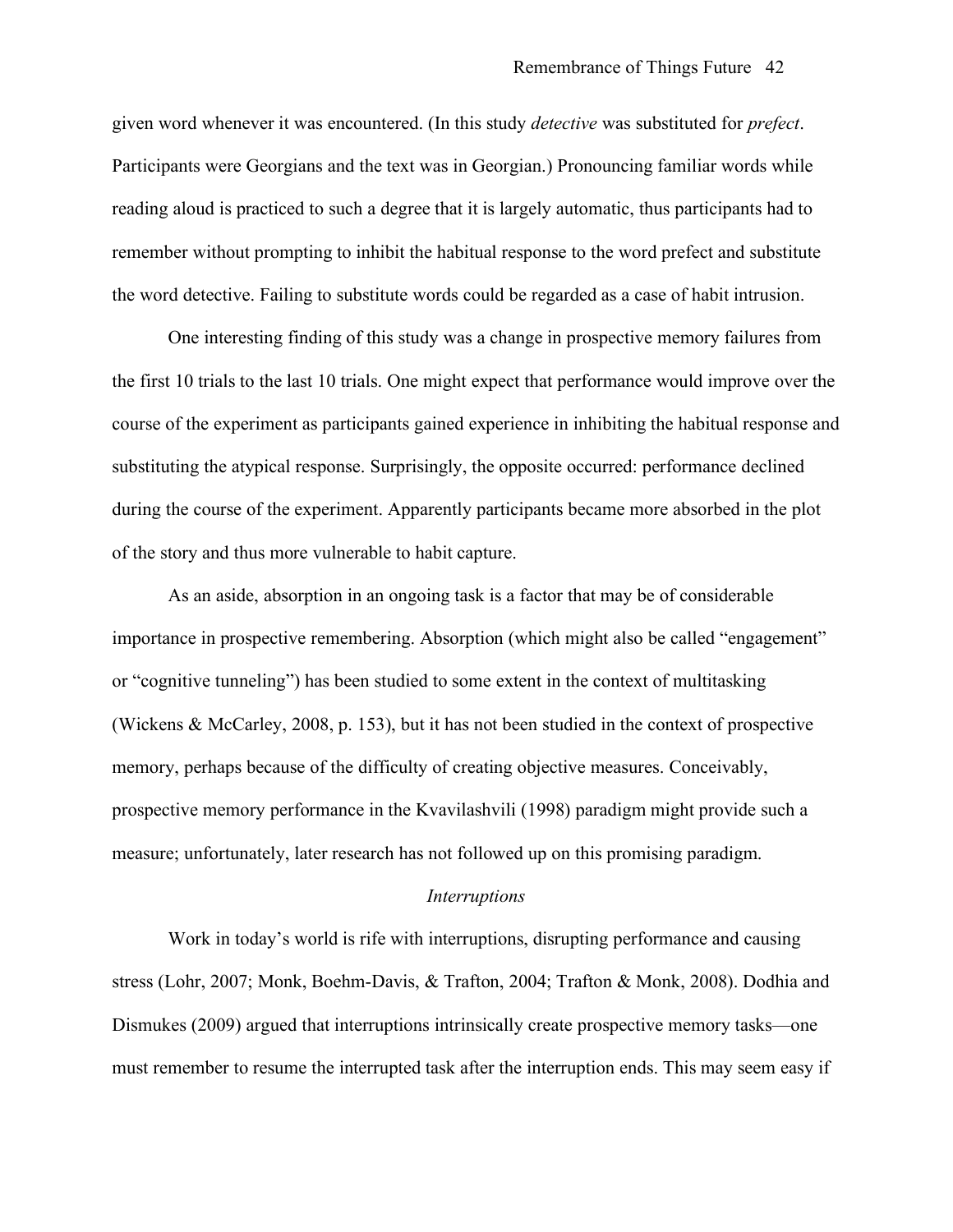given word whenever it was encountered. (In this study *detective* was substituted for *prefect*. Participants were Georgians and the text was in Georgian.) Pronouncing familiar words while reading aloud is practiced to such a degree that it is largely automatic, thus participants had to remember without prompting to inhibit the habitual response to the word prefect and substitute the word detective. Failing to substitute words could be regarded as a case of habit intrusion.

One interesting finding of this study was a change in prospective memory failures from the first 10 trials to the last 10 trials. One might expect that performance would improve over the course of the experiment as participants gained experience in inhibiting the habitual response and substituting the atypical response. Surprisingly, the opposite occurred: performance declined during the course of the experiment. Apparently participants became more absorbed in the plot of the story and thus more vulnerable to habit capture.

As an aside, absorption in an ongoing task is a factor that may be of considerable importance in prospective remembering. Absorption (which might also be called "engagement" or "cognitive tunneling") has been studied to some extent in the context of multitasking (Wickens & McCarley, 2008, p. 153), but it has not been studied in the context of prospective memory, perhaps because of the difficulty of creating objective measures. Conceivably, prospective memory performance in the Kvavilashvili (1998) paradigm might provide such a measure; unfortunately, later research has not followed up on this promising paradigm.

### *Interruptions*

Work in today's world is rife with interruptions, disrupting performance and causing stress (Lohr, 2007; Monk, Boehm-Davis, & Trafton, 2004; Trafton & Monk, 2008). Dodhia and Dismukes (2009) argued that interruptions intrinsically create prospective memory tasks—one must remember to resume the interrupted task after the interruption ends. This may seem easy if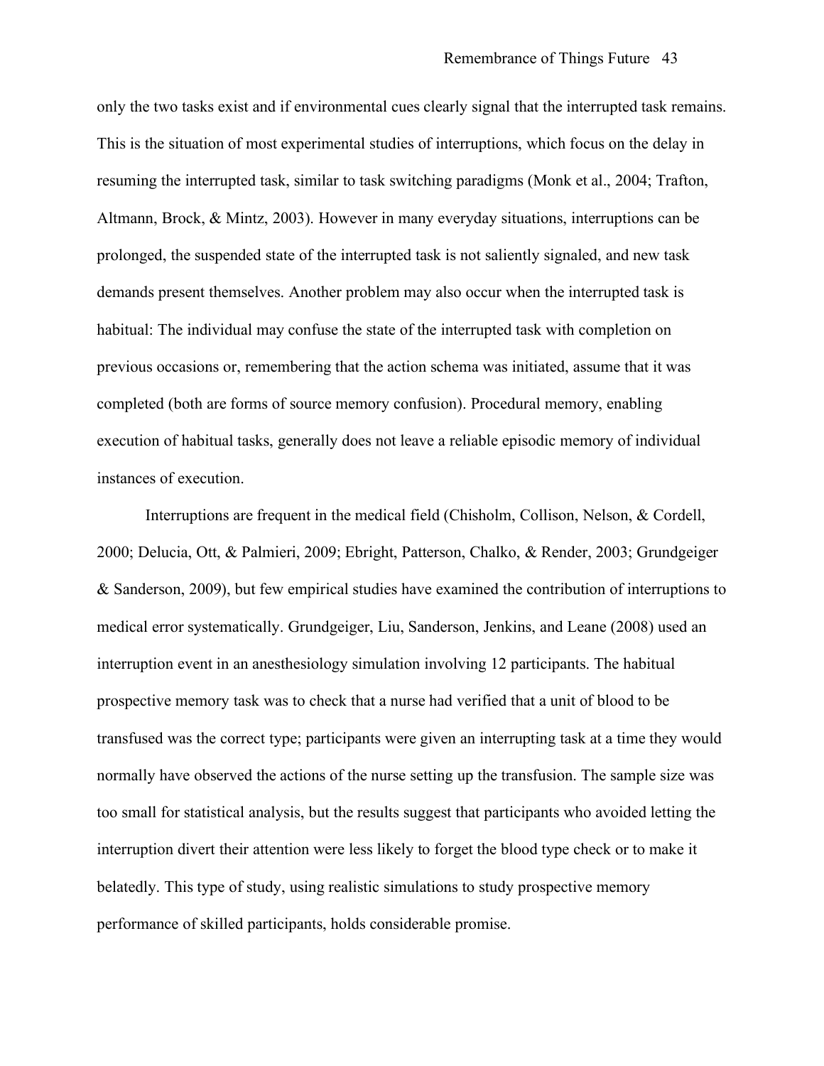only the two tasks exist and if environmental cues clearly signal that the interrupted task remains. This is the situation of most experimental studies of interruptions, which focus on the delay in resuming the interrupted task, similar to task switching paradigms (Monk et al., 2004; Trafton, Altmann, Brock, & Mintz, 2003). However in many everyday situations, interruptions can be prolonged, the suspended state of the interrupted task is not saliently signaled, and new task demands present themselves. Another problem may also occur when the interrupted task is habitual: The individual may confuse the state of the interrupted task with completion on previous occasions or, remembering that the action schema was initiated, assume that it was completed (both are forms of source memory confusion). Procedural memory, enabling execution of habitual tasks, generally does not leave a reliable episodic memory of individual instances of execution.

Interruptions are frequent in the medical field (Chisholm, Collison, Nelson, & Cordell, 2000; Delucia, Ott, & Palmieri, 2009; Ebright, Patterson, Chalko, & Render, 2003; Grundgeiger & Sanderson, 2009), but few empirical studies have examined the contribution of interruptions to medical error systematically. Grundgeiger, Liu, Sanderson, Jenkins, and Leane (2008) used an interruption event in an anesthesiology simulation involving 12 participants. The habitual prospective memory task was to check that a nurse had verified that a unit of blood to be transfused was the correct type; participants were given an interrupting task at a time they would normally have observed the actions of the nurse setting up the transfusion. The sample size was too small for statistical analysis, but the results suggest that participants who avoided letting the interruption divert their attention were less likely to forget the blood type check or to make it belatedly. This type of study, using realistic simulations to study prospective memory performance of skilled participants, holds considerable promise.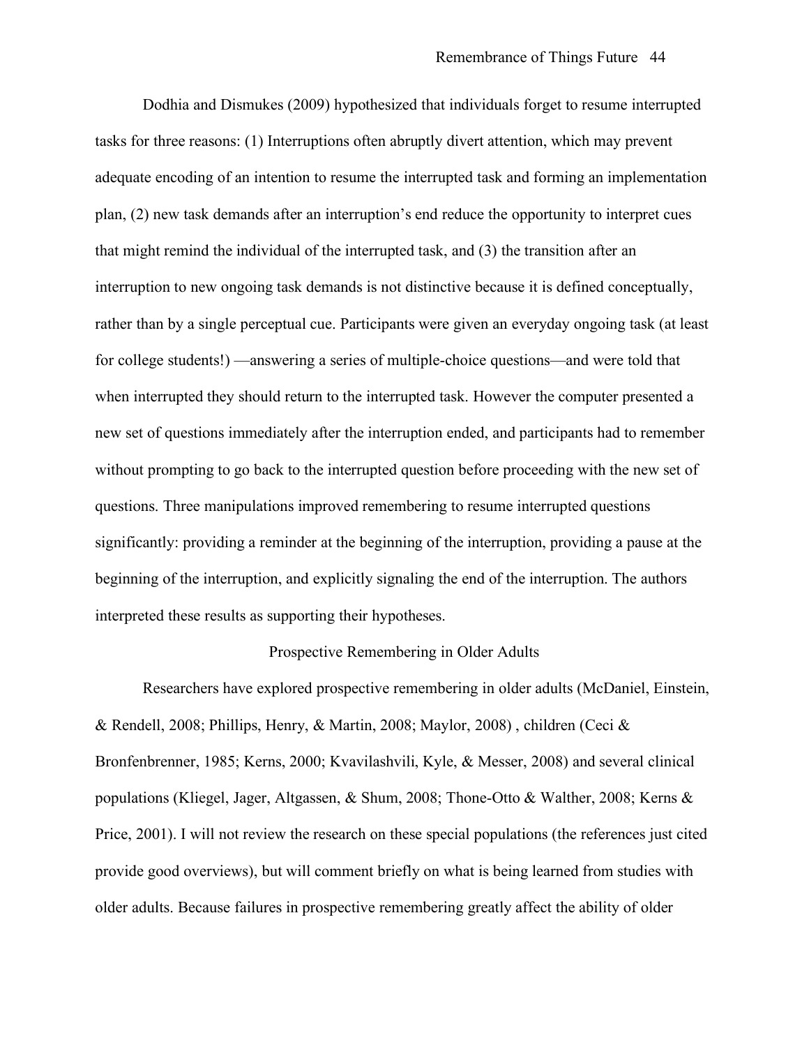Dodhia and Dismukes (2009) hypothesized that individuals forget to resume interrupted tasks for three reasons: (1) Interruptions often abruptly divert attention, which may prevent adequate encoding of an intention to resume the interrupted task and forming an implementation plan, (2) new task demands after an interruption's end reduce the opportunity to interpret cues that might remind the individual of the interrupted task, and (3) the transition after an interruption to new ongoing task demands is not distinctive because it is defined conceptually, rather than by a single perceptual cue. Participants were given an everyday ongoing task (at least for college students!) —answering a series of multiple-choice questions—and were told that when interrupted they should return to the interrupted task. However the computer presented a new set of questions immediately after the interruption ended, and participants had to remember without prompting to go back to the interrupted question before proceeding with the new set of questions. Three manipulations improved remembering to resume interrupted questions significantly: providing a reminder at the beginning of the interruption, providing a pause at the beginning of the interruption, and explicitly signaling the end of the interruption. The authors interpreted these results as supporting their hypotheses.

## Prospective Remembering in Older Adults

Researchers have explored prospective remembering in older adults (McDaniel, Einstein, & Rendell, 2008; Phillips, Henry, & Martin, 2008; Maylor, 2008) , children (Ceci & Bronfenbrenner, 1985; Kerns, 2000; Kvavilashvili, Kyle, & Messer, 2008) and several clinical populations (Kliegel, Jager, Altgassen, & Shum, 2008; Thone-Otto & Walther, 2008; Kerns & Price, 2001). I will not review the research on these special populations (the references just cited provide good overviews), but will comment briefly on what is being learned from studies with older adults. Because failures in prospective remembering greatly affect the ability of older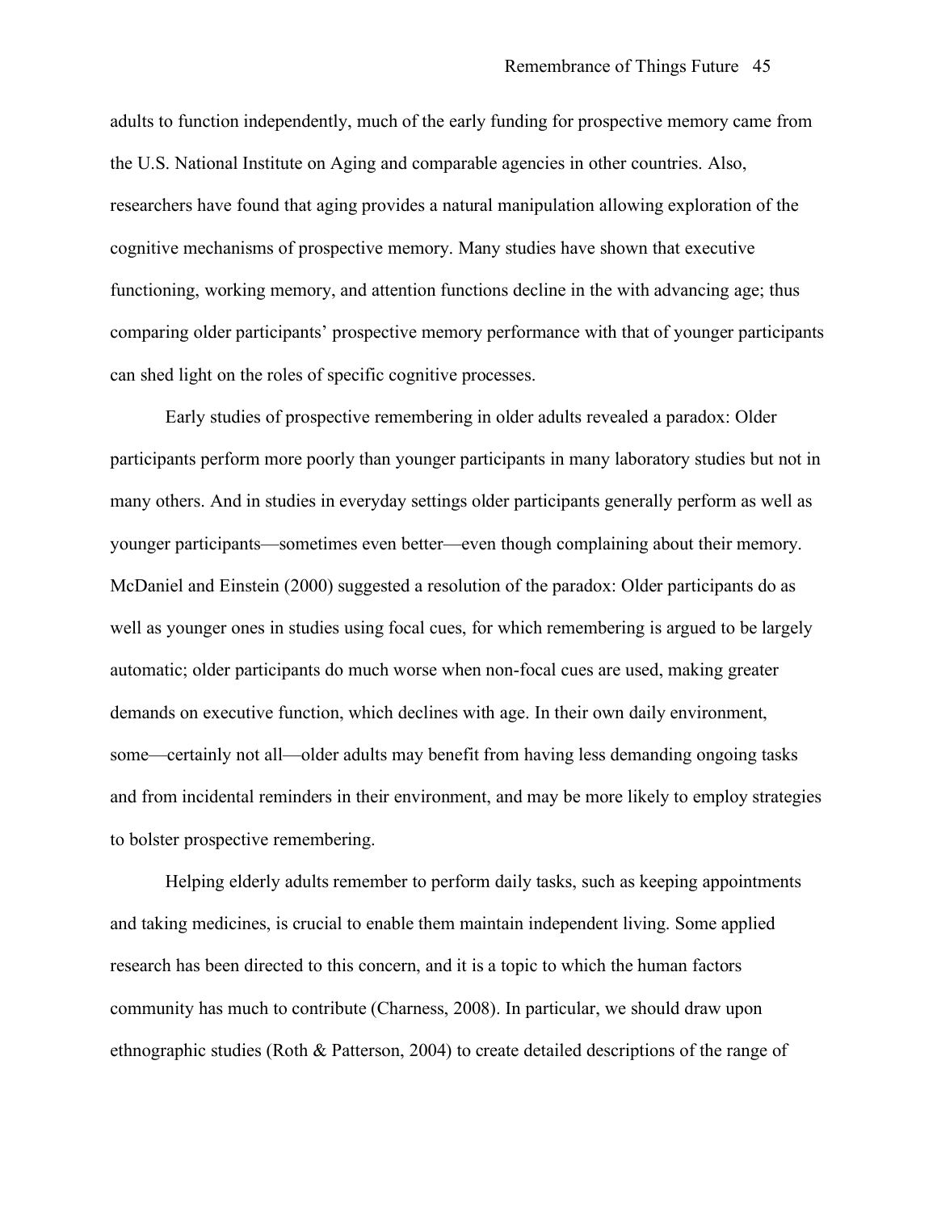adults to function independently, much of the early funding for prospective memory came from the U.S. National Institute on Aging and comparable agencies in other countries. Also, researchers have found that aging provides a natural manipulation allowing exploration of the cognitive mechanisms of prospective memory. Many studies have shown that executive functioning, working memory, and attention functions decline in the with advancing age; thus comparing older participants' prospective memory performance with that of younger participants can shed light on the roles of specific cognitive processes.

Early studies of prospective remembering in older adults revealed a paradox: Older participants perform more poorly than younger participants in many laboratory studies but not in many others. And in studies in everyday settings older participants generally perform as well as younger participants—sometimes even better—even though complaining about their memory. McDaniel and Einstein (2000) suggested a resolution of the paradox: Older participants do as well as younger ones in studies using focal cues, for which remembering is argued to be largely automatic; older participants do much worse when non-focal cues are used, making greater demands on executive function, which declines with age. In their own daily environment, some—certainly not all—older adults may benefit from having less demanding ongoing tasks and from incidental reminders in their environment, and may be more likely to employ strategies to bolster prospective remembering.

Helping elderly adults remember to perform daily tasks, such as keeping appointments and taking medicines, is crucial to enable them maintain independent living. Some applied research has been directed to this concern, and it is a topic to which the human factors community has much to contribute (Charness, 2008). In particular, we should draw upon ethnographic studies (Roth & Patterson, 2004) to create detailed descriptions of the range of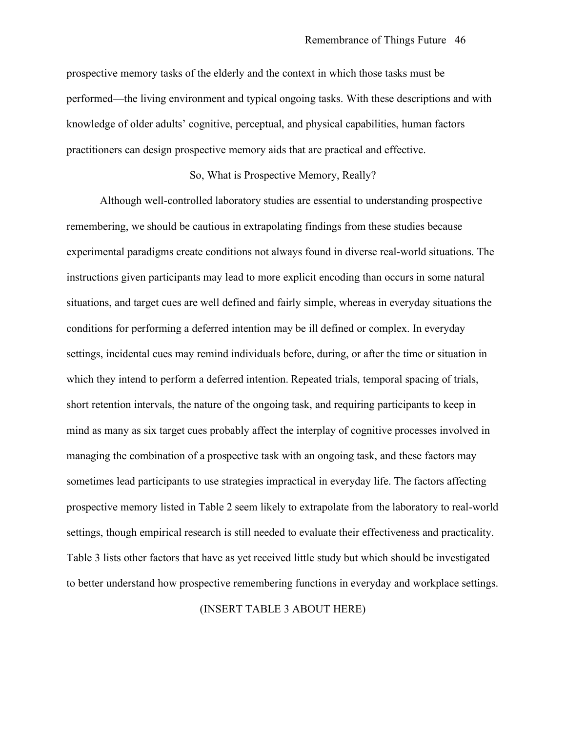prospective memory tasks of the elderly and the context in which those tasks must be performed—the living environment and typical ongoing tasks. With these descriptions and with knowledge of older adults' cognitive, perceptual, and physical capabilities, human factors practitioners can design prospective memory aids that are practical and effective.

## So, What is Prospective Memory, Really?

Although well-controlled laboratory studies are essential to understanding prospective remembering, we should be cautious in extrapolating findings from these studies because experimental paradigms create conditions not always found in diverse real-world situations. The instructions given participants may lead to more explicit encoding than occurs in some natural situations, and target cues are well defined and fairly simple, whereas in everyday situations the conditions for performing a deferred intention may be ill defined or complex. In everyday settings, incidental cues may remind individuals before, during, or after the time or situation in which they intend to perform a deferred intention. Repeated trials, temporal spacing of trials, short retention intervals, the nature of the ongoing task, and requiring participants to keep in mind as many as six target cues probably affect the interplay of cognitive processes involved in managing the combination of a prospective task with an ongoing task, and these factors may sometimes lead participants to use strategies impractical in everyday life. The factors affecting prospective memory listed in Table 2 seem likely to extrapolate from the laboratory to real-world settings, though empirical research is still needed to evaluate their effectiveness and practicality. Table 3 lists other factors that have as yet received little study but which should be investigated to better understand how prospective remembering functions in everyday and workplace settings.

(INSERT TABLE 3 ABOUT HERE)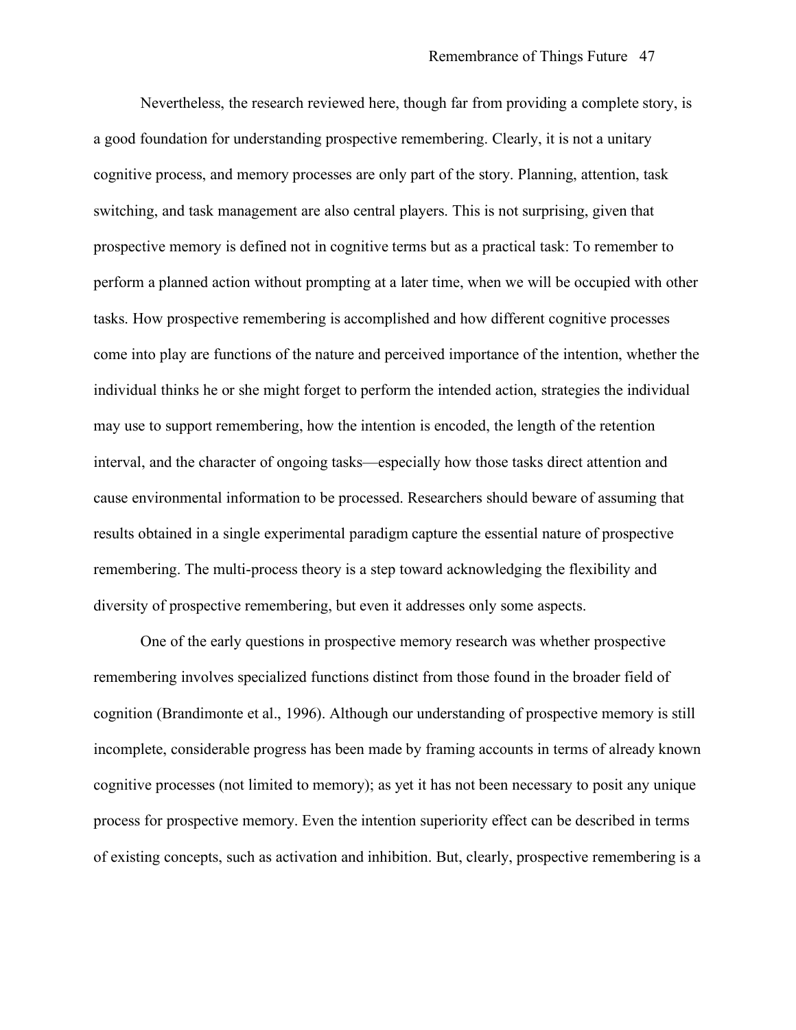Nevertheless, the research reviewed here, though far from providing a complete story, is a good foundation for understanding prospective remembering. Clearly, it is not a unitary cognitive process, and memory processes are only part of the story. Planning, attention, task switching, and task management are also central players. This is not surprising, given that prospective memory is defined not in cognitive terms but as a practical task: To remember to perform a planned action without prompting at a later time, when we will be occupied with other tasks. How prospective remembering is accomplished and how different cognitive processes come into play are functions of the nature and perceived importance of the intention, whether the individual thinks he or she might forget to perform the intended action, strategies the individual may use to support remembering, how the intention is encoded, the length of the retention interval, and the character of ongoing tasks—especially how those tasks direct attention and cause environmental information to be processed. Researchers should beware of assuming that results obtained in a single experimental paradigm capture the essential nature of prospective remembering. The multi-process theory is a step toward acknowledging the flexibility and diversity of prospective remembering, but even it addresses only some aspects.

One of the early questions in prospective memory research was whether prospective remembering involves specialized functions distinct from those found in the broader field of cognition (Brandimonte et al., 1996). Although our understanding of prospective memory is still incomplete, considerable progress has been made by framing accounts in terms of already known cognitive processes (not limited to memory); as yet it has not been necessary to posit any unique process for prospective memory. Even the intention superiority effect can be described in terms of existing concepts, such as activation and inhibition. But, clearly, prospective remembering is a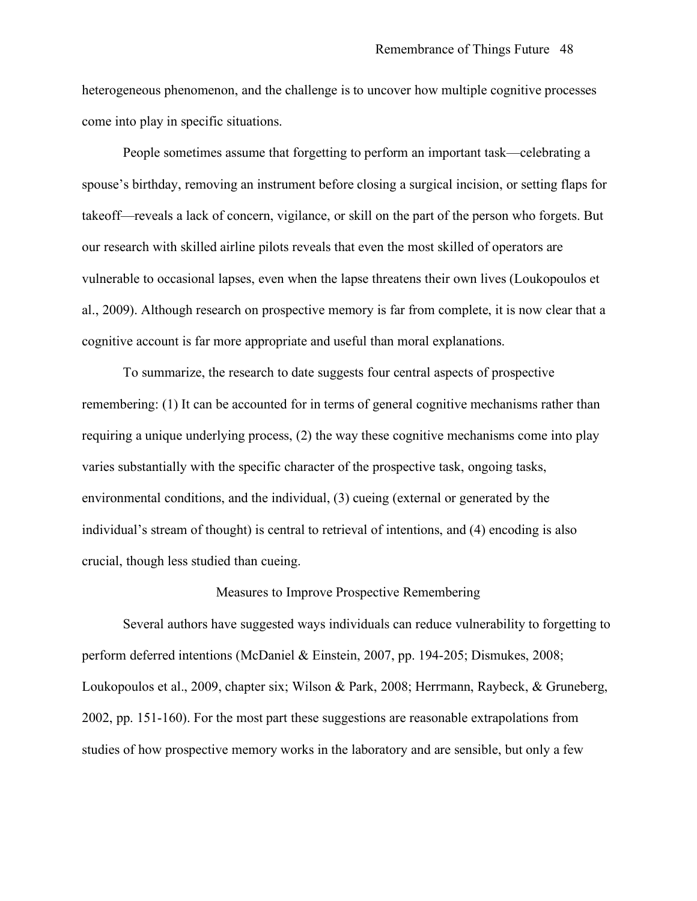heterogeneous phenomenon, and the challenge is to uncover how multiple cognitive processes come into play in specific situations.

People sometimes assume that forgetting to perform an important task—celebrating a spouse's birthday, removing an instrument before closing a surgical incision, or setting flaps for takeoff—reveals a lack of concern, vigilance, or skill on the part of the person who forgets. But our research with skilled airline pilots reveals that even the most skilled of operators are vulnerable to occasional lapses, even when the lapse threatens their own lives (Loukopoulos et al., 2009). Although research on prospective memory is far from complete, it is now clear that a cognitive account is far more appropriate and useful than moral explanations.

To summarize, the research to date suggests four central aspects of prospective remembering: (1) It can be accounted for in terms of general cognitive mechanisms rather than requiring a unique underlying process, (2) the way these cognitive mechanisms come into play varies substantially with the specific character of the prospective task, ongoing tasks, environmental conditions, and the individual, (3) cueing (external or generated by the individual's stream of thought) is central to retrieval of intentions, and (4) encoding is also crucial, though less studied than cueing.

## Measures to Improve Prospective Remembering

Several authors have suggested ways individuals can reduce vulnerability to forgetting to perform deferred intentions (McDaniel & Einstein, 2007, pp. 194-205; Dismukes, 2008; Loukopoulos et al., 2009, chapter six; Wilson & Park, 2008; Herrmann, Raybeck, & Gruneberg, 2002, pp. 151-160). For the most part these suggestions are reasonable extrapolations from studies of how prospective memory works in the laboratory and are sensible, but only a few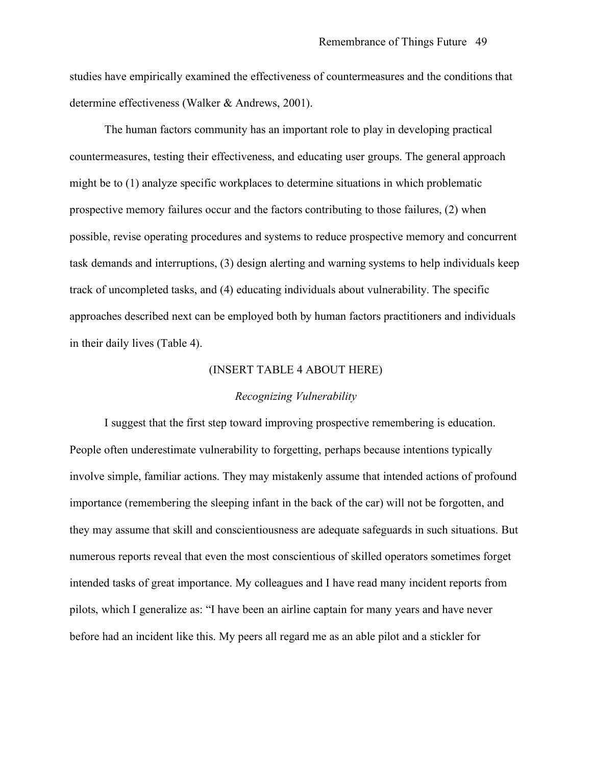studies have empirically examined the effectiveness of countermeasures and the conditions that determine effectiveness (Walker & Andrews, 2001).

The human factors community has an important role to play in developing practical countermeasures, testing their effectiveness, and educating user groups. The general approach might be to (1) analyze specific workplaces to determine situations in which problematic prospective memory failures occur and the factors contributing to those failures, (2) when possible, revise operating procedures and systems to reduce prospective memory and concurrent task demands and interruptions, (3) design alerting and warning systems to help individuals keep track of uncompleted tasks, and (4) educating individuals about vulnerability. The specific approaches described next can be employed both by human factors practitioners and individuals in their daily lives (Table 4).

(INSERT TABLE 4 ABOUT HERE)

### *Recognizing Vulnerability*

I suggest that the first step toward improving prospective remembering is education. People often underestimate vulnerability to forgetting, perhaps because intentions typically involve simple, familiar actions. They may mistakenly assume that intended actions of profound importance (remembering the sleeping infant in the back of the car) will not be forgotten, and they may assume that skill and conscientiousness are adequate safeguards in such situations. But numerous reports reveal that even the most conscientious of skilled operators sometimes forget intended tasks of great importance. My colleagues and I have read many incident reports from pilots, which I generalize as: "I have been an airline captain for many years and have never before had an incident like this. My peers all regard me as an able pilot and a stickler for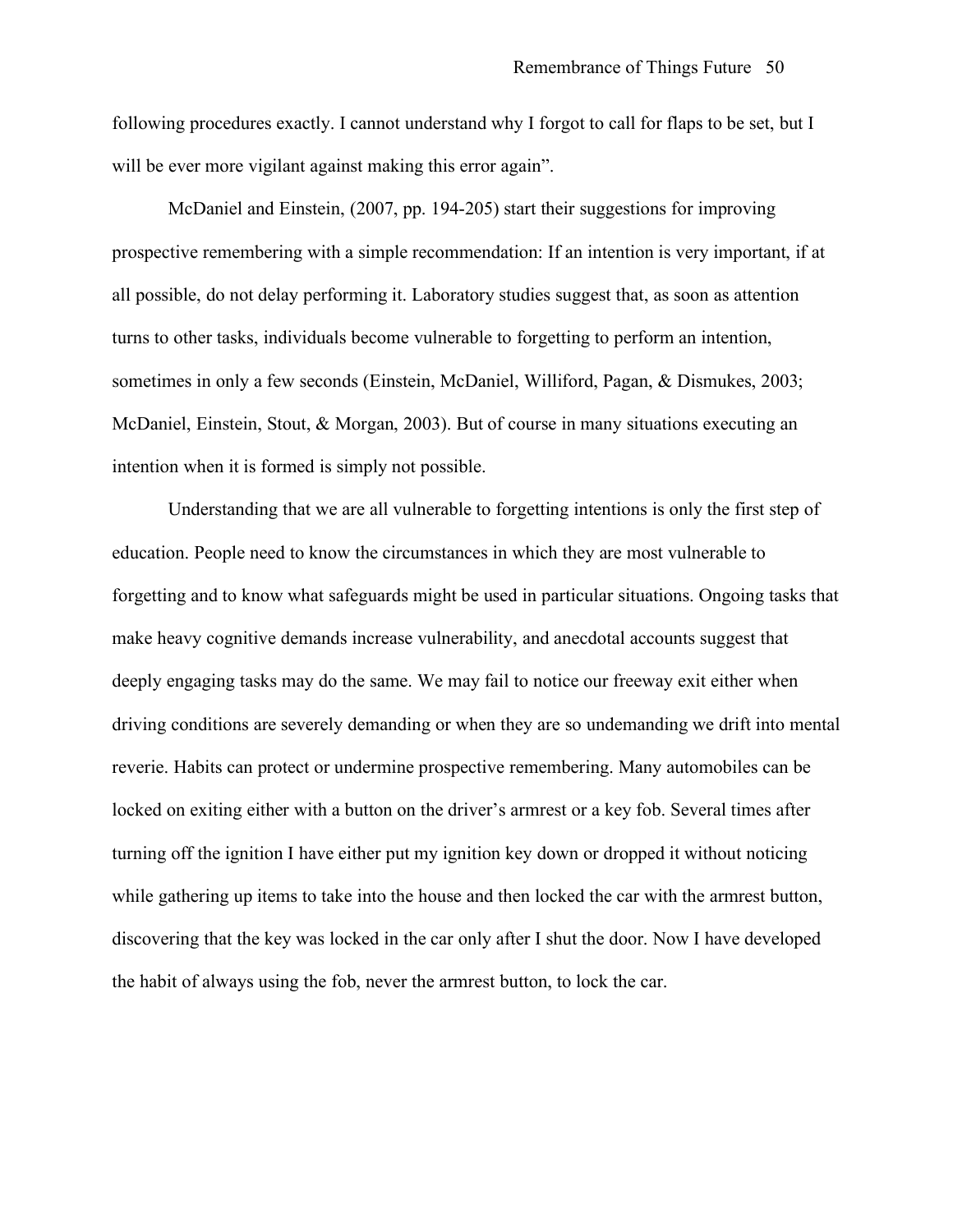following procedures exactly. I cannot understand why I forgot to call for flaps to be set, but I will be ever more vigilant against making this error again".

McDaniel and Einstein, (2007, pp. 194-205) start their suggestions for improving prospective remembering with a simple recommendation: If an intention is very important, if at all possible, do not delay performing it. Laboratory studies suggest that, as soon as attention turns to other tasks, individuals become vulnerable to forgetting to perform an intention, sometimes in only a few seconds (Einstein, McDaniel, Williford, Pagan, & Dismukes, 2003; McDaniel, Einstein, Stout, & Morgan, 2003). But of course in many situations executing an intention when it is formed is simply not possible.

Understanding that we are all vulnerable to forgetting intentions is only the first step of education. People need to know the circumstances in which they are most vulnerable to forgetting and to know what safeguards might be used in particular situations. Ongoing tasks that make heavy cognitive demands increase vulnerability, and anecdotal accounts suggest that deeply engaging tasks may do the same. We may fail to notice our freeway exit either when driving conditions are severely demanding or when they are so undemanding we drift into mental reverie. Habits can protect or undermine prospective remembering. Many automobiles can be locked on exiting either with a button on the driver's armrest or a key fob. Several times after turning off the ignition I have either put my ignition key down or dropped it without noticing while gathering up items to take into the house and then locked the car with the armrest button, discovering that the key was locked in the car only after I shut the door. Now I have developed the habit of always using the fob, never the armrest button, to lock the car.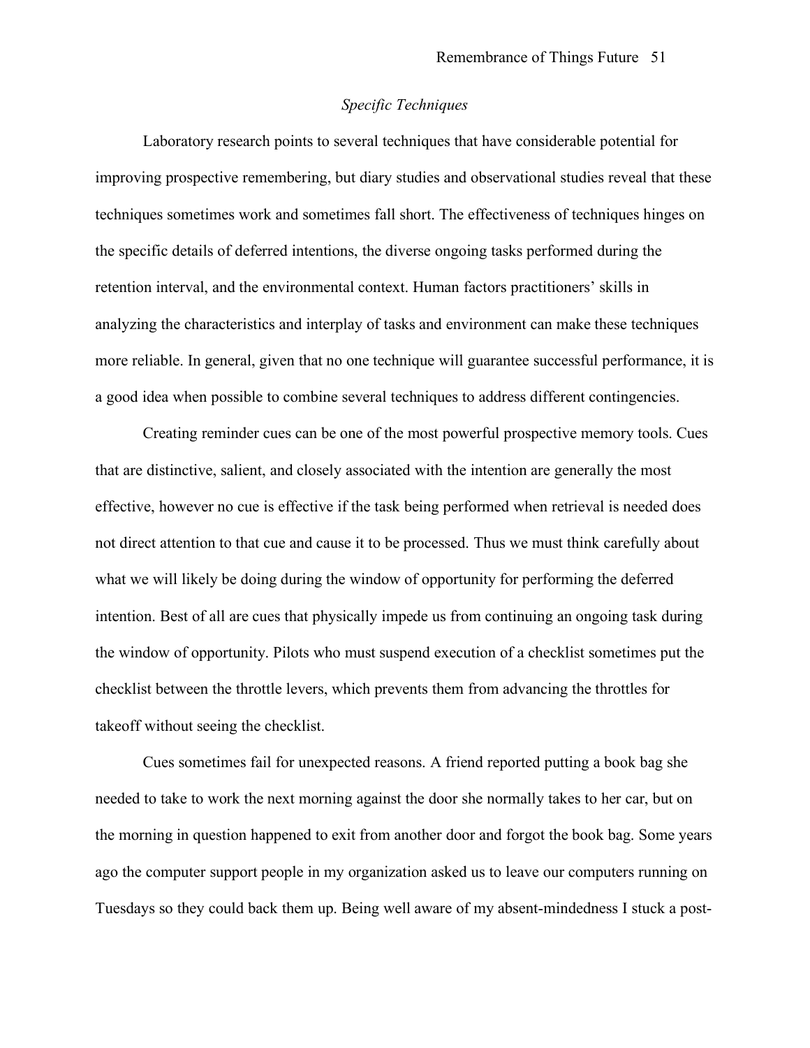### *Specific Techniques*

Laboratory research points to several techniques that have considerable potential for improving prospective remembering, but diary studies and observational studies reveal that these techniques sometimes work and sometimes fall short. The effectiveness of techniques hinges on the specific details of deferred intentions, the diverse ongoing tasks performed during the retention interval, and the environmental context. Human factors practitioners' skills in analyzing the characteristics and interplay of tasks and environment can make these techniques more reliable. In general, given that no one technique will guarantee successful performance, it is a good idea when possible to combine several techniques to address different contingencies.

Creating reminder cues can be one of the most powerful prospective memory tools. Cues that are distinctive, salient, and closely associated with the intention are generally the most effective, however no cue is effective if the task being performed when retrieval is needed does not direct attention to that cue and cause it to be processed. Thus we must think carefully about what we will likely be doing during the window of opportunity for performing the deferred intention. Best of all are cues that physically impede us from continuing an ongoing task during the window of opportunity. Pilots who must suspend execution of a checklist sometimes put the checklist between the throttle levers, which prevents them from advancing the throttles for takeoff without seeing the checklist.

Cues sometimes fail for unexpected reasons. A friend reported putting a book bag she needed to take to work the next morning against the door she normally takes to her car, but on the morning in question happened to exit from another door and forgot the book bag. Some years ago the computer support people in my organization asked us to leave our computers running on Tuesdays so they could back them up. Being well aware of my absent-mindedness I stuck a post-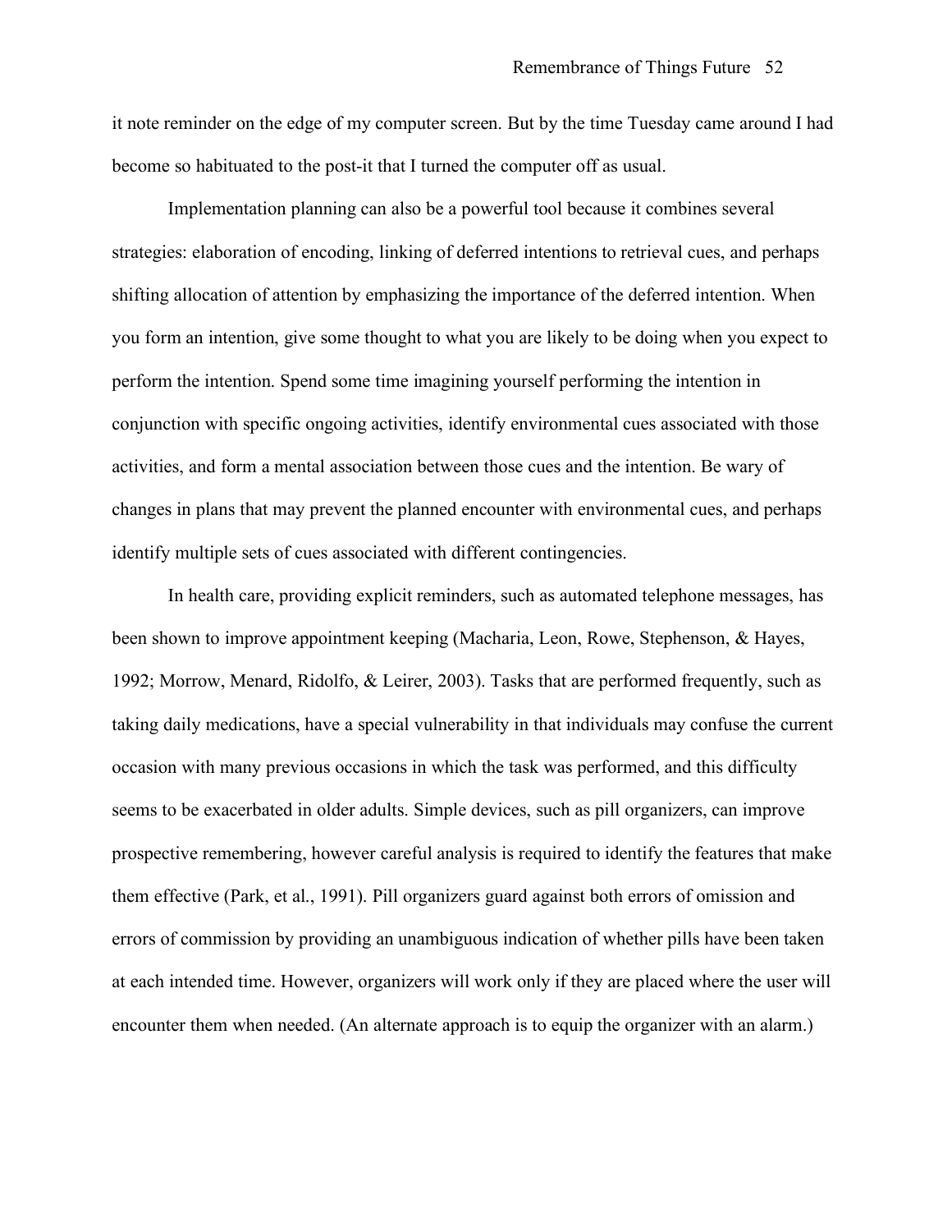it note reminder on the edge of my computer screen. But by the time Tuesday came around I had become so habituated to the post-it that I turned the computer off as usual.

Implementation planning can also be a powerful tool because it combines several strategies: elaboration of encoding, linking of deferred intentions to retrieval cues, and perhaps shifting allocation of attention by emphasizing the importance of the deferred intention. When you form an intention, give some thought to what you are likely to be doing when you expect to perform the intention. Spend some time imagining yourself performing the intention in conjunction with specific ongoing activities, identify environmental cues associated with those activities, and form a mental association between those cues and the intention. Be wary of changes in plans that may prevent the planned encounter with environmental cues, and perhaps identify multiple sets of cues associated with different contingencies.

In health care, providing explicit reminders, such as automated telephone messages, has been shown to improve appointment keeping (Macharia, Leon, Rowe, Stephenson, & Hayes, 1992; Morrow, Menard, Ridolfo, & Leirer, 2003). Tasks that are performed frequently, such as taking daily medications, have a special vulnerability in that individuals may confuse the current occasion with many previous occasions in which the task was performed, and this difficulty seems to be exacerbated in older adults. Simple devices, such as pill organizers, can improve prospective remembering, however careful analysis is required to identify the features that make them effective (Park, et al., 1991). Pill organizers guard against both errors of omission and errors of commission by providing an unambiguous indication of whether pills have been taken at each intended time. However, organizers will work only if they are placed where the user will encounter them when needed. (An alternate approach is to equip the organizer with an alarm.)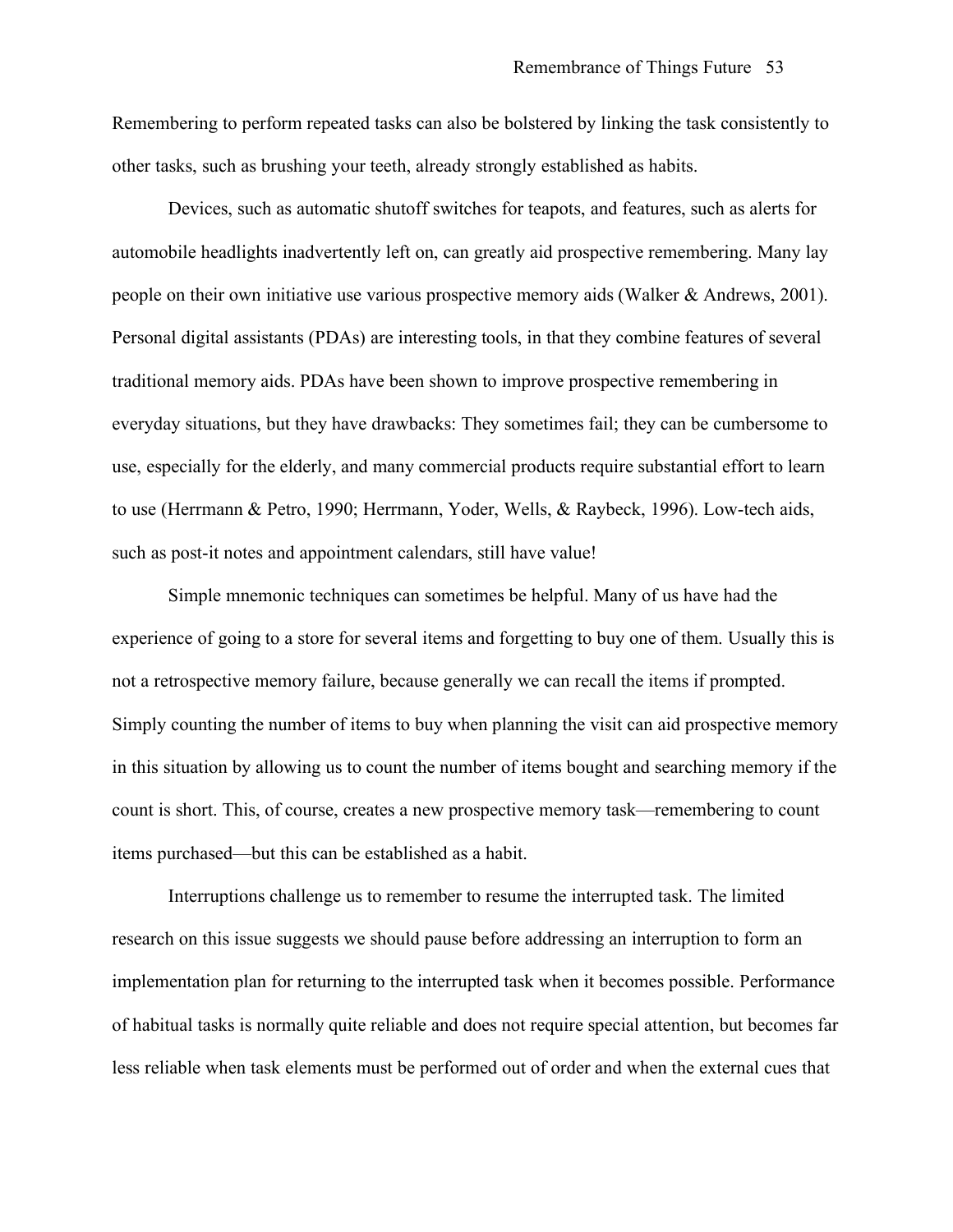Remembering to perform repeated tasks can also be bolstered by linking the task consistently to other tasks, such as brushing your teeth, already strongly established as habits.

Devices, such as automatic shutoff switches for teapots, and features, such as alerts for automobile headlights inadvertently left on, can greatly aid prospective remembering. Many lay people on their own initiative use various prospective memory aids (Walker & Andrews, 2001). Personal digital assistants (PDAs) are interesting tools, in that they combine features of several traditional memory aids. PDAs have been shown to improve prospective remembering in everyday situations, but they have drawbacks: They sometimes fail; they can be cumbersome to use, especially for the elderly, and many commercial products require substantial effort to learn to use (Herrmann & Petro, 1990; Herrmann, Yoder, Wells, & Raybeck, 1996). Low-tech aids, such as post-it notes and appointment calendars, still have value!

Simple mnemonic techniques can sometimes be helpful. Many of us have had the experience of going to a store for several items and forgetting to buy one of them. Usually this is not a retrospective memory failure, because generally we can recall the items if prompted. Simply counting the number of items to buy when planning the visit can aid prospective memory in this situation by allowing us to count the number of items bought and searching memory if the count is short. This, of course, creates a new prospective memory task—remembering to count items purchased—but this can be established as a habit.

Interruptions challenge us to remember to resume the interrupted task. The limited research on this issue suggests we should pause before addressing an interruption to form an implementation plan for returning to the interrupted task when it becomes possible. Performance of habitual tasks is normally quite reliable and does not require special attention, but becomes far less reliable when task elements must be performed out of order and when the external cues that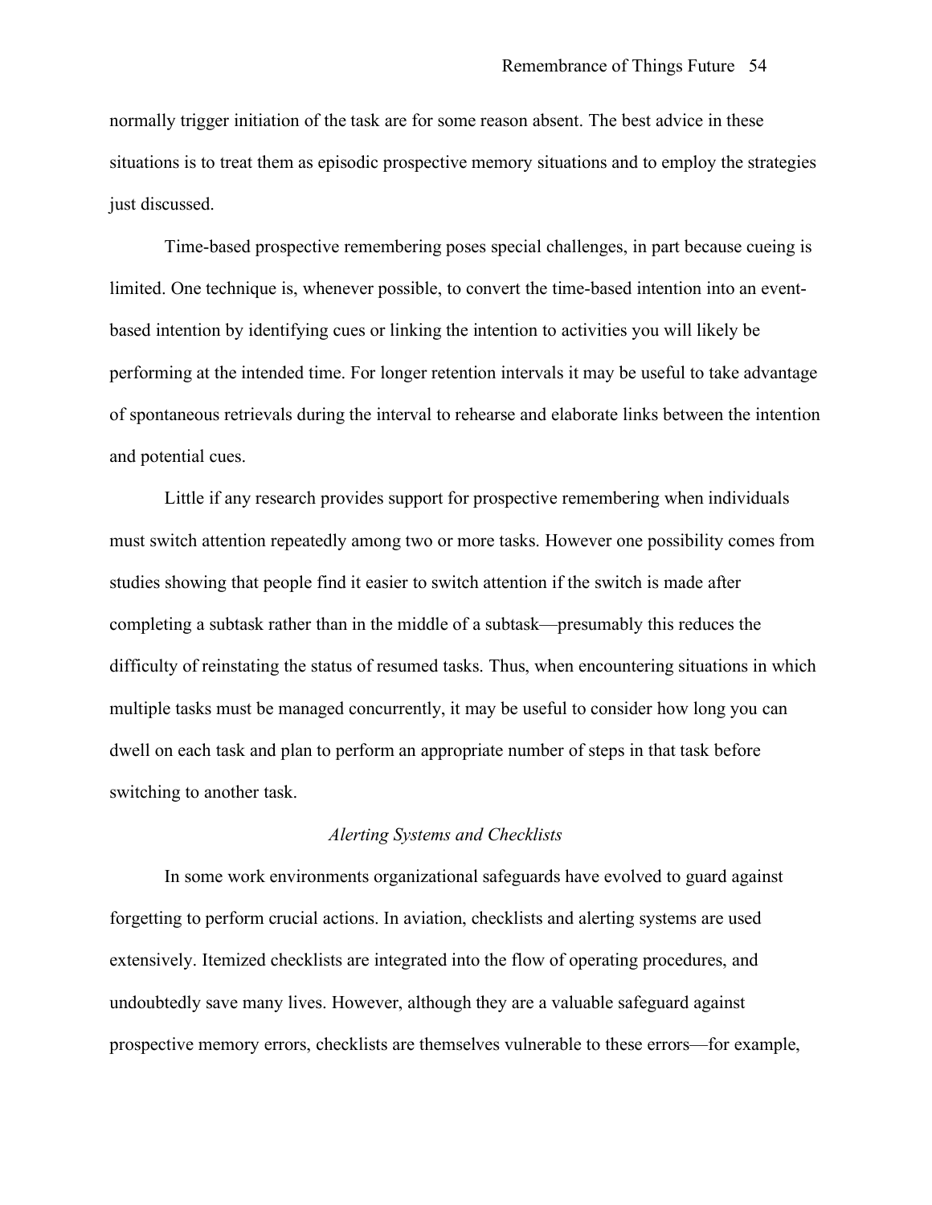normally trigger initiation of the task are for some reason absent. The best advice in these situations is to treat them as episodic prospective memory situations and to employ the strategies just discussed.

Time-based prospective remembering poses special challenges, in part because cueing is limited. One technique is, whenever possible, to convert the time-based intention into an event-based intention by identifying cues or linking the intention to activities you will likely be performing at the intended time. For longer retention intervals it may be useful to take advantage of spontaneous retrievals during the interval to rehearse and elaborate links between the intention and potential cues.

Little if any research provides support for prospective remembering when individuals must switch attention repeatedly among two or more tasks. However one possibility comes from studies showing that people find it easier to switch attention if the switch is made after completing a subtask rather than in the middle of a subtask—presumably this reduces the difficulty of reinstating the status of resumed tasks. Thus, when encountering situations in which multiple tasks must be managed concurrently, it may be useful to consider how long you can dwell on each task and plan to perform an appropriate number of steps in that task before switching to another task.

### *Alerting Systems and Checklists*

In some work environments organizational safeguards have evolved to guard against forgetting to perform crucial actions. In aviation, checklists and alerting systems are used extensively. Itemized checklists are integrated into the flow of operating procedures, and undoubtedly save many lives. However, although they are a valuable safeguard against prospective memory errors, checklists are themselves vulnerable to these errors—for example,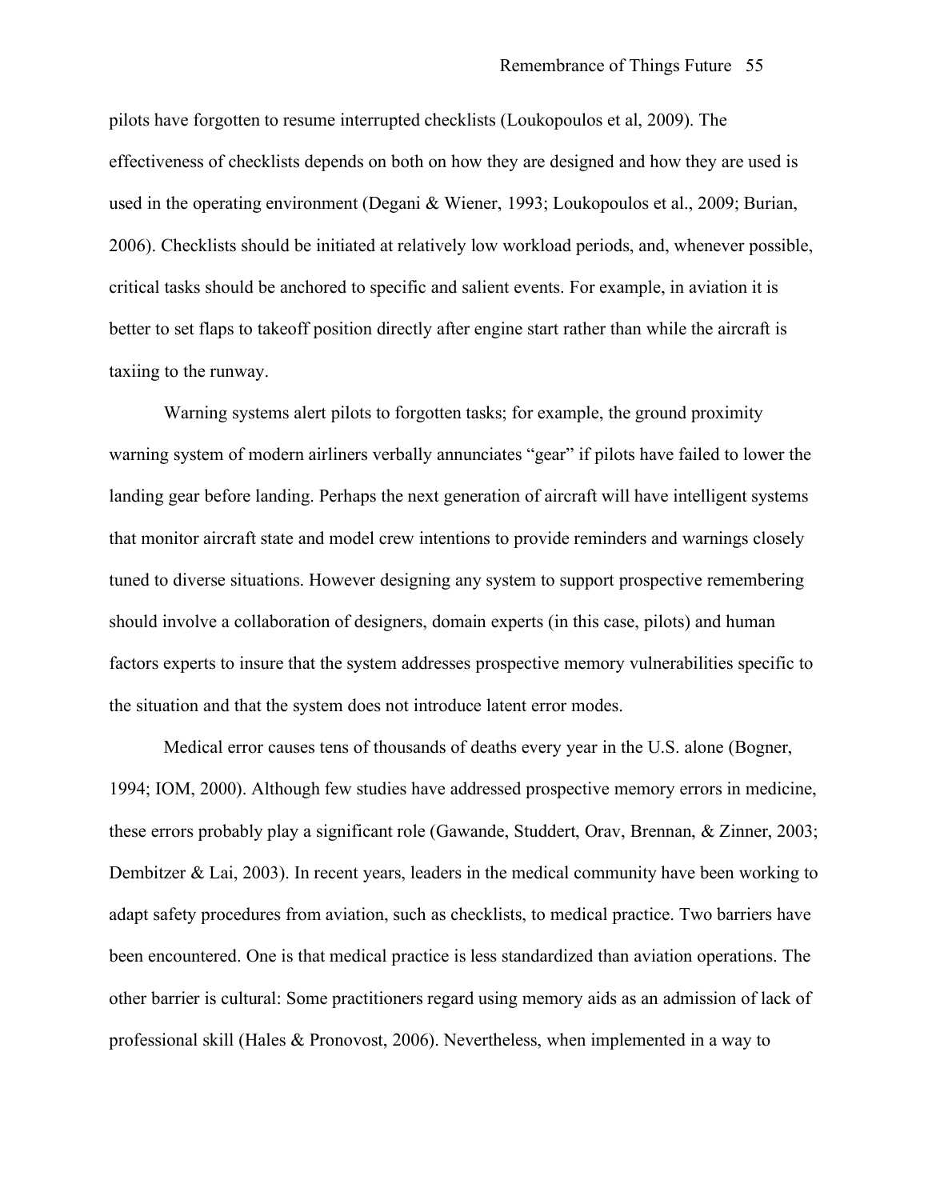pilots have forgotten to resume interrupted checklists (Loukopoulos et al, 2009). The effectiveness of checklists depends on both on how they are designed and how they are used is used in the operating environment (Degani & Wiener, 1993; Loukopoulos et al., 2009; Burian, 2006). Checklists should be initiated at relatively low workload periods, and, whenever possible, critical tasks should be anchored to specific and salient events. For example, in aviation it is better to set flaps to takeoff position directly after engine start rather than while the aircraft is taxiing to the runway.

Warning systems alert pilots to forgotten tasks; for example, the ground proximity warning system of modern airliners verbally annunciates "gear" if pilots have failed to lower the landing gear before landing. Perhaps the next generation of aircraft will have intelligent systems that monitor aircraft state and model crew intentions to provide reminders and warnings closely tuned to diverse situations. However designing any system to support prospective remembering should involve a collaboration of designers, domain experts (in this case, pilots) and human factors experts to insure that the system addresses prospective memory vulnerabilities specific to the situation and that the system does not introduce latent error modes.

Medical error causes tens of thousands of deaths every year in the U.S. alone (Bogner, 1994; IOM, 2000). Although few studies have addressed prospective memory errors in medicine, these errors probably play a significant role (Gawande, Studdert, Orav, Brennan, & Zinner, 2003; Dembitzer & Lai, 2003). In recent years, leaders in the medical community have been working to adapt safety procedures from aviation, such as checklists, to medical practice. Two barriers have been encountered. One is that medical practice is less standardized than aviation operations. The other barrier is cultural: Some practitioners regard using memory aids as an admission of lack of professional skill (Hales & Pronovost, 2006). Nevertheless, when implemented in a way to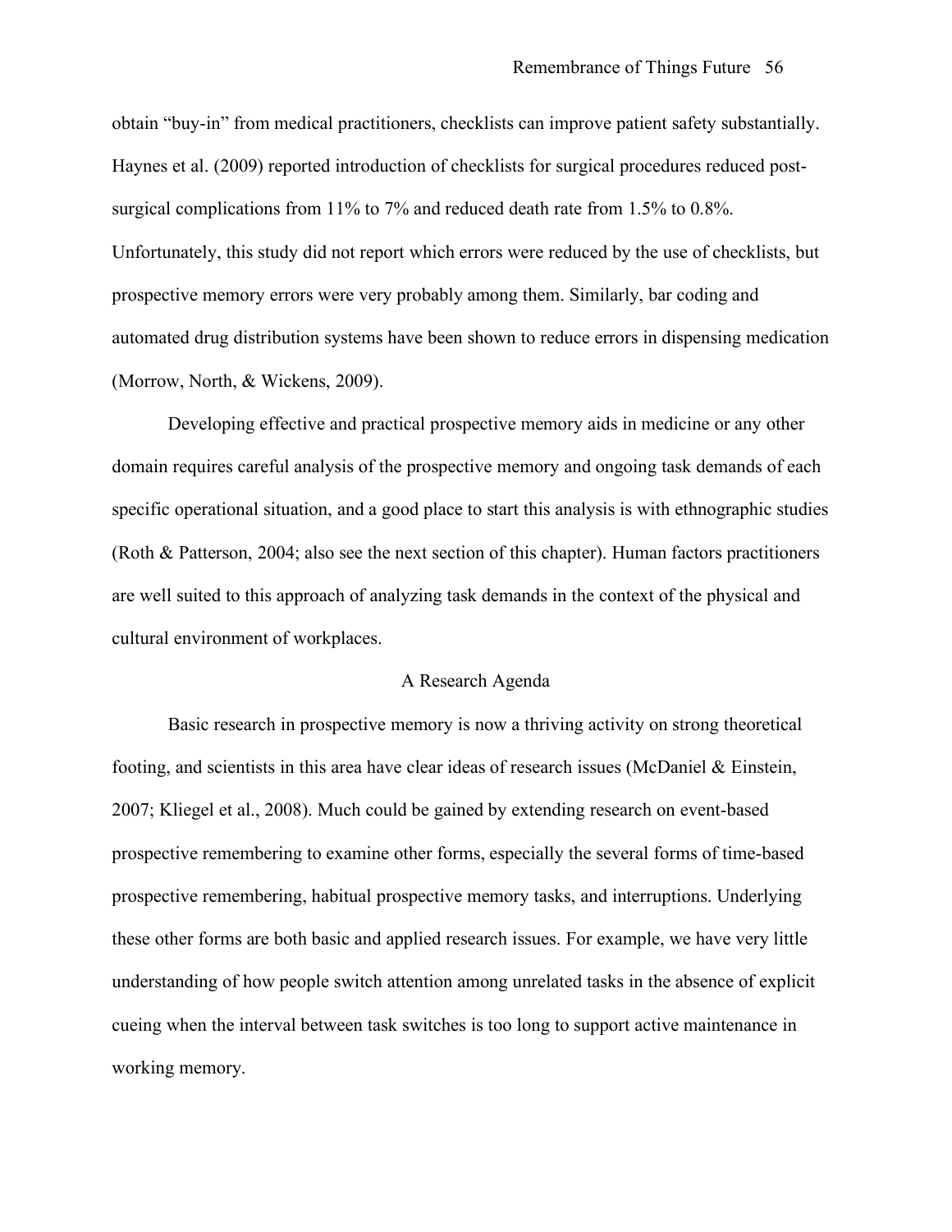obtain "buy-in" from medical practitioners, checklists can improve patient safety substantially. Haynes et al. (2009) reported introduction of checklists for surgical procedures reduced post-surgical complications from 11% to 7% and reduced death rate from 1.5% to 0.8%. Unfortunately, this study did not report which errors were reduced by the use of checklists, but prospective memory errors were very probably among them. Similarly, bar coding and automated drug distribution systems have been shown to reduce errors in dispensing medication (Morrow, North, & Wickens, 2009).

Developing effective and practical prospective memory aids in medicine or any other domain requires careful analysis of the prospective memory and ongoing task demands of each specific operational situation, and a good place to start this analysis is with ethnographic studies (Roth & Patterson, 2004; also see the next section of this chapter). Human factors practitioners are well suited to this approach of analyzing task demands in the context of the physical and cultural environment of workplaces.

## A Research Agenda

Basic research in prospective memory is now a thriving activity on strong theoretical footing, and scientists in this area have clear ideas of research issues (McDaniel & Einstein, 2007; Kliegel et al., 2008). Much could be gained by extending research on event-based prospective remembering to examine other forms, especially the several forms of time-based prospective remembering, habitual prospective memory tasks, and interruptions. Underlying these other forms are both basic and applied research issues. For example, we have very little understanding of how people switch attention among unrelated tasks in the absence of explicit cueing when the interval between task switches is too long to support active maintenance in working memory.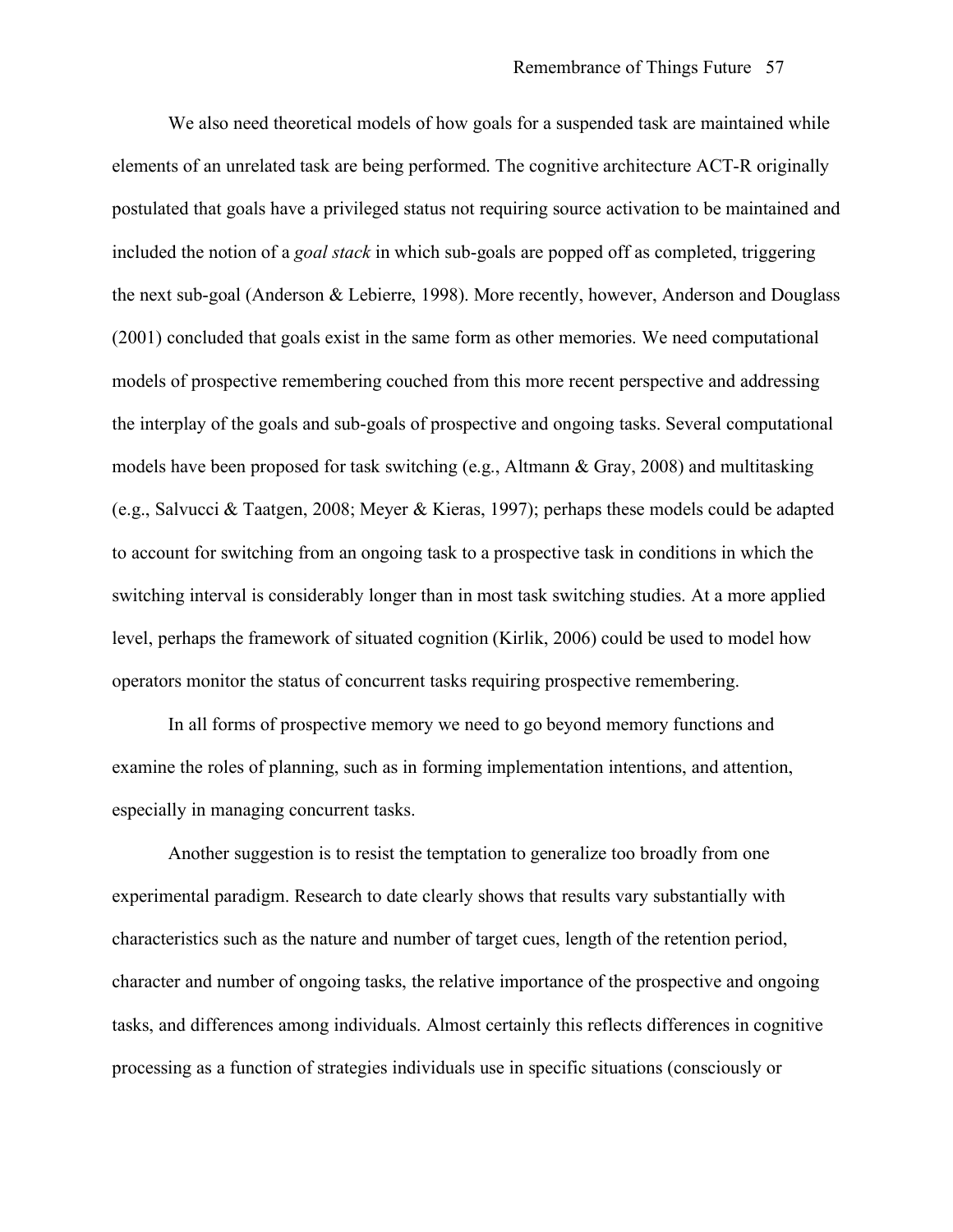We also need theoretical models of how goals for a suspended task are maintained while elements of an unrelated task are being performed. The cognitive architecture ACT-R originally postulated that goals have a privileged status not requiring source activation to be maintained and included the notion of a *goal stack* in which sub-goals are popped off as completed, triggering the next sub-goal (Anderson & Lebierre, 1998). More recently, however, Anderson and Douglass (2001) concluded that goals exist in the same form as other memories. We need computational models of prospective remembering couched from this more recent perspective and addressing the interplay of the goals and sub-goals of prospective and ongoing tasks. Several computational models have been proposed for task switching (e.g., Altmann & Gray, 2008) and multitasking (e.g., Salvucci & Taatgen, 2008; Meyer & Kieras, 1997); perhaps these models could be adapted to account for switching from an ongoing task to a prospective task in conditions in which the switching interval is considerably longer than in most task switching studies. At a more applied level, perhaps the framework of situated cognition (Kirlik, 2006) could be used to model how operators monitor the status of concurrent tasks requiring prospective remembering.

In all forms of prospective memory we need to go beyond memory functions and examine the roles of planning, such as in forming implementation intentions, and attention, especially in managing concurrent tasks.

Another suggestion is to resist the temptation to generalize too broadly from one experimental paradigm. Research to date clearly shows that results vary substantially with characteristics such as the nature and number of target cues, length of the retention period, character and number of ongoing tasks, the relative importance of the prospective and ongoing tasks, and differences among individuals. Almost certainly this reflects differences in cognitive processing as a function of strategies individuals use in specific situations (consciously or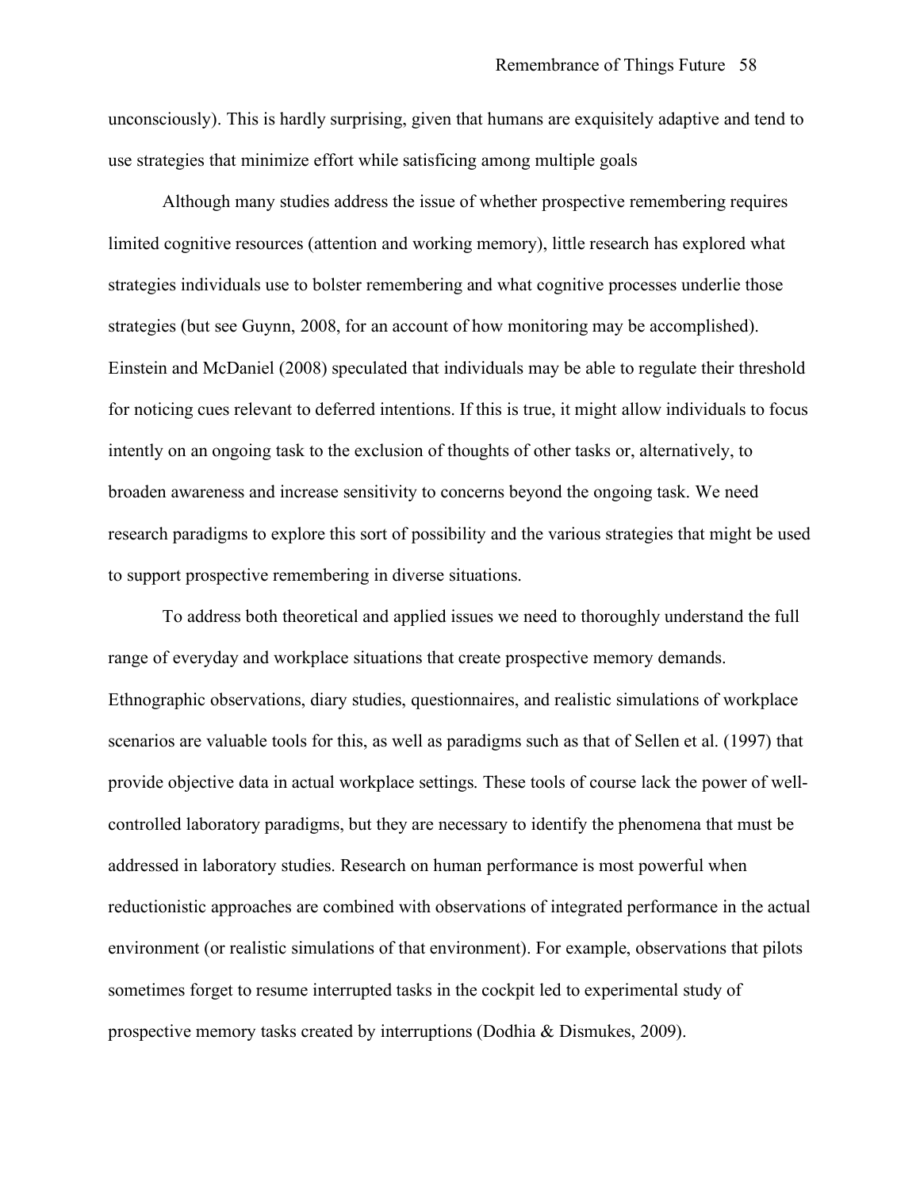unconsciously). This is hardly surprising, given that humans are exquisitely adaptive and tend to use strategies that minimize effort while satisficing among multiple goals

Although many studies address the issue of whether prospective remembering requires limited cognitive resources (attention and working memory), little research has explored what strategies individuals use to bolster remembering and what cognitive processes underlie those strategies (but see Guynn, 2008, for an account of how monitoring may be accomplished). Einstein and McDaniel (2008) speculated that individuals may be able to regulate their threshold for noticing cues relevant to deferred intentions. If this is true, it might allow individuals to focus intently on an ongoing task to the exclusion of thoughts of other tasks or, alternatively, to broaden awareness and increase sensitivity to concerns beyond the ongoing task. We need research paradigms to explore this sort of possibility and the various strategies that might be used to support prospective remembering in diverse situations.

To address both theoretical and applied issues we need to thoroughly understand the full range of everyday and workplace situations that create prospective memory demands. Ethnographic observations, diary studies, questionnaires, and realistic simulations of workplace scenarios are valuable tools for this, as well as paradigms such as that of Sellen et al. (1997) that provide objective data in actual workplace settings. These tools of course lack the power of well-controlled laboratory paradigms, but they are necessary to identify the phenomena that must be addressed in laboratory studies. Research on human performance is most powerful when reductionistic approaches are combined with observations of integrated performance in the actual environment (or realistic simulations of that environment). For example, observations that pilots sometimes forget to resume interrupted tasks in the cockpit led to experimental study of prospective memory tasks created by interruptions (Dodhia & Dismukes, 2009).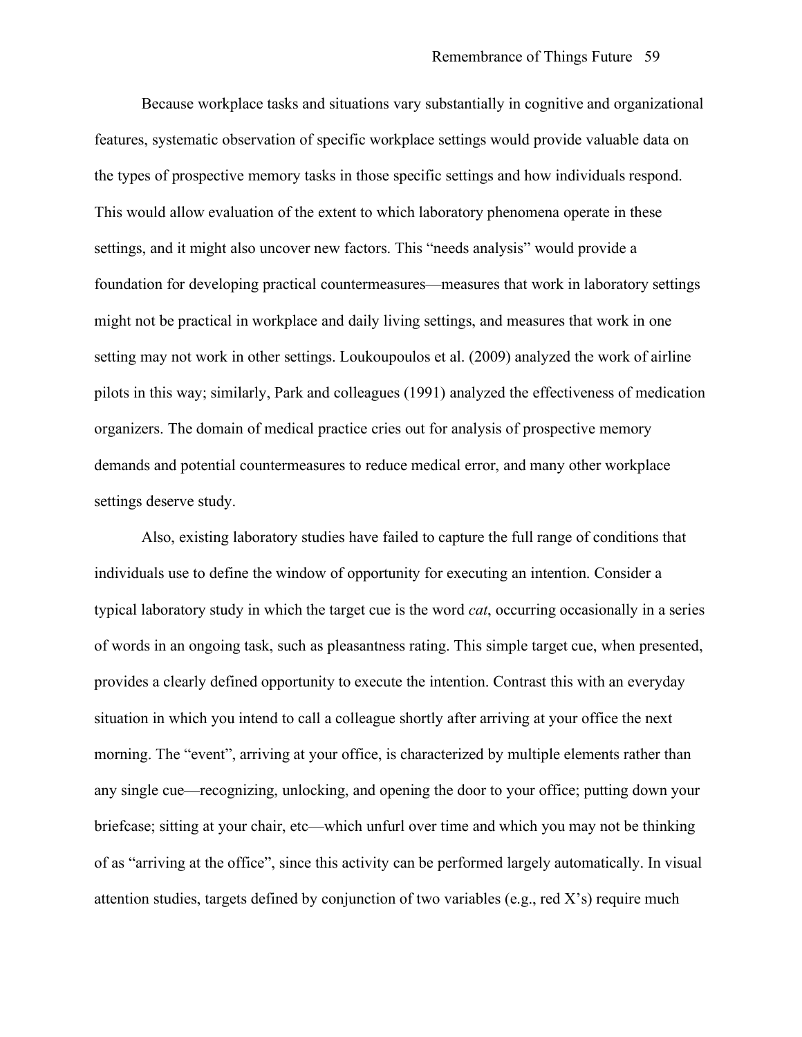Because workplace tasks and situations vary substantially in cognitive and organizational features, systematic observation of specific workplace settings would provide valuable data on the types of prospective memory tasks in those specific settings and how individuals respond. This would allow evaluation of the extent to which laboratory phenomena operate in these settings, and it might also uncover new factors. This "needs analysis" would provide a foundation for developing practical countermeasures—measures that work in laboratory settings might not be practical in workplace and daily living settings, and measures that work in one setting may not work in other settings. Loukoupoulos et al. (2009) analyzed the work of airline pilots in this way; similarly, Park and colleagues (1991) analyzed the effectiveness of medication organizers. The domain of medical practice cries out for analysis of prospective memory demands and potential countermeasures to reduce medical error, and many other workplace settings deserve study.

Also, existing laboratory studies have failed to capture the full range of conditions that individuals use to define the window of opportunity for executing an intention. Consider a typical laboratory study in which the target cue is the word *cat*, occurring occasionally in a series of words in an ongoing task, such as pleasantness rating. This simple target cue, when presented, provides a clearly defined opportunity to execute the intention. Contrast this with an everyday situation in which you intend to call a colleague shortly after arriving at your office the next morning. The "event", arriving at your office, is characterized by multiple elements rather than any single cue—recognizing, unlocking, and opening the door to your office; putting down your briefcase; sitting at your chair, etc—which unfurl over time and which you may not be thinking of as "arriving at the office", since this activity can be performed largely automatically. In visual attention studies, targets defined by conjunction of two variables (e.g., red X's) require much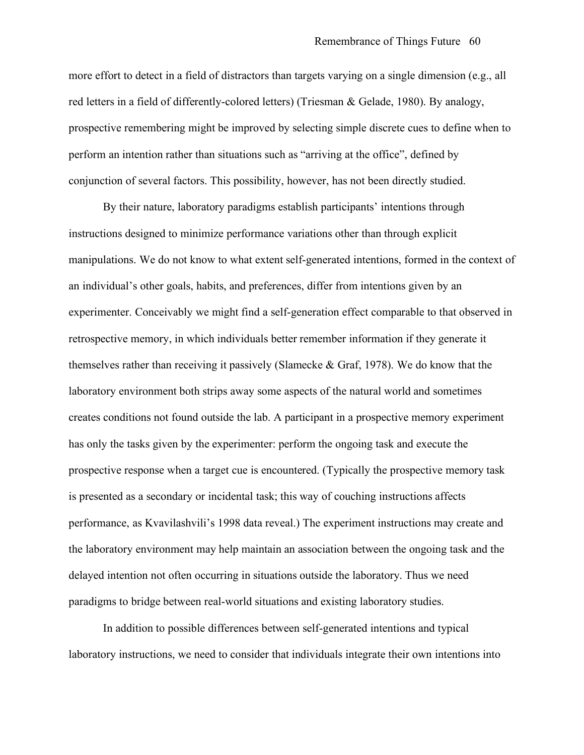more effort to detect in a field of distractors than targets varying on a single dimension (e.g., all red letters in a field of differently-colored letters) (Triesman & Gelade, 1980). By analogy, prospective remembering might be improved by selecting simple discrete cues to define when to perform an intention rather than situations such as "arriving at the office", defined by conjunction of several factors. This possibility, however, has not been directly studied.

By their nature, laboratory paradigms establish participants' intentions through instructions designed to minimize performance variations other than through explicit manipulations. We do not know to what extent self-generated intentions, formed in the context of an individual's other goals, habits, and preferences, differ from intentions given by an experimenter. Conceivably we might find a self-generation effect comparable to that observed in retrospective memory, in which individuals better remember information if they generate it themselves rather than receiving it passively (Slamecke & Graf, 1978). We do know that the laboratory environment both strips away some aspects of the natural world and sometimes creates conditions not found outside the lab. A participant in a prospective memory experiment has only the tasks given by the experimenter: perform the ongoing task and execute the prospective response when a target cue is encountered. (Typically the prospective memory task is presented as a secondary or incidental task; this way of couching instructions affects performance, as Kvavilashvili's 1998 data reveal.) The experiment instructions may create and the laboratory environment may help maintain an association between the ongoing task and the delayed intention not often occurring in situations outside the laboratory. Thus we need paradigms to bridge between real-world situations and existing laboratory studies.

In addition to possible differences between self-generated intentions and typical laboratory instructions, we need to consider that individuals integrate their own intentions into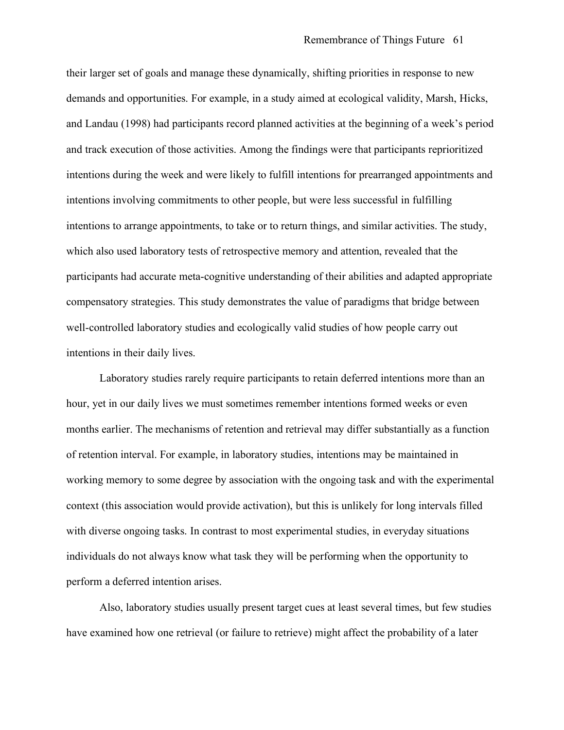their larger set of goals and manage these dynamically, shifting priorities in response to new demands and opportunities. For example, in a study aimed at ecological validity, Marsh, Hicks, and Landau (1998) had participants record planned activities at the beginning of a week's period and track execution of those activities. Among the findings were that participants reprioritized intentions during the week and were likely to fulfill intentions for prearranged appointments and intentions involving commitments to other people, but were less successful in fulfilling intentions to arrange appointments, to take or to return things, and similar activities. The study, which also used laboratory tests of retrospective memory and attention, revealed that the participants had accurate meta-cognitive understanding of their abilities and adapted appropriate compensatory strategies. This study demonstrates the value of paradigms that bridge between well-controlled laboratory studies and ecologically valid studies of how people carry out intentions in their daily lives.

Laboratory studies rarely require participants to retain deferred intentions more than an hour, yet in our daily lives we must sometimes remember intentions formed weeks or even months earlier. The mechanisms of retention and retrieval may differ substantially as a function of retention interval. For example, in laboratory studies, intentions may be maintained in working memory to some degree by association with the ongoing task and with the experimental context (this association would provide activation), but this is unlikely for long intervals filled with diverse ongoing tasks. In contrast to most experimental studies, in everyday situations individuals do not always know what task they will be performing when the opportunity to perform a deferred intention arises.

Also, laboratory studies usually present target cues at least several times, but few studies have examined how one retrieval (or failure to retrieve) might affect the probability of a later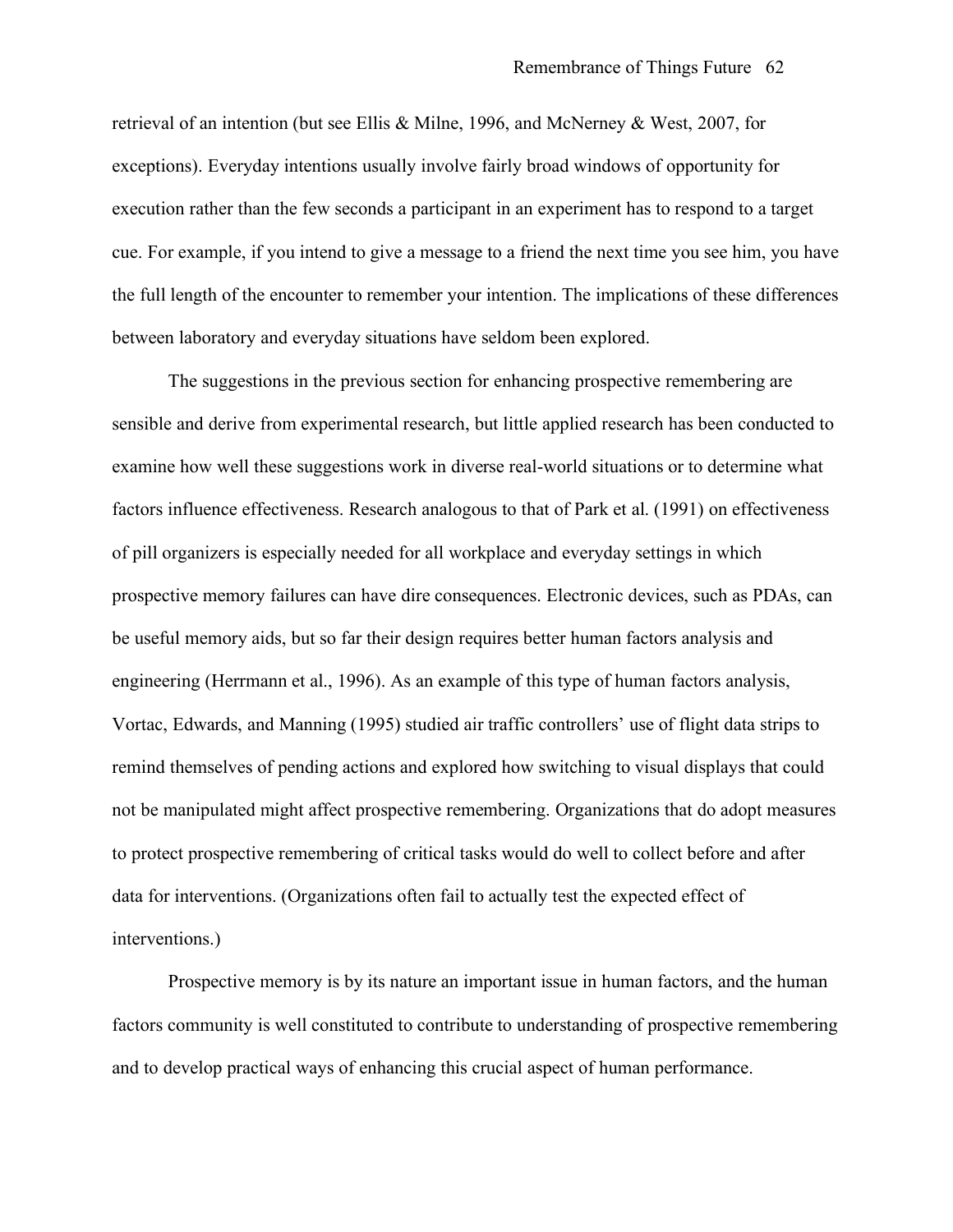retrieval of an intention (but see Ellis & Milne, 1996, and McNerney & West, 2007, for exceptions). Everyday intentions usually involve fairly broad windows of opportunity for execution rather than the few seconds a participant in an experiment has to respond to a target cue. For example, if you intend to give a message to a friend the next time you see him, you have the full length of the encounter to remember your intention. The implications of these differences between laboratory and everyday situations have seldom been explored.

The suggestions in the previous section for enhancing prospective remembering are sensible and derive from experimental research, but little applied research has been conducted to examine how well these suggestions work in diverse real-world situations or to determine what factors influence effectiveness. Research analogous to that of Park et al. (1991) on effectiveness of pill organizers is especially needed for all workplace and everyday settings in which prospective memory failures can have dire consequences. Electronic devices, such as PDAs, can be useful memory aids, but so far their design requires better human factors analysis and engineering (Herrmann et al., 1996). As an example of this type of human factors analysis, Vortac, Edwards, and Manning (1995) studied air traffic controllers' use of flight data strips to remind themselves of pending actions and explored how switching to visual displays that could not be manipulated might affect prospective remembering. Organizations that do adopt measures to protect prospective remembering of critical tasks would do well to collect before and after data for interventions. (Organizations often fail to actually test the expected effect of interventions.)

Prospective memory is by its nature an important issue in human factors, and the human factors community is well constituted to contribute to understanding of prospective remembering and to develop practical ways of enhancing this crucial aspect of human performance.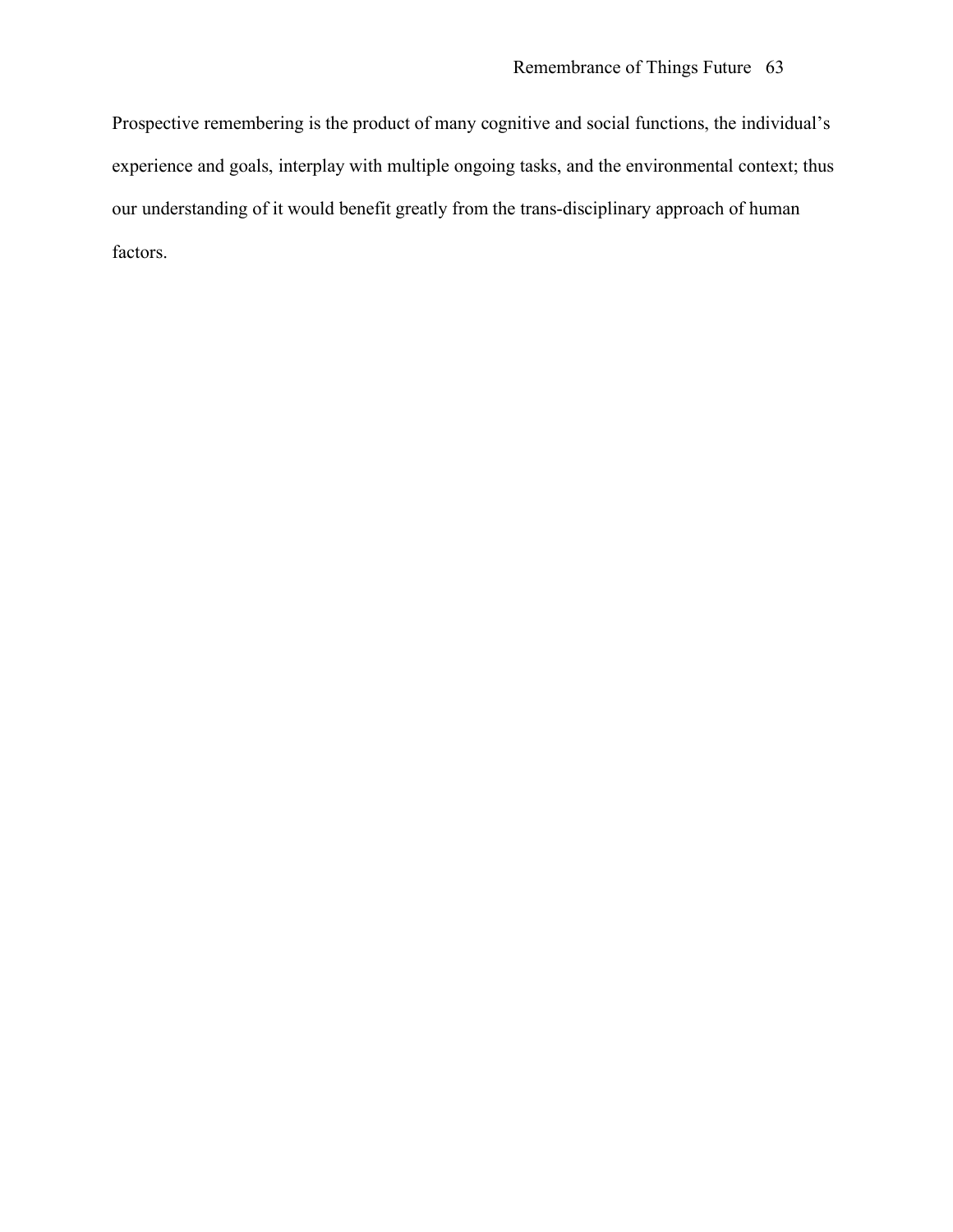Prospective remembering is the product of many cognitive and social functions, the individual's experience and goals, interplay with multiple ongoing tasks, and the environmental context; thus our understanding of it would benefit greatly from the trans-disciplinary approach of human factors.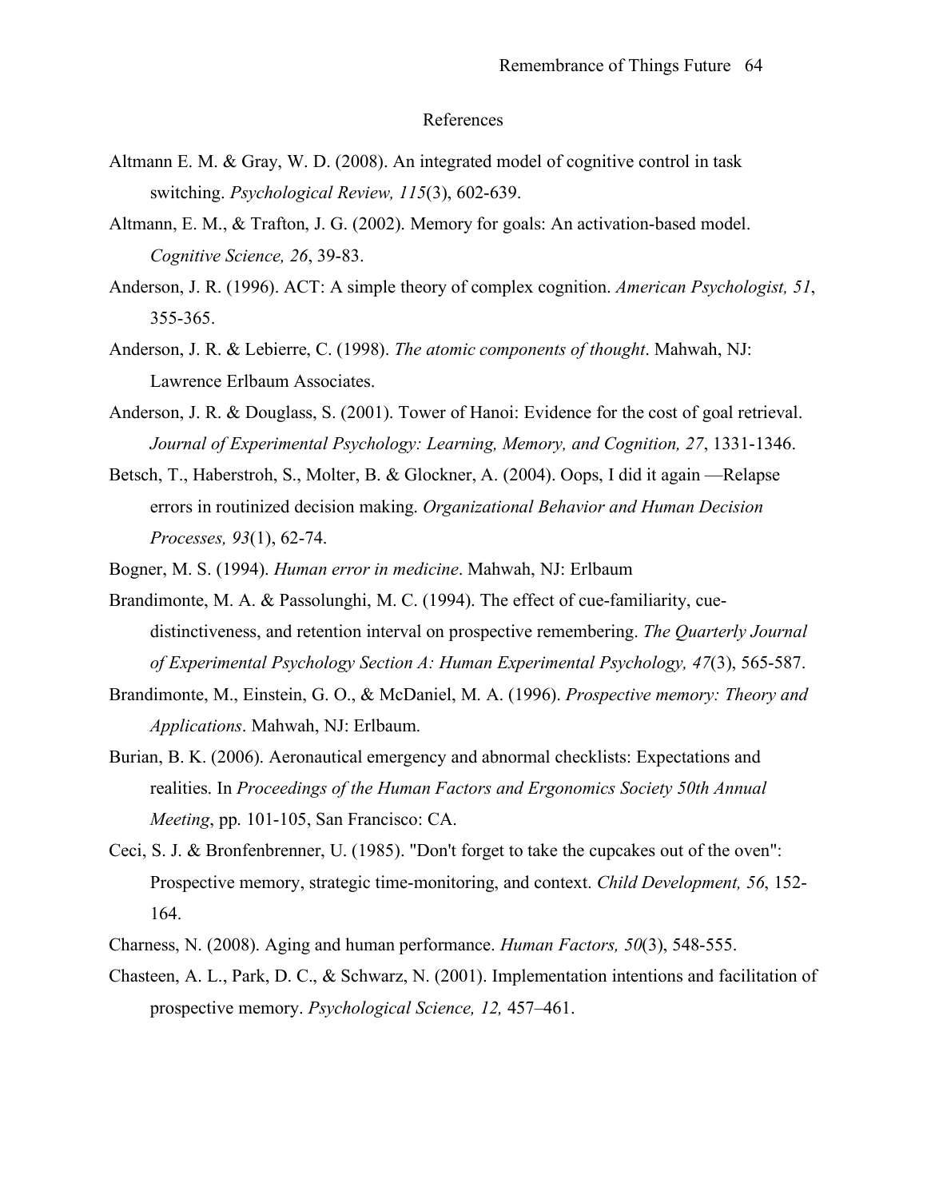# References

Altmann E. M. & Gray, W. D. (2008). An integrated model of cognitive control in task switching. *Psychological Review, 115*(3), 602-639.

Altmann, E. M., & Trafton, J. G. (2002). Memory for goals: An activation-based model. *Cognitive Science, 26*, 39-83.

Anderson, J. R. (1996). ACT: A simple theory of complex cognition. *American Psychologist, 51*, 355-365.

Anderson, J. R. & Lebierre, C. (1998). *The atomic components of thought*. Mahwah, NJ: Lawrence Erlbaum Associates.

Anderson, J. R. & Douglass, S. (2001). Tower of Hanoi: Evidence for the cost of goal retrieval. *Journal of Experimental Psychology: Learning, Memory, and Cognition, 27*, 1331-1346.

Betsch, T., Haberstroh, S., Molter, B. & Glockner, A. (2004). Oops, I did it again —Relapse errors in routinized decision making. *Organizational Behavior and Human Decision Processes, 93*(1), 62-74.

Bogner, M. S. (1994). *Human error in medicine*. Mahwah, NJ: Erlbaum

Brandimonte, M. A. & Passolunghi, M. C. (1994). The effect of cue-familiarity, cue-distinctiveness, and retention interval on prospective remembering. *The Quarterly Journal of Experimental Psychology Section A: Human Experimental Psychology, 47*(3), 565-587.

Brandimonte, M., Einstein, G. O., & McDaniel, M. A. (1996). *Prospective memory: Theory and Applications*. Mahwah, NJ: Erlbaum.

Burian, B. K. (2006). Aeronautical emergency and abnormal checklists: Expectations and realities. In *Proceedings of the Human Factors and Ergonomics Society 50th Annual Meeting*, pp. 101-105, San Francisco: CA.

Ceci, S. J. & Bronfenbrenner, U. (1985). "Don't forget to take the cupcakes out of the oven": Prospective memory, strategic time-monitoring, and context. *Child Development, 56*, 152-164.

Charness, N. (2008). Aging and human performance. *Human Factors, 50*(3), 548-555.

Chasteen, A. L., Park, D. C., & Schwarz, N. (2001). Implementation intentions and facilitation of prospective memory. *Psychological Science, 12,* 457–461.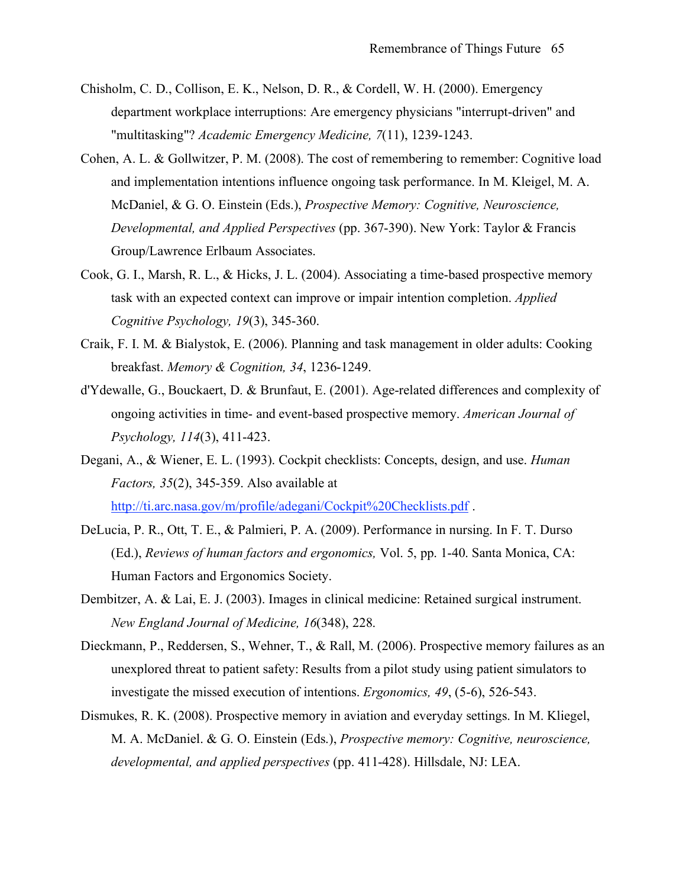Chisholm, C. D., Collison, E. K., Nelson, D. R., & Cordell, W. H. (2000). Emergency department workplace interruptions: Are emergency physicians "interrupt-driven" and "multitasking"? *Academic Emergency Medicine, 7*(11), 1239-1243.

Cohen, A. L. & Gollwitzer, P. M. (2008). The cost of remembering to remember: Cognitive load and implementation intentions influence ongoing task performance. In M. Kleigel, M. A. McDaniel, & G. O. Einstein (Eds.), *Prospective Memory: Cognitive, Neuroscience, Developmental, and Applied Perspectives* (pp. 367-390). New York: Taylor & Francis Group/Lawrence Erlbaum Associates.

Cook, G. I., Marsh, R. L., & Hicks, J. L. (2004). Associating a time-based prospective memory task with an expected context can improve or impair intention completion. *Applied Cognitive Psychology, 19*(3), 345-360.

Craik, F. I. M. & Bialystok, E. (2006). Planning and task management in older adults: Cooking breakfast. *Memory & Cognition, 34*, 1236-1249.

d'Ydewalle, G., Bouckaert, D. & Brunfaut, E. (2001). Age-related differences and complexity of ongoing activities in time- and event-based prospective memory. *American Journal of Psychology, 114*(3), 411-423.

Degani, A., & Wiener, E. L. (1993). Cockpit checklists: Concepts, design, and use. *Human Factors, 35*(2), 345-359. Also available at [http://ti.arc.nasa.gov/m/profile/adegani/Cockpit%20Checklists.pdf](http://ti.arc.nasa.gov/m/profile/adegani/Cockpit%20Checklists.pdf) .

DeLucia, P. R., Ott, T. E., & Palmieri, P. A. (2009). Performance in nursing. In F. T. Durso (Ed.), *Reviews of human factors and ergonomics,* Vol. 5, pp. 1-40. Santa Monica, CA: Human Factors and Ergonomics Society.

Dembitzer, A. & Lai, E. J. (2003). Images in clinical medicine: Retained surgical instrument. *New England Journal of Medicine, 16*(348), 228.

Dieckmann, P., Reddersen, S., Wehner, T., & Rall, M. (2006). Prospective memory failures as an unexplored threat to patient safety: Results from a pilot study using patient simulators to investigate the missed execution of intentions. *Ergonomics, 49*, (5-6), 526-543.

Dismukes, R. K. (2008). Prospective memory in aviation and everyday settings. In M. Kliegel, M. A. McDaniel. & G. O. Einstein (Eds.), *Prospective memory: Cognitive, neuroscience, developmental, and applied perspectives* (pp. 411-428). Hillsdale, NJ: LEA.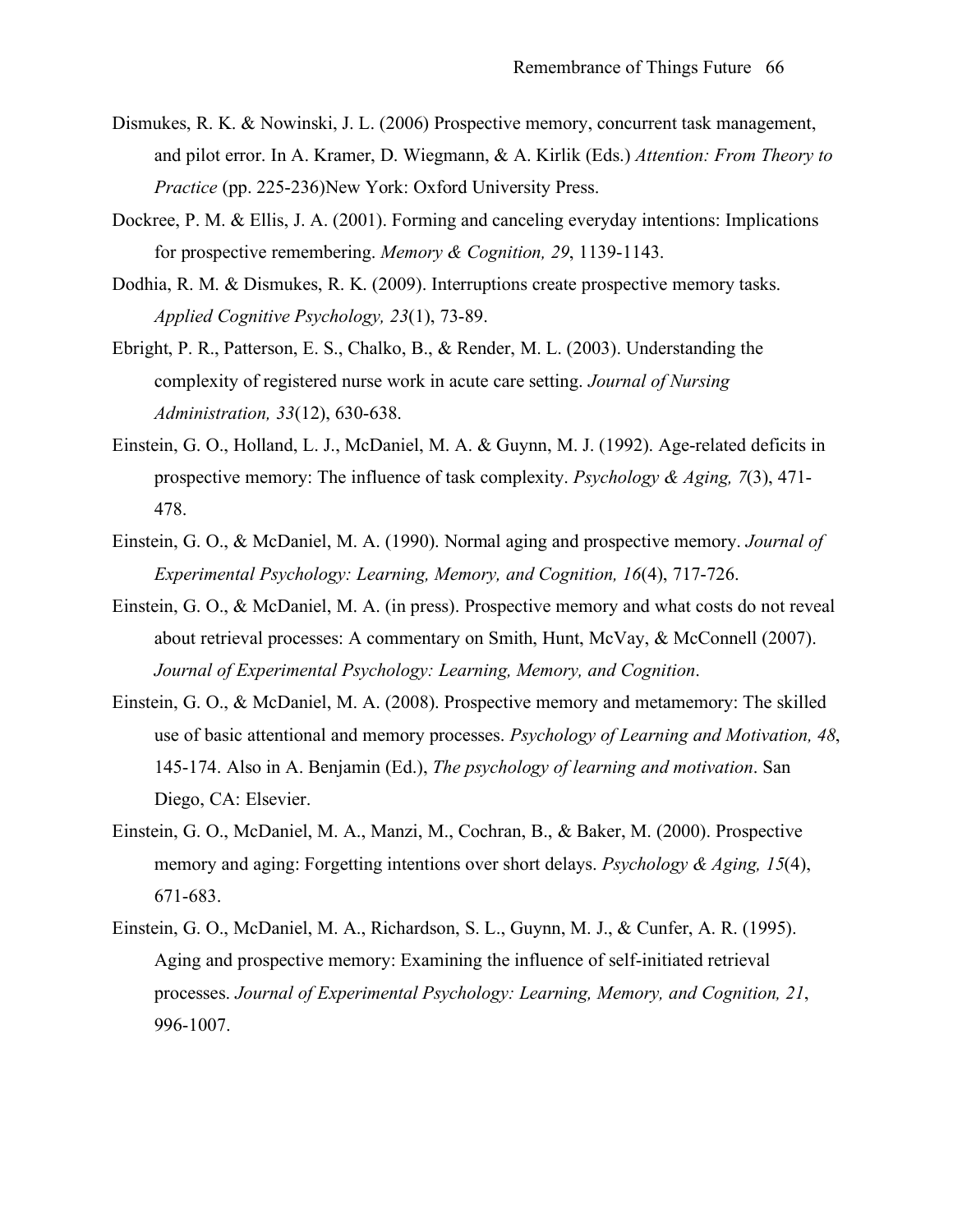Dismukes, R. K. & Nowinski, J. L. (2006) Prospective memory, concurrent task management, and pilot error. In A. Kramer, D. Wiegmann, & A. Kirlik (Eds.) *Attention: From Theory to Practice* (pp. 225-236)New York: Oxford University Press.

Dockree, P. M. & Ellis, J. A. (2001). Forming and canceling everyday intentions: Implications for prospective remembering. *Memory & Cognition, 29*, 1139-1143.

Dodhia, R. M. & Dismukes, R. K. (2009). Interruptions create prospective memory tasks. *Applied Cognitive Psychology, 23*(1), 73-89.

Ebright, P. R., Patterson, E. S., Chalko, B., & Render, M. L. (2003). Understanding the complexity of registered nurse work in acute care setting. *Journal of Nursing Administration, 33*(12), 630-638.

Einstein, G. O., Holland, L. J., McDaniel, M. A. & Guynn, M. J. (1992). Age-related deficits in prospective memory: The influence of task complexity. *Psychology & Aging, 7*(3), 471-478.

Einstein, G. O., & McDaniel, M. A. (1990). Normal aging and prospective memory. *Journal of Experimental Psychology: Learning, Memory, and Cognition, 16*(4), 717-726.

Einstein, G. O., & McDaniel, M. A. (in press). Prospective memory and what costs do not reveal about retrieval processes: A commentary on Smith, Hunt, McVay, & McConnell (2007). *Journal of Experimental Psychology: Learning, Memory, and Cognition*.

Einstein, G. O., & McDaniel, M. A. (2008). Prospective memory and metamemory: The skilled use of basic attentional and memory processes. *Psychology of Learning and Motivation, 48*, 145-174. Also in A. Benjamin (Ed.), *The psychology of learning and motivation*. San Diego, CA: Elsevier.

Einstein, G. O., McDaniel, M. A., Manzi, M., Cochran, B., & Baker, M. (2000). Prospective memory and aging: Forgetting intentions over short delays. *Psychology & Aging, 15*(4), 671-683.

Einstein, G. O., McDaniel, M. A., Richardson, S. L., Guynn, M. J., & Cunfer, A. R. (1995). Aging and prospective memory: Examining the influence of self-initiated retrieval processes. *Journal of Experimental Psychology: Learning, Memory, and Cognition, 21*, 996-1007.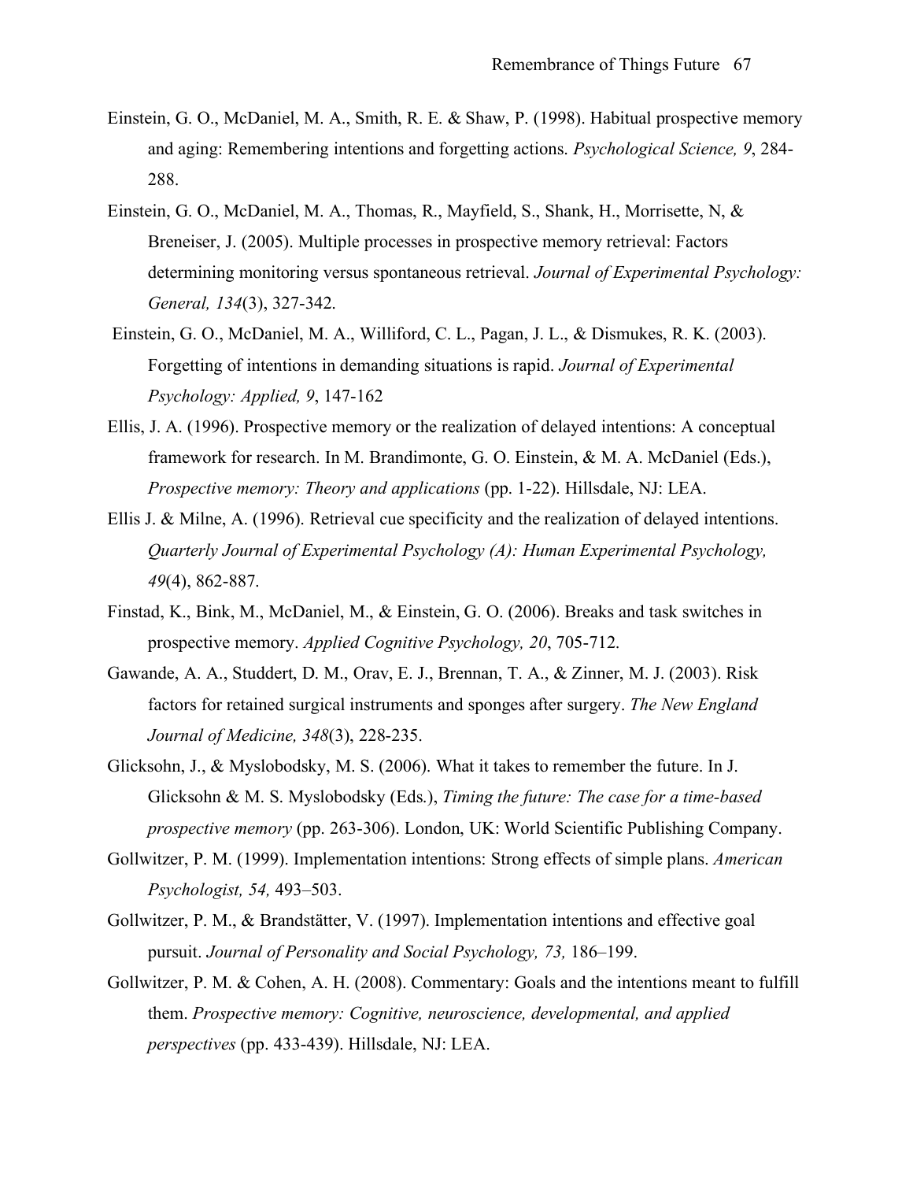Einstein, G. O., McDaniel, M. A., Smith, R. E. & Shaw, P. (1998). Habitual prospective memory and aging: Remembering intentions and forgetting actions. *Psychological Science, 9*, 284-288.

Einstein, G. O., McDaniel, M. A., Thomas, R., Mayfield, S., Shank, H., Morrisette, N, & Breneiser, J. (2005). Multiple processes in prospective memory retrieval: Factors determining monitoring versus spontaneous retrieval. *Journal of Experimental Psychology: General, 134*(3), 327-342.

Einstein, G. O., McDaniel, M. A., Williford, C. L., Pagan, J. L., & Dismukes, R. K. (2003). Forgetting of intentions in demanding situations is rapid. *Journal of Experimental Psychology: Applied, 9*, 147-162

Ellis, J. A. (1996). Prospective memory or the realization of delayed intentions: A conceptual framework for research. In M. Brandimonte, G. O. Einstein, & M. A. McDaniel (Eds.), *Prospective memory: Theory and applications* (pp. 1-22). Hillsdale, NJ: LEA.

Ellis J. & Milne, A. (1996). Retrieval cue specificity and the realization of delayed intentions. *Quarterly Journal of Experimental Psychology (A): Human Experimental Psychology, 49*(4), 862-887.

Finstad, K., Bink, M., McDaniel, M., & Einstein, G. O. (2006). Breaks and task switches in prospective memory. *Applied Cognitive Psychology, 20*, 705-712.

Gawande, A. A., Studdert, D. M., Orav, E. J., Brennan, T. A., & Zinner, M. J. (2003). Risk factors for retained surgical instruments and sponges after surgery. *The New England Journal of Medicine, 348*(3), 228-235.

Glicksohn, J., & Myslobodsky, M. S. (2006). What it takes to remember the future. In J. Glicksohn & M. S. Myslobodsky (Eds.), *Timing the future: The case for a time-based prospective memory* (pp. 263-306). London, UK: World Scientific Publishing Company.

Gollwitzer, P. M. (1999). Implementation intentions: Strong effects of simple plans. *American Psychologist, 54,* 493–503.

Gollwitzer, P. M., & Brandstätter, V. (1997). Implementation intentions and effective goal pursuit. *Journal of Personality and Social Psychology, 73,* 186–199.

Gollwitzer, P. M. & Cohen, A. H. (2008). Commentary: Goals and the intentions meant to fulfill them. *Prospective memory: Cognitive, neuroscience, developmental, and applied perspectives* (pp. 433-439). Hillsdale, NJ: LEA.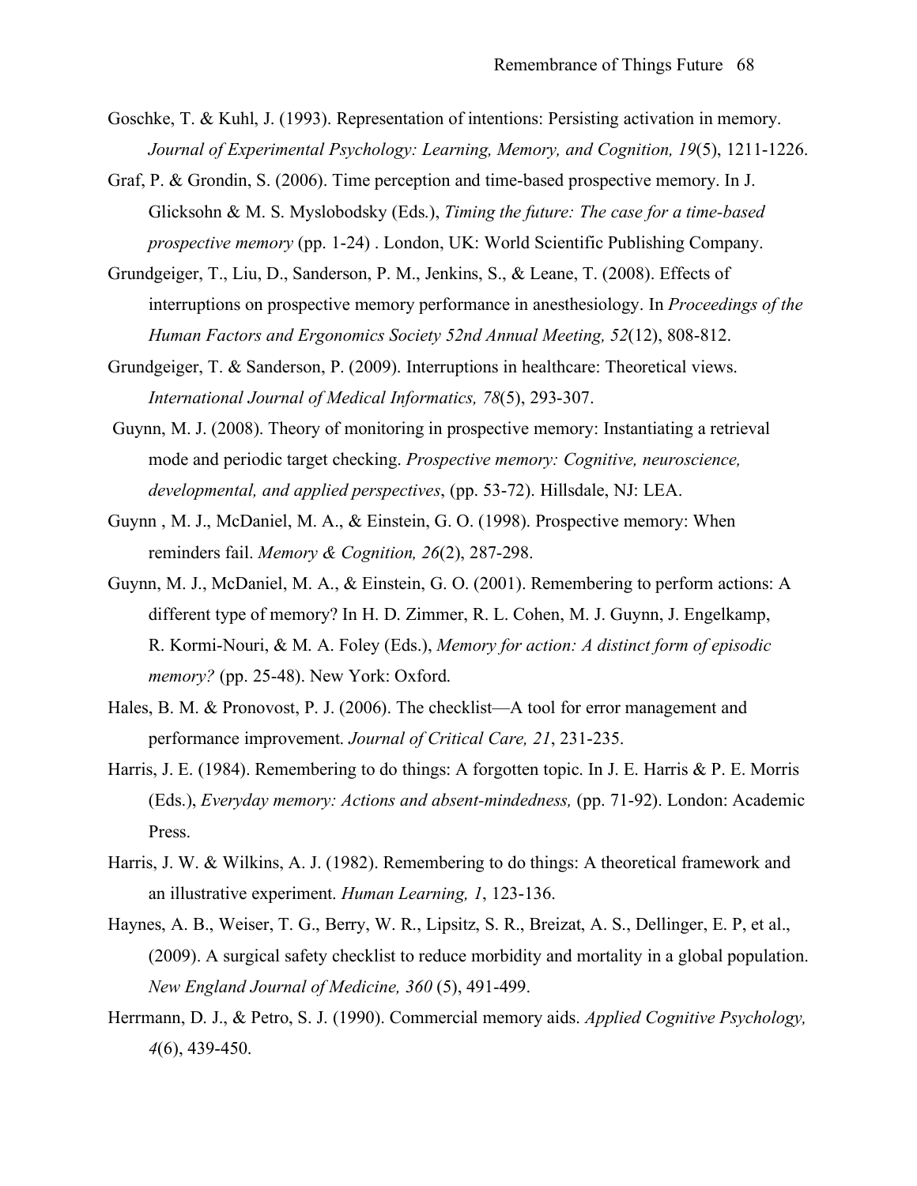Goschke, T. & Kuhl, J. (1993). Representation of intentions: Persisting activation in memory. *Journal of Experimental Psychology: Learning, Memory, and Cognition, 19*(5), 1211-1226.

Graf, P. & Grondin, S. (2006). Time perception and time-based prospective memory. In J. Glicksohn & M. S. Myslobodsky (Eds.), *Timing the future: The case for a time-based prospective memory* (pp. 1-24) . London, UK: World Scientific Publishing Company.

Grundgeiger, T., Liu, D., Sanderson, P. M., Jenkins, S., & Leane, T. (2008). Effects of interruptions on prospective memory performance in anesthesiology. In *Proceedings of the Human Factors and Ergonomics Society 52nd Annual Meeting, 52*(12), 808-812.

Grundgeiger, T. & Sanderson, P. (2009). Interruptions in healthcare: Theoretical views. *International Journal of Medical Informatics, 78*(5), 293-307.

Guynn, M. J. (2008). Theory of monitoring in prospective memory: Instantiating a retrieval mode and periodic target checking. *Prospective memory: Cognitive, neuroscience, developmental, and applied perspectives*, (pp. 53-72). Hillsdale, NJ: LEA.

Guynn , M. J., McDaniel, M. A., & Einstein, G. O. (1998). Prospective memory: When reminders fail. *Memory & Cognition, 26*(2), 287-298.

Guynn, M. J., McDaniel, M. A., & Einstein, G. O. (2001). Remembering to perform actions: A different type of memory? In H. D. Zimmer, R. L. Cohen, M. J. Guynn, J. Engelkamp, R. Kormi-Nouri, & M. A. Foley (Eds.), *Memory for action: A distinct form of episodic memory?* (pp. 25-48). New York: Oxford.

Hales, B. M. & Pronovost, P. J. (2006). The checklist—A tool for error management and performance improvement. *Journal of Critical Care, 21*, 231-235.

Harris, J. E. (1984). Remembering to do things: A forgotten topic. In J. E. Harris & P. E. Morris (Eds.), *Everyday memory: Actions and absent-mindedness,* (pp. 71-92). London: Academic Press.

Harris, J. W. & Wilkins, A. J. (1982). Remembering to do things: A theoretical framework and an illustrative experiment. *Human Learning, 1*, 123-136.

Haynes, A. B., Weiser, T. G., Berry, W. R., Lipsitz, S. R., Breizat, A. S., Dellinger, E. P, et al., (2009). A surgical safety checklist to reduce morbidity and mortality in a global population. *New England Journal of Medicine, 360* (5), 491-499.

Herrmann, D. J., & Petro, S. J. (1990). Commercial memory aids. *Applied Cognitive Psychology, 4*(6), 439-450.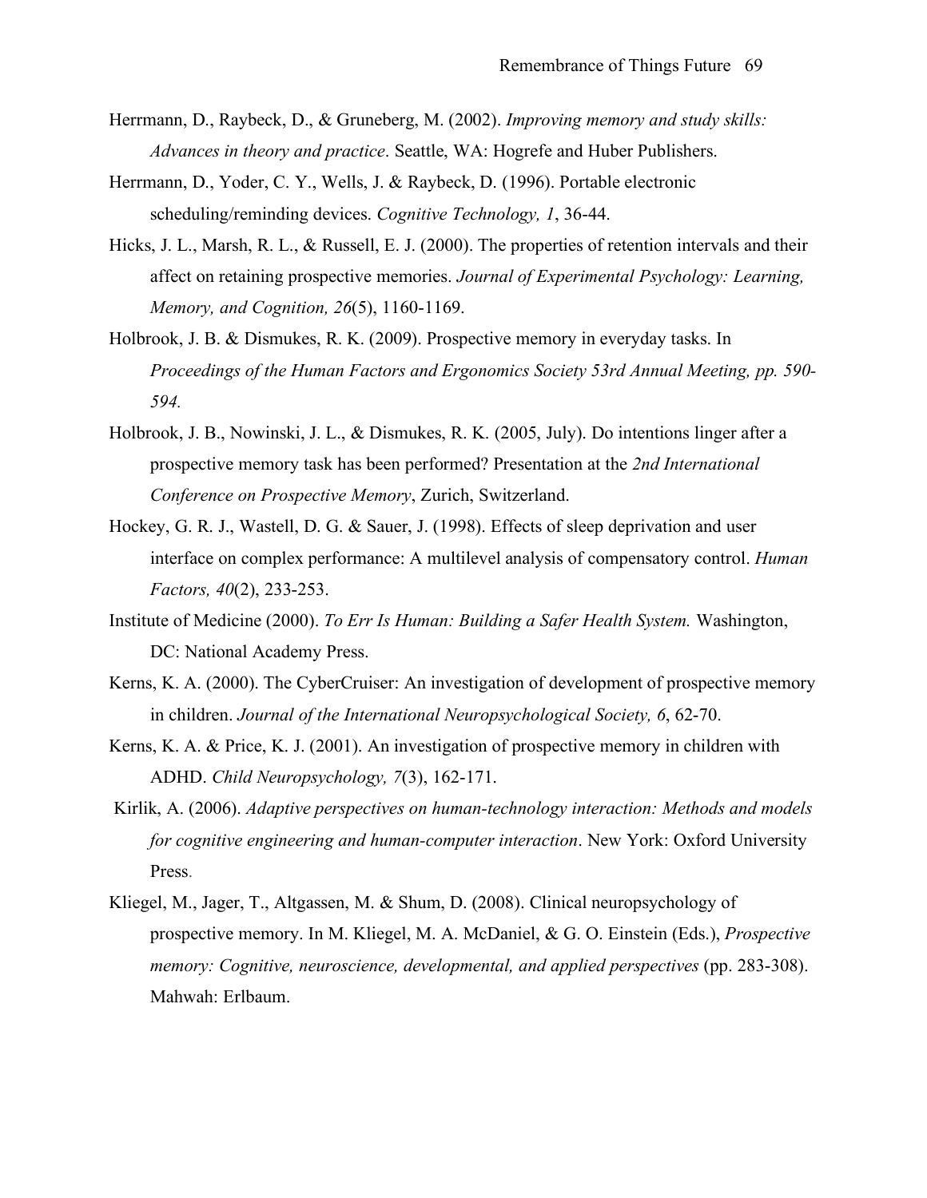Herrmann, D., Raybeck, D., & Gruneberg, M. (2002). *Improving memory and study skills: Advances in theory and practice*. Seattle, WA: Hogrefe and Huber Publishers.

Herrmann, D., Yoder, C. Y., Wells, J. & Raybeck, D. (1996). Portable electronic scheduling/reminding devices. *Cognitive Technology, 1*, 36-44.

Hicks, J. L., Marsh, R. L., & Russell, E. J. (2000). The properties of retention intervals and their affect on retaining prospective memories. *Journal of Experimental Psychology: Learning, Memory, and Cognition, 26*(5), 1160-1169.

Holbrook, J. B. & Dismukes, R. K. (2009). Prospective memory in everyday tasks. In *Proceedings of the Human Factors and Ergonomics Society 53rd Annual Meeting, pp. 590-594.*

Holbrook, J. B., Nowinski, J. L., & Dismukes, R. K. (2005, July). Do intentions linger after a prospective memory task has been performed? Presentation at the *2nd International Conference on Prospective Memory*, Zurich, Switzerland.

Hockey, G. R. J., Wastell, D. G. & Sauer, J. (1998). Effects of sleep deprivation and user interface on complex performance: A multilevel analysis of compensatory control. *Human Factors, 40*(2), 233-253.

Institute of Medicine (2000). *To Err Is Human: Building a Safer Health System.* Washington, DC: National Academy Press.

Kerns, K. A. (2000). The CyberCruiser: An investigation of development of prospective memory in children. *Journal of the International Neuropsychological Society, 6*, 62-70.

Kerns, K. A. & Price, K. J. (2001). An investigation of prospective memory in children with ADHD. *Child Neuropsychology, 7*(3), 162-171.

Kirlik, A. (2006). *Adaptive perspectives on human-technology interaction: Methods and models for cognitive engineering and human-computer interaction*. New York: Oxford University Press.

Kliegel, M., Jager, T., Altgassen, M. & Shum, D. (2008). Clinical neuropsychology of prospective memory. In M. Kliegel, M. A. McDaniel, & G. O. Einstein (Eds.), *Prospective memory: Cognitive, neuroscience, developmental, and applied perspectives* (pp. 283-308). Mahwah: Erlbaum.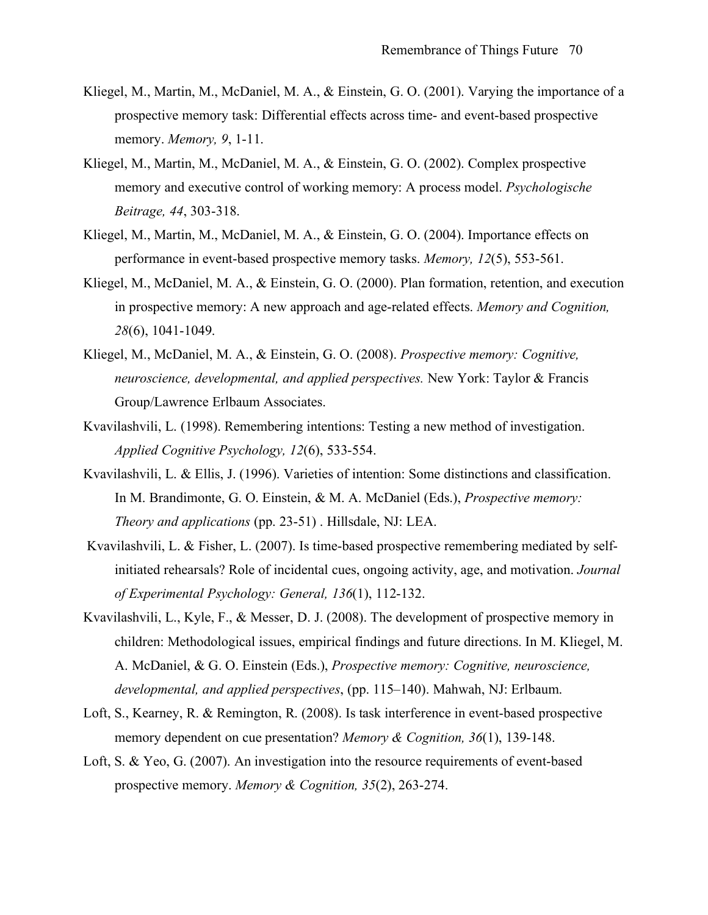Kliegel, M., Martin, M., McDaniel, M. A., & Einstein, G. O. (2001). Varying the importance of a prospective memory task: Differential effects across time- and event-based prospective memory. *Memory, 9*, 1-11.

Kliegel, M., Martin, M., McDaniel, M. A., & Einstein, G. O. (2002). Complex prospective memory and executive control of working memory: A process model. *Psychologische Beitrage, 44*, 303-318.

Kliegel, M., Martin, M., McDaniel, M. A., & Einstein, G. O. (2004). Importance effects on performance in event-based prospective memory tasks. *Memory, 12*(5), 553-561.

Kliegel, M., McDaniel, M. A., & Einstein, G. O. (2000). Plan formation, retention, and execution in prospective memory: A new approach and age-related effects. *Memory and Cognition, 28*(6), 1041-1049.

Kliegel, M., McDaniel, M. A., & Einstein, G. O. (2008). *Prospective memory: Cognitive, neuroscience, developmental, and applied perspectives.* New York: Taylor & Francis Group/Lawrence Erlbaum Associates.

Kvavilashvili, L. (1998). Remembering intentions: Testing a new method of investigation. *Applied Cognitive Psychology, 12*(6), 533-554.

Kvavilashvili, L. & Ellis, J. (1996). Varieties of intention: Some distinctions and classification. In M. Brandimonte, G. O. Einstein, & M. A. McDaniel (Eds.), *Prospective memory: Theory and applications* (pp. 23-51) . Hillsdale, NJ: LEA.

Kvavilashvili, L. & Fisher, L. (2007). Is time-based prospective remembering mediated by self-initiated rehearsals? Role of incidental cues, ongoing activity, age, and motivation. *Journal of Experimental Psychology: General, 136*(1), 112-132.

Kvavilashvili, L., Kyle, F., & Messer, D. J. (2008). The development of prospective memory in children: Methodological issues, empirical findings and future directions. In M. Kliegel, M. A. McDaniel, & G. O. Einstein (Eds.), *Prospective memory: Cognitive, neuroscience, developmental, and applied perspectives*, (pp. 115–140). Mahwah, NJ: Erlbaum.

Loft, S., Kearney, R. & Remington, R. (2008). Is task interference in event-based prospective memory dependent on cue presentation? *Memory & Cognition, 36*(1), 139-148.

Loft, S. & Yeo, G. (2007). An investigation into the resource requirements of event-based prospective memory. *Memory & Cognition, 35*(2), 263-274.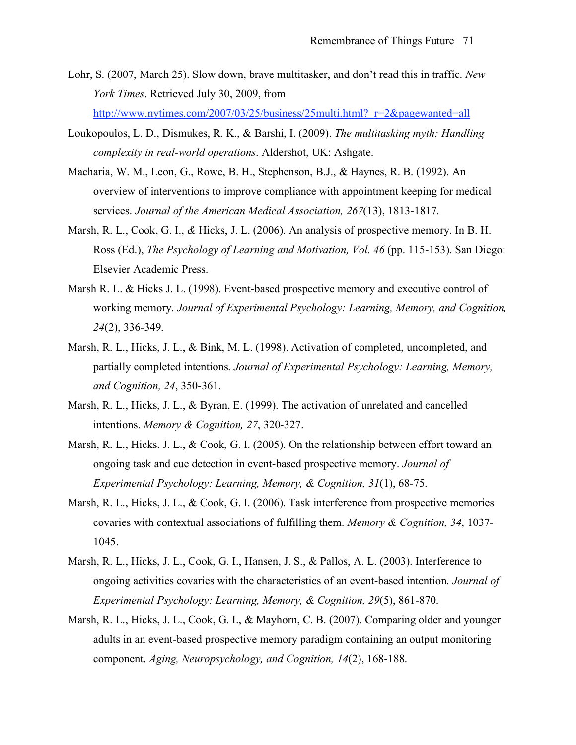Lohr, S. (2007, March 25). Slow down, brave multitasker, and don't read this in traffic. *New York Times*. Retrieved July 30, 2009, from http://www.nytimes.com/2007/03/25/business/25multi.html?_r=2&pagewanted=all

Loukopoulos, L. D., Dismukes, R. K., & Barshi, I. (2009). *The multitasking myth: Handling complexity in real-world operations*. Aldershot, UK: Ashgate.

Macharia, W. M., Leon, G., Rowe, B. H., Stephenson, B.J., & Haynes, R. B. (1992). An overview of interventions to improve compliance with appointment keeping for medical services. *Journal of the American Medical Association, 267*(13), 1813-1817.

Marsh, R. L., Cook, G. I., *&* Hicks, J. L. (2006). An analysis of prospective memory. In B. H. Ross (Ed.), *The Psychology of Learning and Motivation, Vol. 46* (pp. 115-153). San Diego: Elsevier Academic Press.

Marsh R. L. & Hicks J. L. (1998). Event-based prospective memory and executive control of working memory. *Journal of Experimental Psychology: Learning, Memory, and Cognition, 24*(2), 336-349.

Marsh, R. L., Hicks, J. L., & Bink, M. L. (1998). Activation of completed, uncompleted, and partially completed intentions*. Journal of Experimental Psychology: Learning, Memory, and Cognition, 24*, 350-361.

Marsh, R. L., Hicks, J. L., & Byran, E. (1999). The activation of unrelated and cancelled intentions. *Memory & Cognition, 27*, 320-327.

Marsh, R. L., Hicks. J. L., & Cook, G. I. (2005). On the relationship between effort toward an ongoing task and cue detection in event-based prospective memory. *Journal of Experimental Psychology: Learning, Memory, & Cognition, 31*(1), 68-75.

Marsh, R. L., Hicks, J. L., & Cook, G. I. (2006). Task interference from prospective memories covaries with contextual associations of fulfilling them. *Memory & Cognition, 34*, 1037-1045.

Marsh, R. L., Hicks, J. L., Cook, G. I., Hansen, J. S., & Pallos, A. L. (2003). Interference to ongoing activities covaries with the characteristics of an event-based intention*. Journal of Experimental Psychology: Learning, Memory, & Cognition, 29*(5), 861-870.

Marsh, R. L., Hicks, J. L., Cook, G. I., & Mayhorn, C. B. (2007). Comparing older and younger adults in an event-based prospective memory paradigm containing an output monitoring component. *Aging, Neuropsychology, and Cognition, 14*(2), 168-188.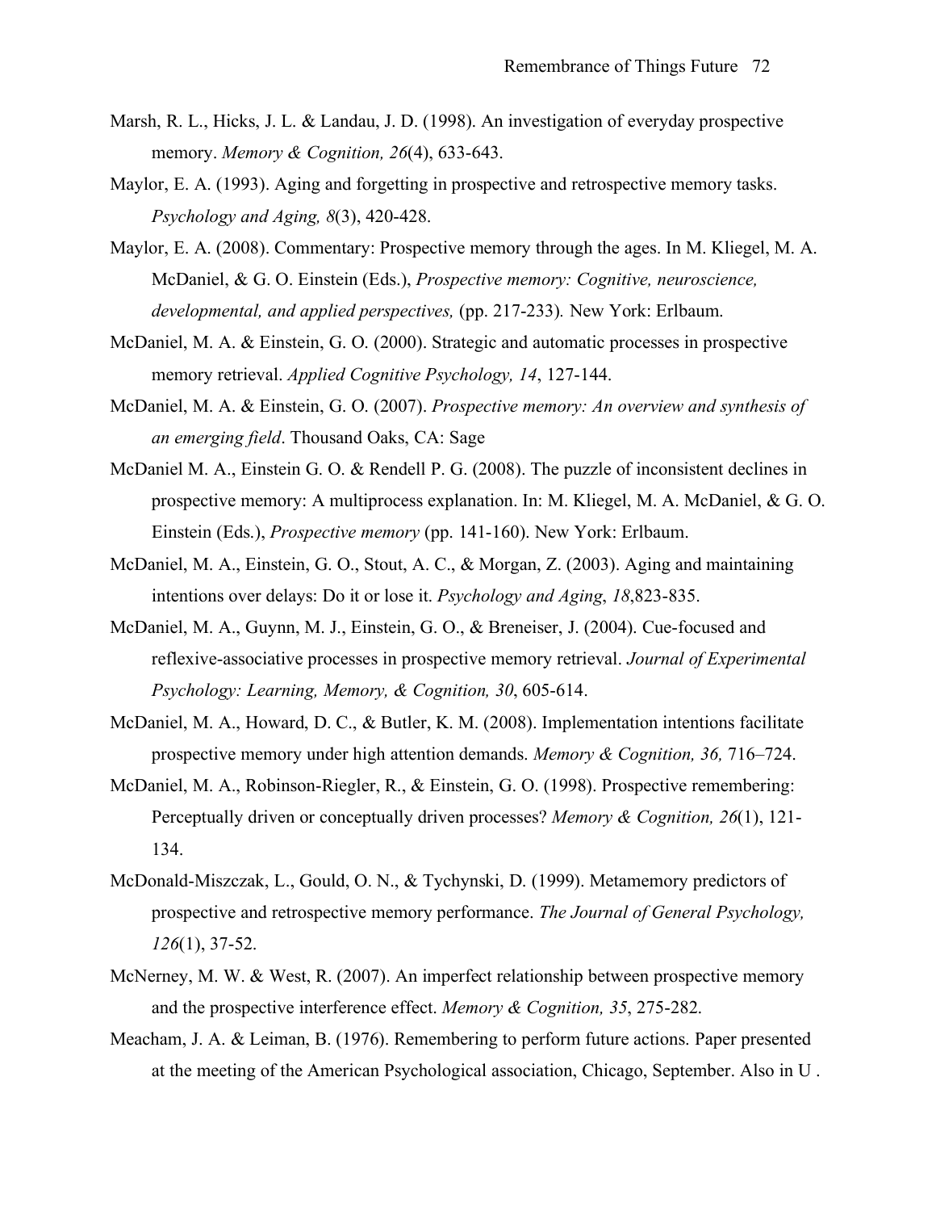Marsh, R. L., Hicks, J. L. & Landau, J. D. (1998). An investigation of everyday prospective memory. *Memory & Cognition, 26*(4), 633-643.

Maylor, E. A. (1993). Aging and forgetting in prospective and retrospective memory tasks. *Psychology and Aging, 8*(3), 420-428.

Maylor, E. A. (2008). Commentary: Prospective memory through the ages. In M. Kliegel, M. A. McDaniel, & G. O. Einstein (Eds.), *Prospective memory: Cognitive, neuroscience, developmental, and applied perspectives,* (pp. 217-233)*.* New York: Erlbaum.

McDaniel, M. A. & Einstein, G. O. (2000). Strategic and automatic processes in prospective memory retrieval. *Applied Cognitive Psychology, 14*, 127-144.

McDaniel, M. A. & Einstein, G. O. (2007). *Prospective memory: An overview and synthesis of an emerging field*. Thousand Oaks, CA: Sage

McDaniel M. A., Einstein G. O. & Rendell P. G. (2008). The puzzle of inconsistent declines in prospective memory: A multiprocess explanation. In: M. Kliegel, M. A. McDaniel, & G. O. Einstein (Eds.), *Prospective memory* (pp. 141-160). New York: Erlbaum.

McDaniel, M. A., Einstein, G. O., Stout, A. C., & Morgan, Z. (2003). Aging and maintaining intentions over delays: Do it or lose it. *Psychology and Aging*, *18*,823-835.

McDaniel, M. A., Guynn, M. J., Einstein, G. O., & Breneiser, J. (2004). Cue-focused and reflexive-associative processes in prospective memory retrieval. *Journal of Experimental Psychology: Learning, Memory, & Cognition, 30*, 605-614.

McDaniel, M. A., Howard, D. C., & Butler, K. M. (2008). Implementation intentions facilitate prospective memory under high attention demands. *Memory & Cognition, 36,* 716–724.

McDaniel, M. A., Robinson-Riegler, R., & Einstein, G. O. (1998). Prospective remembering: Perceptually driven or conceptually driven processes? *Memory & Cognition, 26*(1), 121-134.

McDonald-Miszczak, L., Gould, O. N., & Tychynski, D. (1999). Metamemory predictors of prospective and retrospective memory performance. *The Journal of General Psychology, 126*(1), 37-52.

McNerney, M. W. & West, R. (2007). An imperfect relationship between prospective memory and the prospective interference effect. *Memory & Cognition, 35*, 275-282.

Meacham, J. A. & Leiman, B. (1976). Remembering to perform future actions. Paper presented at the meeting of the American Psychological association, Chicago, September. Also in U .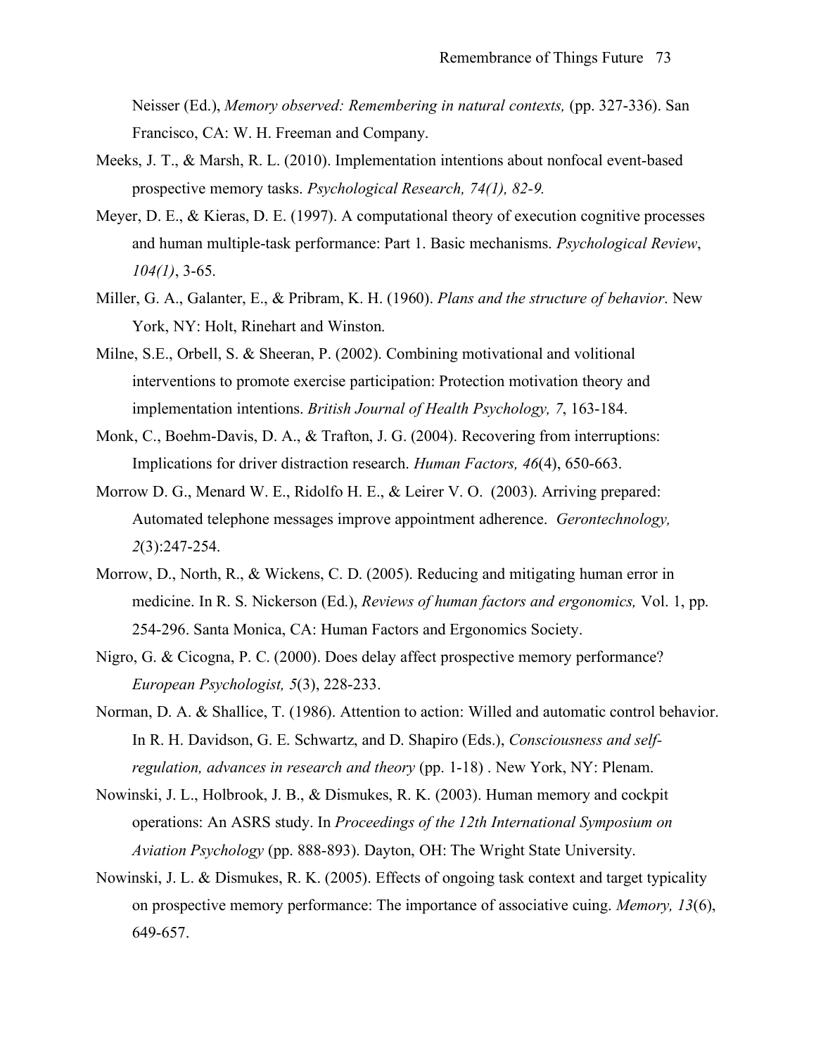Neisser (Ed.), *Memory observed: Remembering in natural contexts,* (pp. 327-336). San Francisco, CA: W. H. Freeman and Company.

Meeks, J. T., & Marsh, R. L. (2010). Implementation intentions about nonfocal event-based prospective memory tasks. *Psychological Research, 74(1), 82-9.*

Meyer, D. E., & Kieras, D. E. (1997). A computational theory of execution cognitive processes and human multiple-task performance: Part 1. Basic mechanisms. *Psychological Review*, *104(1)*, 3-65.

Miller, G. A., Galanter, E., & Pribram, K. H. (1960). *Plans and the structure of behavior*. New York, NY: Holt, Rinehart and Winston.

Milne, S.E., Orbell, S. & Sheeran, P. (2002). Combining motivational and volitional interventions to promote exercise participation: Protection motivation theory and implementation intentions. *British Journal of Health Psychology, 7*, 163-184.

Monk, C., Boehm-Davis, D. A., & Trafton, J. G. (2004). Recovering from interruptions: Implications for driver distraction research. *Human Factors, 46*(4), 650-663.

Morrow D. G., Menard W. E., Ridolfo H. E., & Leirer V. O. (2003). Arriving prepared: Automated telephone messages improve appointment adherence. *Gerontechnology, 2*(3):247-254.

Morrow, D., North, R., & Wickens, C. D. (2005). Reducing and mitigating human error in medicine. In R. S. Nickerson (Ed.), *Reviews of human factors and ergonomics,* Vol. 1, pp. 254-296. Santa Monica, CA: Human Factors and Ergonomics Society.

Nigro, G. & Cicogna, P. C. (2000). Does delay affect prospective memory performance? *European Psychologist, 5*(3), 228-233.

Norman, D. A. & Shallice, T. (1986). Attention to action: Willed and automatic control behavior. In R. H. Davidson, G. E. Schwartz, and D. Shapiro (Eds.), *Consciousness and self-regulation, advances in research and theory* (pp. 1-18) . New York, NY: Plenam.

Nowinski, J. L., Holbrook, J. B., & Dismukes, R. K. (2003). Human memory and cockpit operations: An ASRS study. In *Proceedings of the 12th International Symposium on Aviation Psychology* (pp. 888-893). Dayton, OH: The Wright State University.

Nowinski, J. L. & Dismukes, R. K. (2005). Effects of ongoing task context and target typicality on prospective memory performance: The importance of associative cuing. *Memory, 13*(6), 649-657.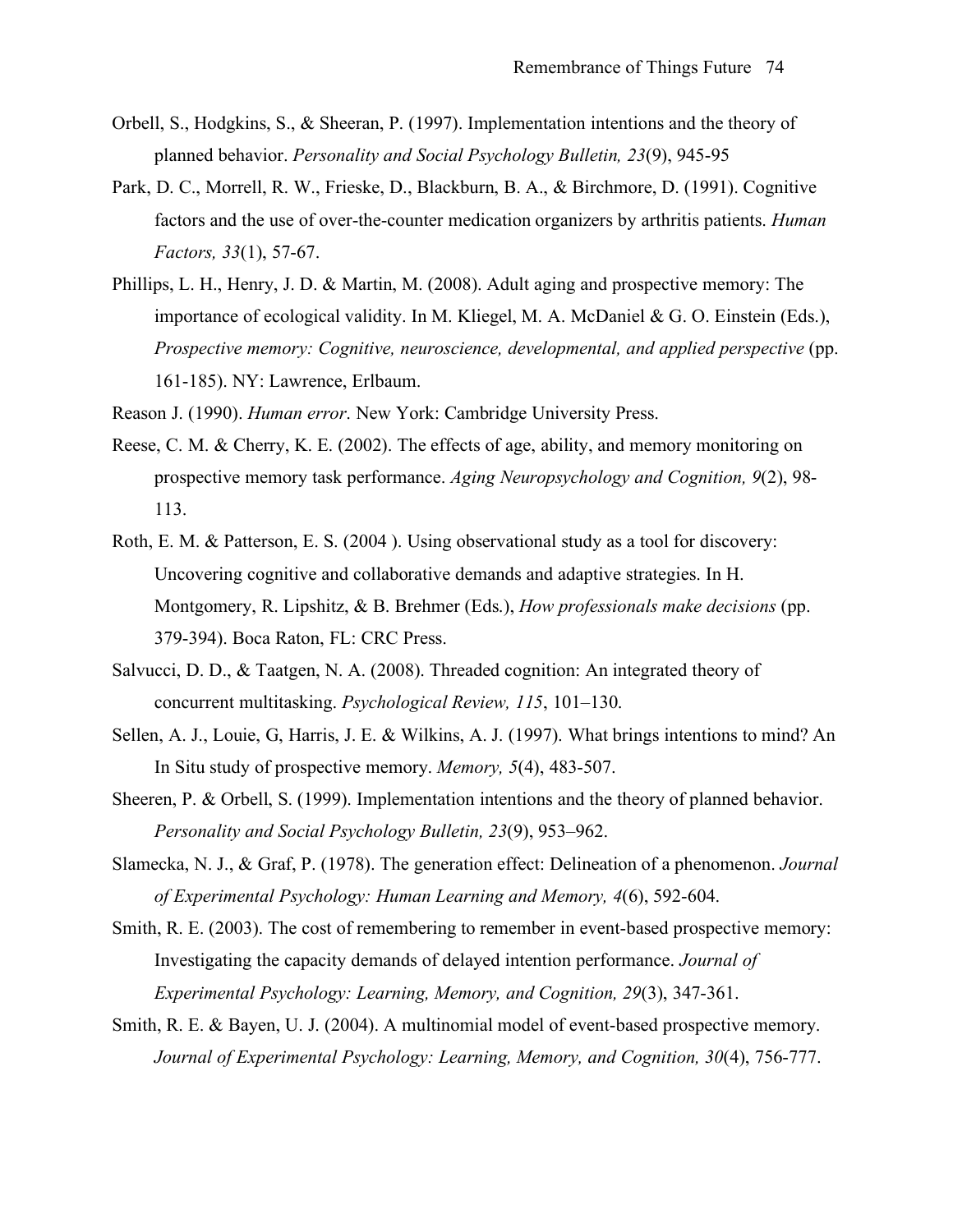Orbell, S., Hodgkins, S., & Sheeran, P. (1997). Implementation intentions and the theory of planned behavior. *Personality and Social Psychology Bulletin, 23*(9), 945-95

Park, D. C., Morrell, R. W., Frieske, D., Blackburn, B. A., & Birchmore, D. (1991). Cognitive factors and the use of over-the-counter medication organizers by arthritis patients. *Human Factors, 33*(1), 57-67.

Phillips, L. H., Henry, J. D. & Martin, M. (2008). Adult aging and prospective memory: The importance of ecological validity. In M. Kliegel, M. A. McDaniel & G. O. Einstein (Eds.), *Prospective memory: Cognitive, neuroscience, developmental, and applied perspective* (pp. 161-185). NY: Lawrence, Erlbaum.

Reason J. (1990). *Human error*. New York: Cambridge University Press.

Reese, C. M. & Cherry, K. E. (2002). The effects of age, ability, and memory monitoring on prospective memory task performance. *Aging Neuropsychology and Cognition, 9*(2), 98-113.

Roth, E. M. & Patterson, E. S. (2004 ). Using observational study as a tool for discovery: Uncovering cognitive and collaborative demands and adaptive strategies. In H. Montgomery, R. Lipshitz, & B. Brehmer (Eds.), *How professionals make decisions* (pp. 379-394). Boca Raton, FL: CRC Press.

Salvucci, D. D., & Taatgen, N. A. (2008). Threaded cognition: An integrated theory of concurrent multitasking. *Psychological Review, 115*, 101–130.

Sellen, A. J., Louie, G, Harris, J. E. & Wilkins, A. J. (1997). What brings intentions to mind? An In Situ study of prospective memory. *Memory, 5*(4), 483-507.

Sheeren, P. & Orbell, S. (1999). Implementation intentions and the theory of planned behavior. *Personality and Social Psychology Bulletin, 23*(9), 953–962.

Slamecka, N. J., & Graf, P. (1978). The generation effect: Delineation of a phenomenon. *Journal of Experimental Psychology: Human Learning and Memory, 4*(6), 592-604.

Smith, R. E. (2003). The cost of remembering to remember in event-based prospective memory: Investigating the capacity demands of delayed intention performance. *Journal of Experimental Psychology: Learning, Memory, and Cognition, 29*(3), 347-361.

Smith, R. E. & Bayen, U. J. (2004). A multinomial model of event-based prospective memory. *Journal of Experimental Psychology: Learning, Memory, and Cognition, 30*(4), 756-777.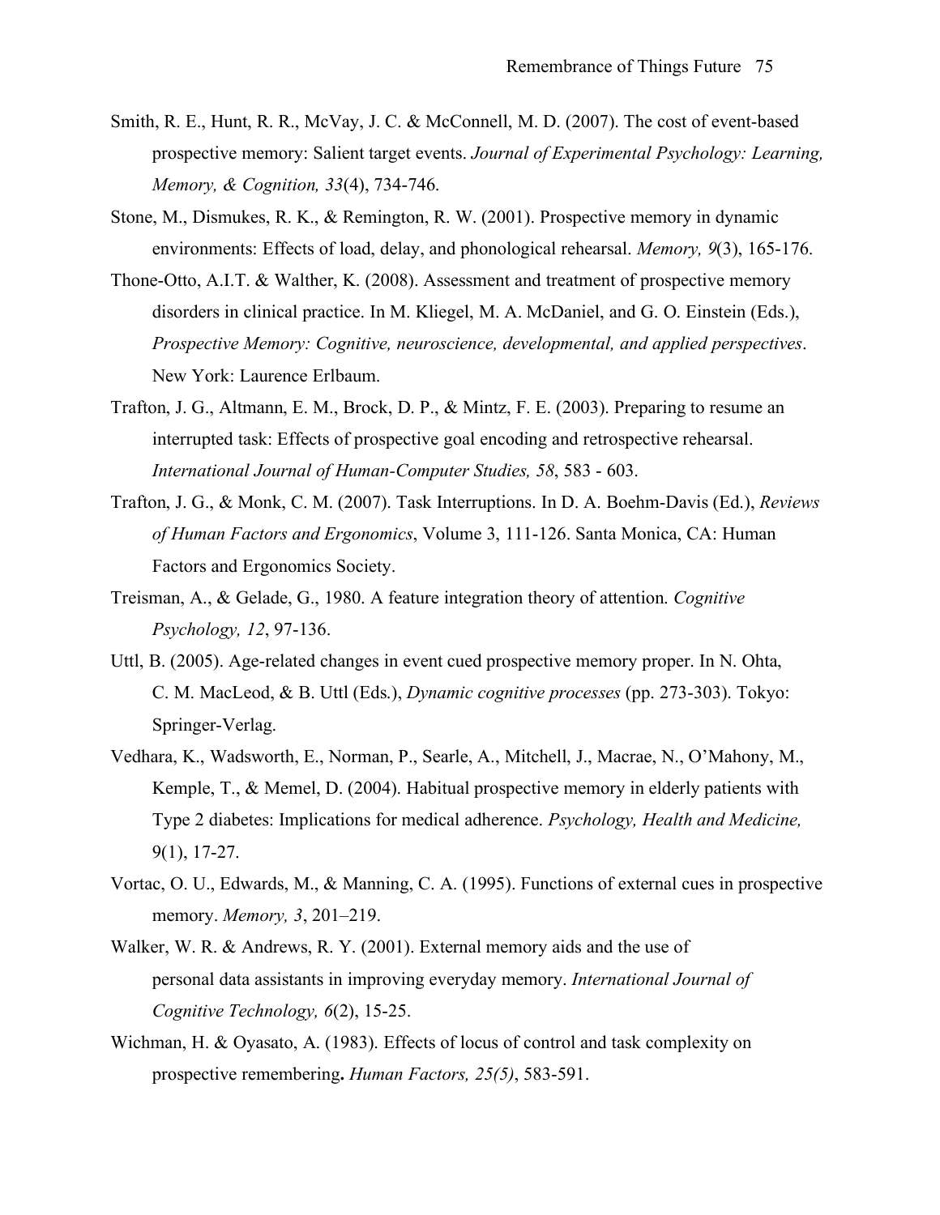Smith, R. E., Hunt, R. R., McVay, J. C. & McConnell, M. D. (2007). The cost of event-based prospective memory: Salient target events. *Journal of Experimental Psychology: Learning, Memory, & Cognition, 33*(4), 734-746.

Stone, M., Dismukes, R. K., & Remington, R. W. (2001). Prospective memory in dynamic environments: Effects of load, delay, and phonological rehearsal. *Memory, 9*(3), 165-176.

Thone-Otto, A.I.T. & Walther, K. (2008). Assessment and treatment of prospective memory disorders in clinical practice. In M. Kliegel, M. A. McDaniel, and G. O. Einstein (Eds.), *Prospective Memory: Cognitive, neuroscience, developmental, and applied perspectives*. New York: Laurence Erlbaum.

Trafton, J. G., Altmann, E. M., Brock, D. P., & Mintz, F. E. (2003). Preparing to resume an interrupted task: Effects of prospective goal encoding and retrospective rehearsal. *International Journal of Human-Computer Studies, 58*, 583 - 603.

Trafton, J. G., & Monk, C. M. (2007). Task Interruptions. In D. A. Boehm-Davis (Ed.), *Reviews of Human Factors and Ergonomics*, Volume 3, 111-126. Santa Monica, CA: Human Factors and Ergonomics Society.

Treisman, A., & Gelade, G., 1980. A feature integration theory of attention. *Cognitive Psychology, 12*, 97-136.

Uttl, B. (2005). Age-related changes in event cued prospective memory proper. In N. Ohta, C. M. MacLeod, & B. Uttl (Eds.), *Dynamic cognitive processes* (pp. 273-303). Tokyo: Springer-Verlag.

Vedhara, K., Wadsworth, E., Norman, P., Searle, A., Mitchell, J., Macrae, N., O'Mahony, M., Kemple, T., & Memel, D. (2004). Habitual prospective memory in elderly patients with Type 2 diabetes: Implications for medical adherence. *Psychology, Health and Medicine,* 9(1), 17-27.

Vortac, O. U., Edwards, M., & Manning, C. A. (1995). Functions of external cues in prospective memory. *Memory, 3*, 201–219.

Walker, W. R. & Andrews, R. Y. (2001). External memory aids and the use of personal data assistants in improving everyday memory. *International Journal of Cognitive Technology, 6*(2), 15-25.

Wichman, H. & Oyasato, A. (1983). Effects of locus of control and task complexity on prospective remembering**.** *Human Factors, 25(5)*, 583-591.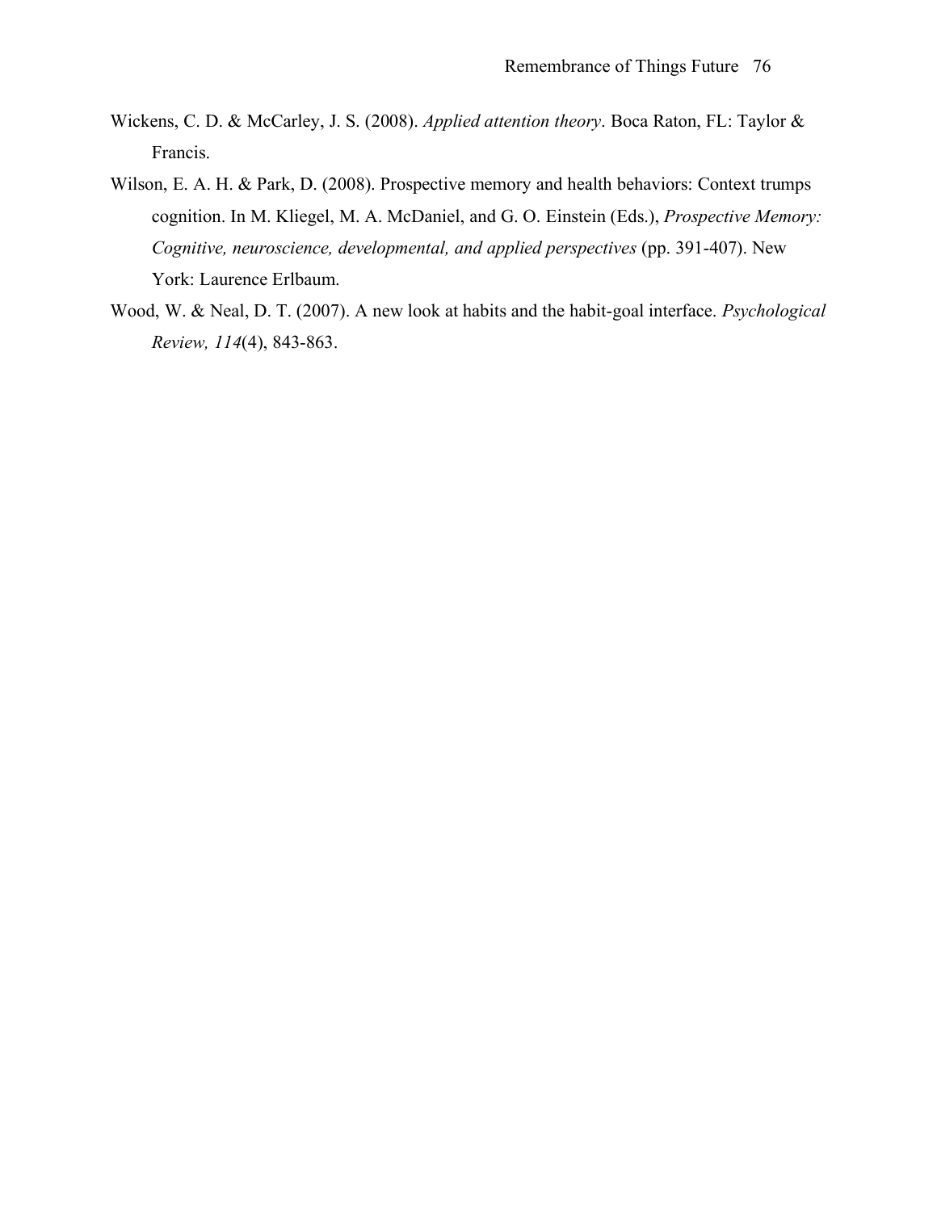Wickens, C. D. & McCarley, J. S. (2008). *Applied attention theory*. Boca Raton, FL: Taylor & Francis.

Wilson, E. A. H. & Park, D. (2008). Prospective memory and health behaviors: Context trumps cognition. In M. Kliegel, M. A. McDaniel, and G. O. Einstein (Eds.), *Prospective Memory: Cognitive, neuroscience, developmental, and applied perspectives* (pp. 391-407). New York: Laurence Erlbaum.

Wood, W. & Neal, D. T. (2007). A new look at habits and the habit-goal interface. *Psychological Review, 114*(4), 843-863.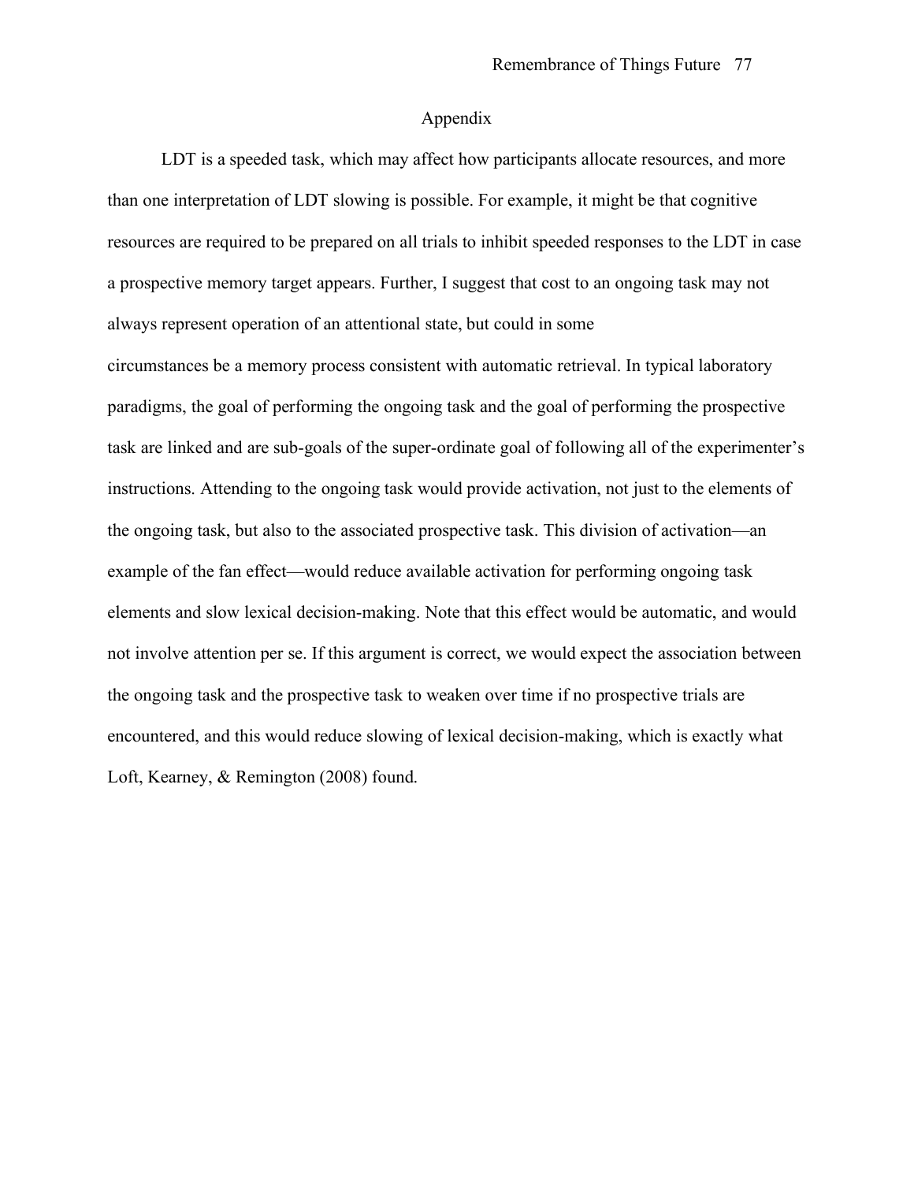# Appendix

LDT is a speeded task, which may affect how participants allocate resources, and more than one interpretation of LDT slowing is possible. For example, it might be that cognitive resources are required to be prepared on all trials to inhibit speeded responses to the LDT in case a prospective memory target appears. Further, I suggest that cost to an ongoing task may not always represent operation of an attentional state, but could in some circumstances be a memory process consistent with automatic retrieval. In typical laboratory paradigms, the goal of performing the ongoing task and the goal of performing the prospective task are linked and are sub-goals of the super-ordinate goal of following all of the experimenter's instructions. Attending to the ongoing task would provide activation, not just to the elements of the ongoing task, but also to the associated prospective task. This division of activation—an example of the fan effect—would reduce available activation for performing ongoing task elements and slow lexical decision-making. Note that this effect would be automatic, and would not involve attention per se. If this argument is correct, we would expect the association between the ongoing task and the prospective task to weaken over time if no prospective trials are encountered, and this would reduce slowing of lexical decision-making, which is exactly what Loft, Kearney, & Remington (2008) found.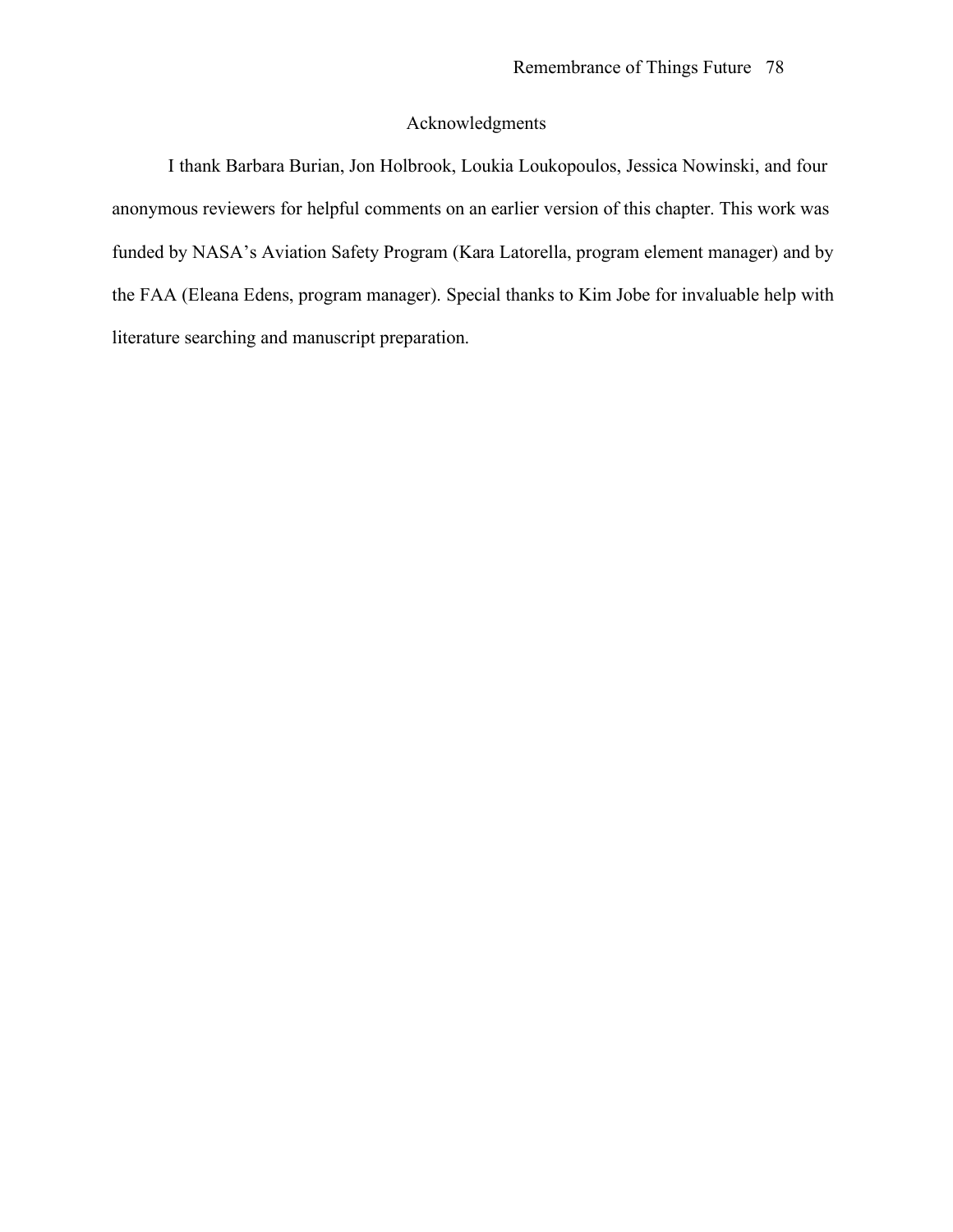## Acknowledgments

I thank Barbara Burian, Jon Holbrook, Loukia Loukopoulos, Jessica Nowinski, and four anonymous reviewers for helpful comments on an earlier version of this chapter. This work was funded by NASA's Aviation Safety Program (Kara Latorella, program element manager) and by the FAA (Eleana Edens, program manager). Special thanks to Kim Jobe for invaluable help with literature searching and manuscript preparation.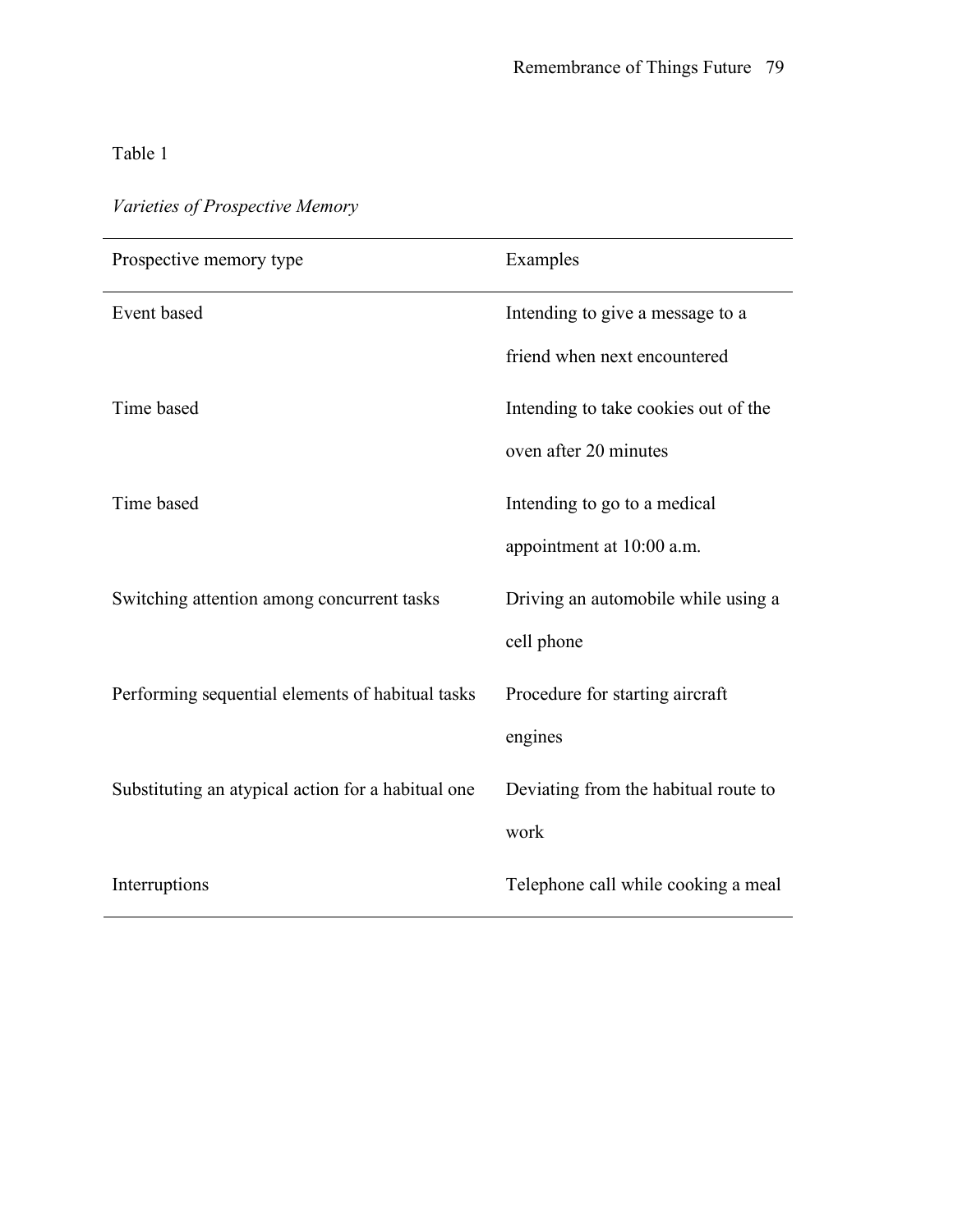Table 1

*Varieties of Prospective Memory*

| Prospective memory type | Examples |
| --- | --- |
| Event based | Intending to give a message to a friend when next encountered |
| Time based | Intending to take cookies out of the oven after 20 minutes |
| Time based | Intending to go to a medical appointment at 10:00 a.m. |
| Switching attention among concurrent tasks | Driving an automobile while using a cell phone |
| Performing sequential elements of habitual tasks | Procedure for starting aircraft engines |
| Substituting an atypical action for a habitual one | Deviating from the habitual route to work |
| Interruptions | Telephone call while cooking a meal |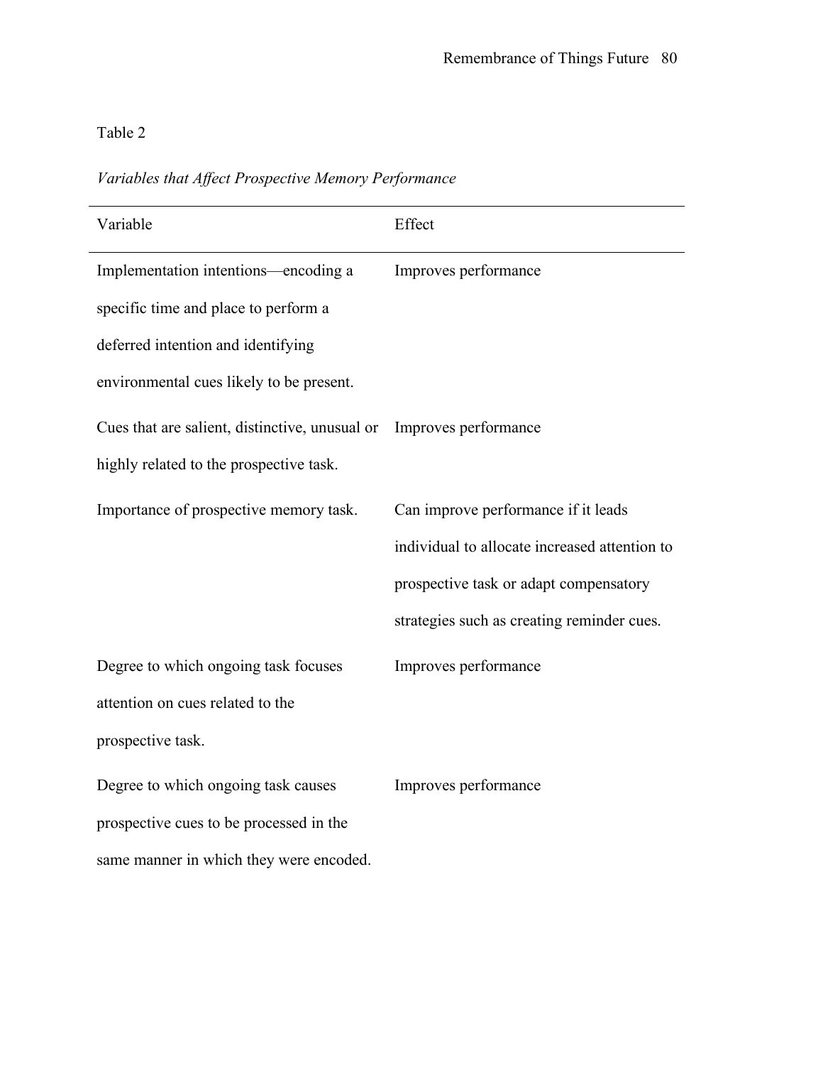Table 2

*Variables that Affect Prospective Memory Performance*

| Variable | Effect |
| --- | --- |
| Implementation intentions—encoding a specific time and place to perform a deferred intention and identifying environmental cues likely to be present. | Improves performance |
| Cues that are salient, distinctive, unusual or highly related to the prospective task. | Improves performance |
| Importance of prospective memory task. | Can improve performance if it leads individual to allocate increased attention to prospective task or adapt compensatory strategies such as creating reminder cues. |
| Degree to which ongoing task focuses attention on cues related to the prospective task. | Improves performance |
| Degree to which ongoing task causes prospective cues to be processed in the same manner in which they were encoded. | Improves performance |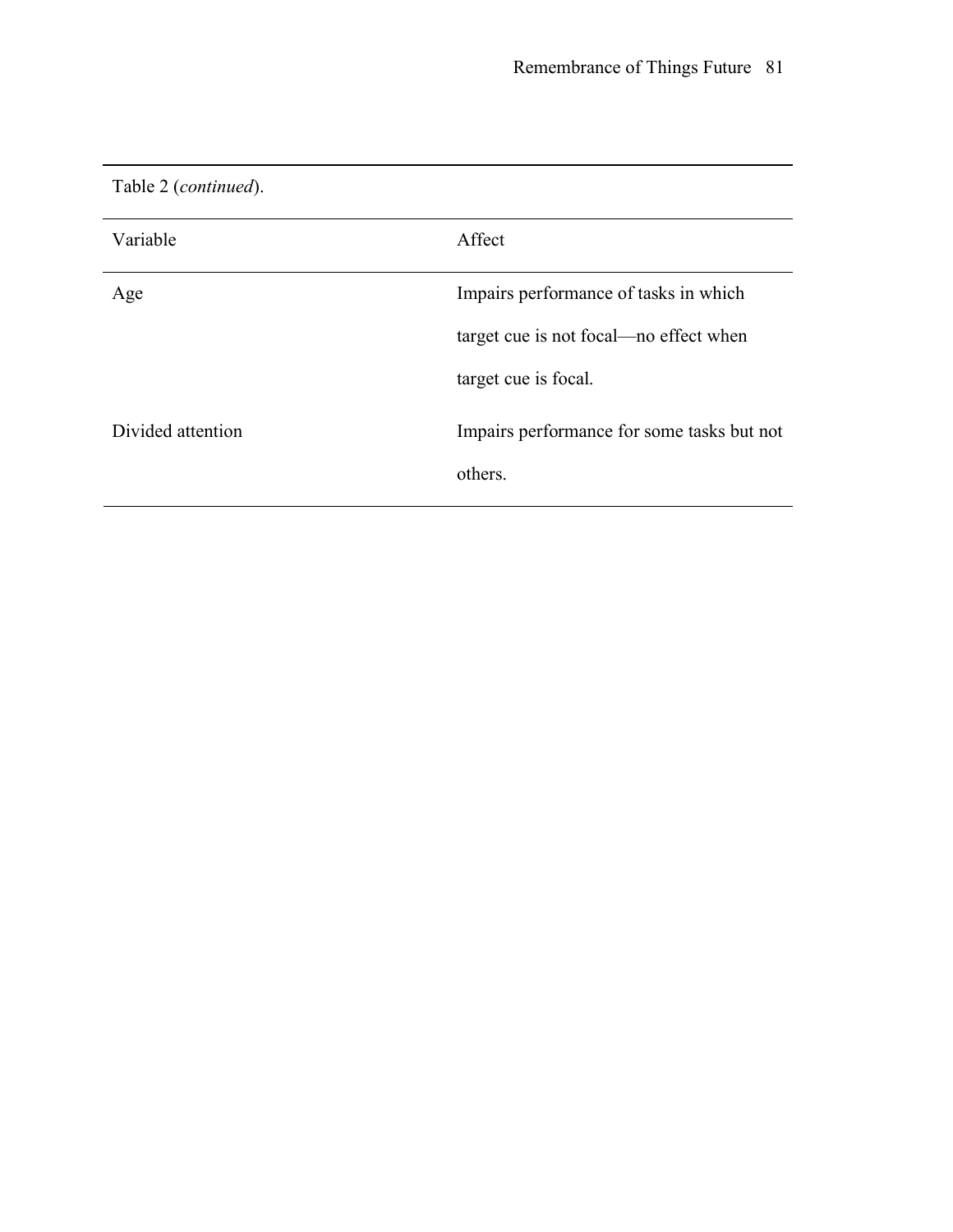Table 2 (*continued*).

| Variable | Affect |
|---|---|
| Age | Impairs performance of tasks in which target cue is not focal—no effect when target cue is focal. |
| Divided attention | Impairs performance for some tasks but not others. |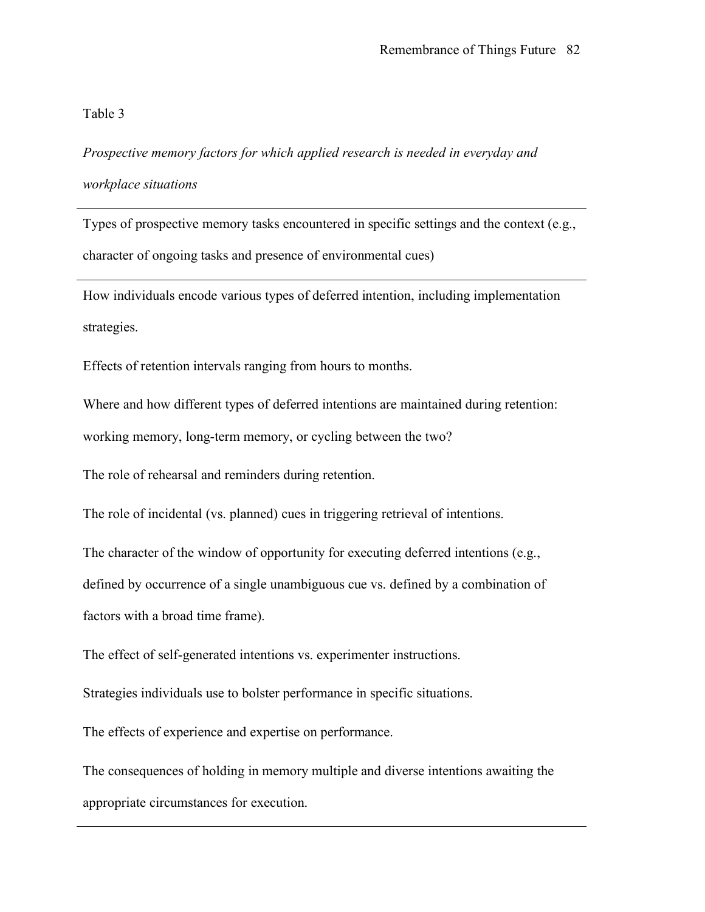Table 3

*Prospective memory factors for which applied research is needed in everyday and workplace situations*

| |
|---|
| Types of prospective memory tasks encountered in specific settings and the context (e.g., character of ongoing tasks and presence of environmental cues) |
| How individuals encode various types of deferred intention, including implementation strategies. |
| Effects of retention intervals ranging from hours to months. |
| Where and how different types of deferred intentions are maintained during retention: working memory, long-term memory, or cycling between the two? |
| The role of rehearsal and reminders during retention. |
| The role of incidental (vs. planned) cues in triggering retrieval of intentions. |
| The character of the window of opportunity for executing deferred intentions (e.g., defined by occurrence of a single unambiguous cue vs. defined by a combination of factors with a broad time frame). |
| The effect of self-generated intentions vs. experimenter instructions. |
| Strategies individuals use to bolster performance in specific situations. |
| The effects of experience and expertise on performance. |
| The consequences of holding in memory multiple and diverse intentions awaiting the appropriate circumstances for execution. |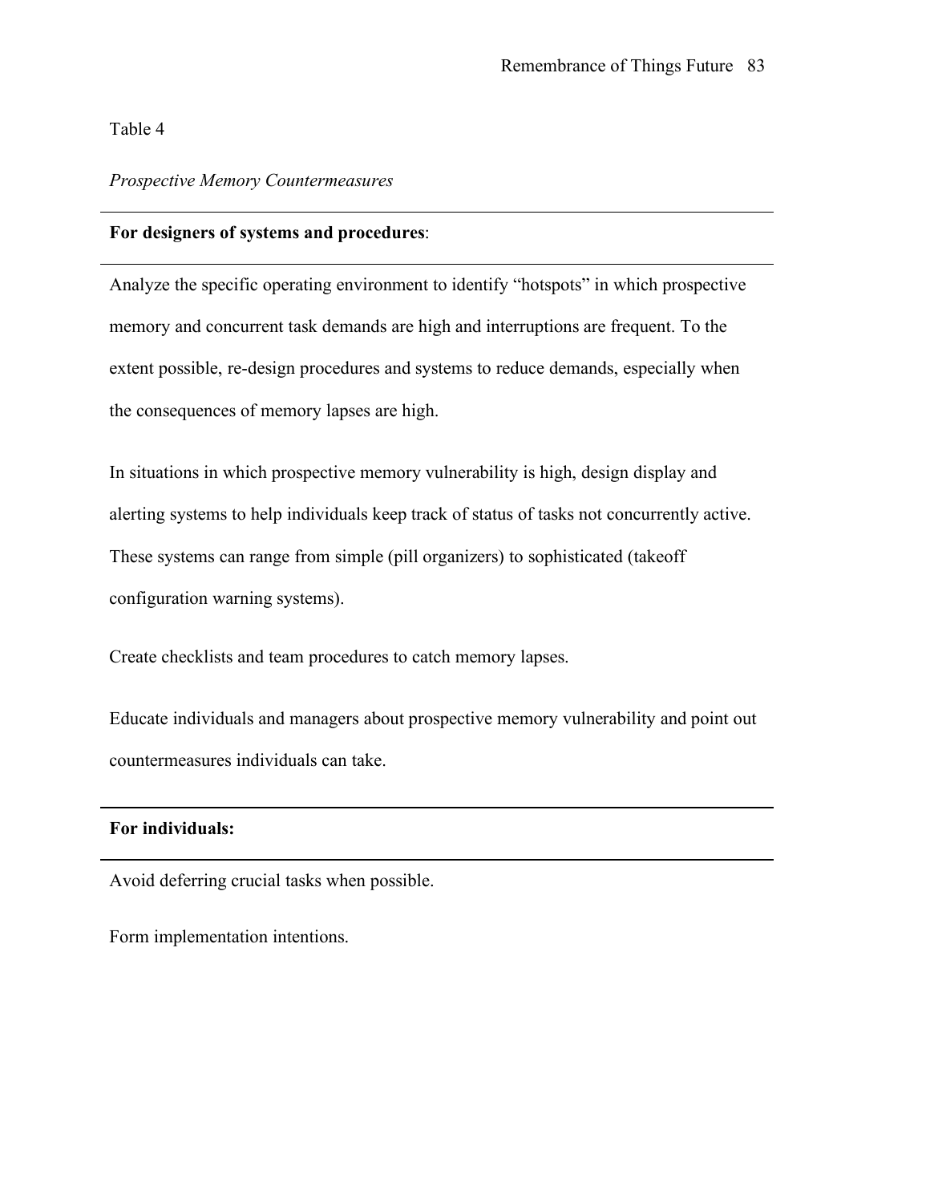Table 4

*Prospective Memory Countermeasures*

**For designers of systems and procedures**:

Analyze the specific operating environment to identify "hotspots" in which prospective memory and concurrent task demands are high and interruptions are frequent. To the extent possible, re-design procedures and systems to reduce demands, especially when the consequences of memory lapses are high.

In situations in which prospective memory vulnerability is high, design display and alerting systems to help individuals keep track of status of tasks not concurrently active. These systems can range from simple (pill organizers) to sophisticated (takeoff configuration warning systems).

Create checklists and team procedures to catch memory lapses.

Educate individuals and managers about prospective memory vulnerability and point out countermeasures individuals can take.

**For individuals:**

Avoid deferring crucial tasks when possible.

Form implementation intentions.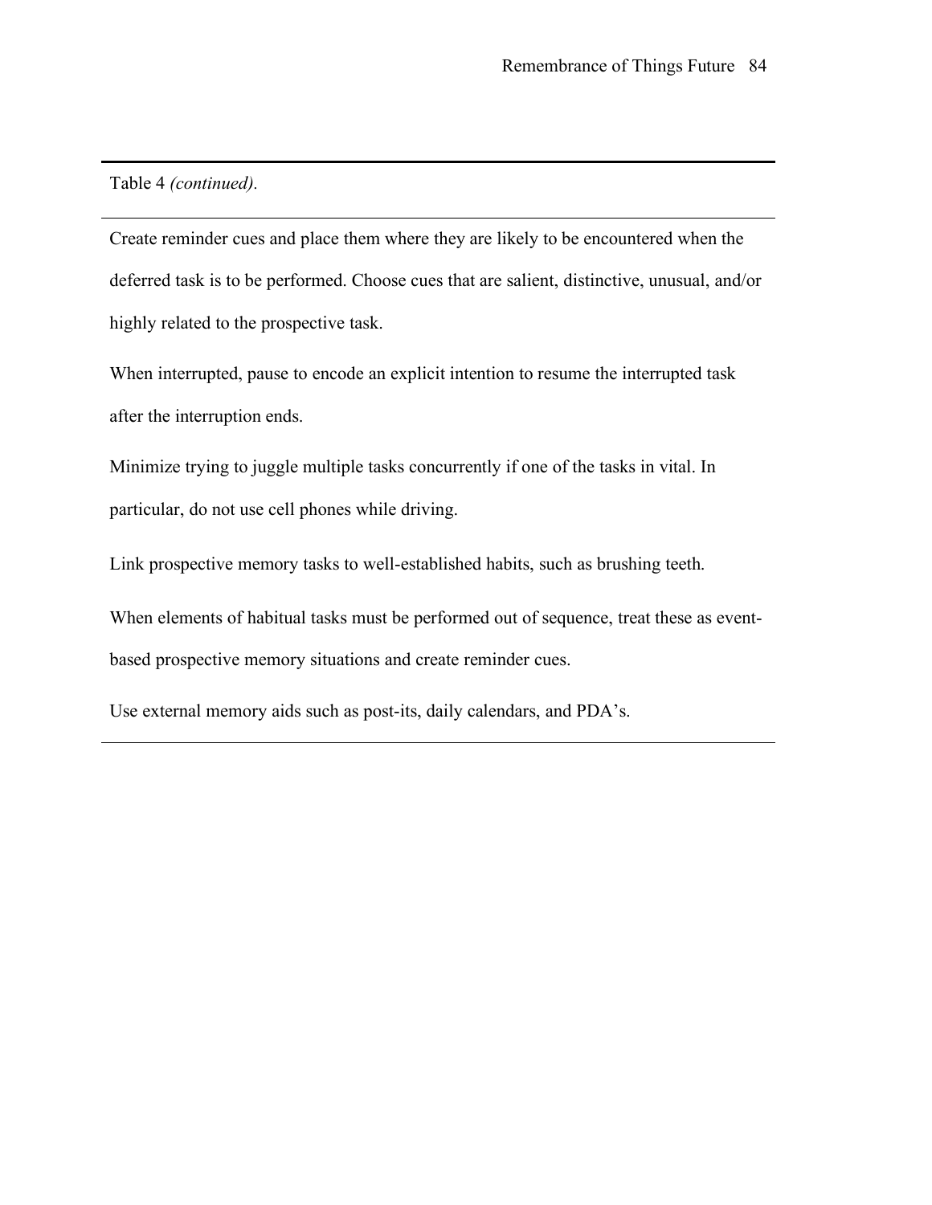Table 4 *(continued).*

Create reminder cues and place them where they are likely to be encountered when the deferred task is to be performed. Choose cues that are salient, distinctive, unusual, and/or highly related to the prospective task.

When interrupted, pause to encode an explicit intention to resume the interrupted task after the interruption ends.

Minimize trying to juggle multiple tasks concurrently if one of the tasks in vital. In particular, do not use cell phones while driving.

Link prospective memory tasks to well-established habits, such as brushing teeth.

When elements of habitual tasks must be performed out of sequence, treat these as event-based prospective memory situations and create reminder cues.

Use external memory aids such as post-its, daily calendars, and PDA's.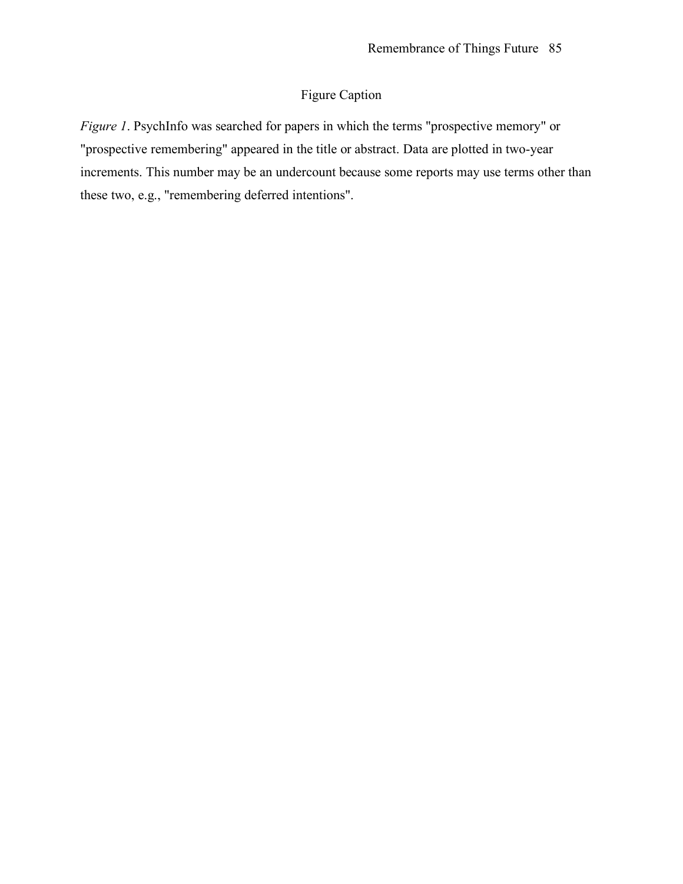## Figure Caption

*Figure 1*. PsychInfo was searched for papers in which the terms "prospective memory" or "prospective remembering" appeared in the title or abstract. Data are plotted in two-year increments. This number may be an undercount because some reports may use terms other than these two, e.g., "remembering deferred intentions".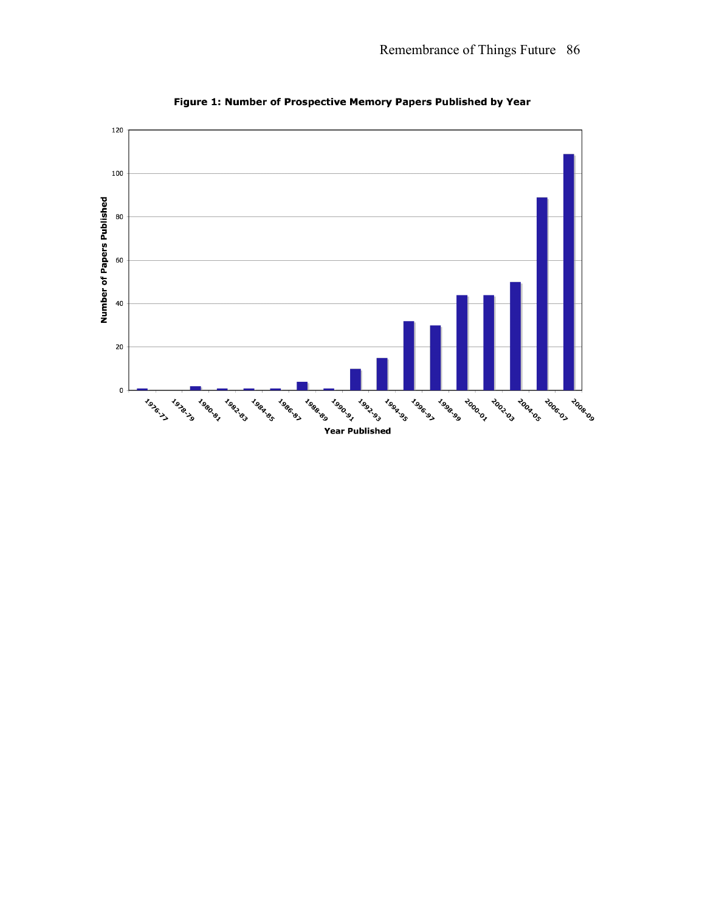**Figure 1: Number of Prospective Memory Papers Published by Year**

Number of Papers Published

120
100
80
60
40
20
0

1976-77
1978-79
1980-81
1982-83
1984-85
1986-87
1988-89
1990-91
1992-93
1994-95
1996-97
1998-99
2000-01
2002-03
2004-05
2006-07
2008-09

Year Published